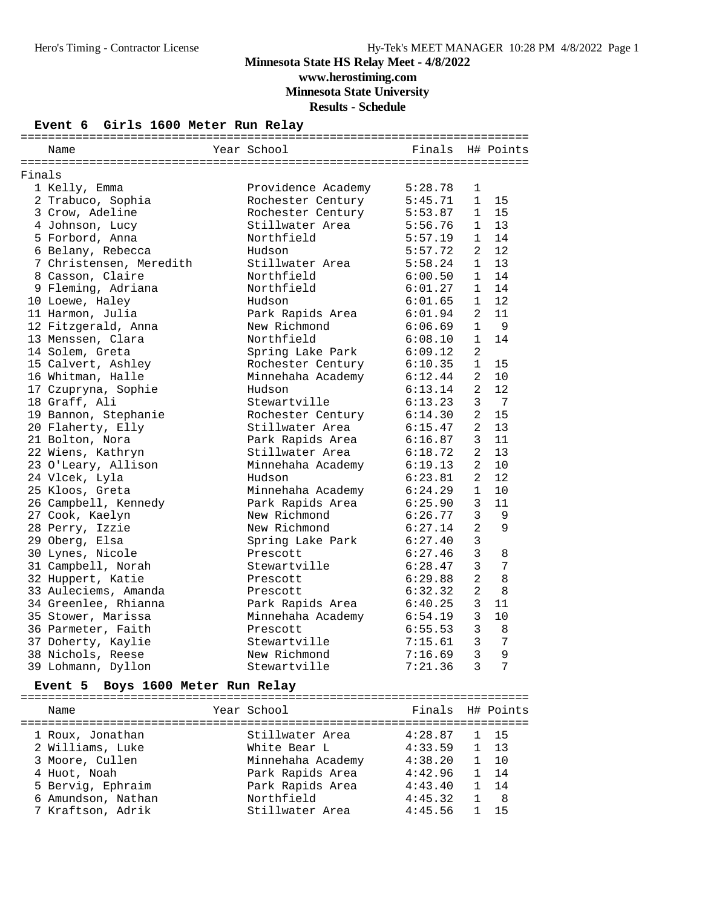# Minnesota State HS Relay Meet - 4/8/2022

**www.herostiming.com**

**Minnesota State University**

**Results - Schedule**

## Event 6 Girls 1600 Meter Run Relay

**Finals**

| | Name | Year | School | Finals | H# | Points |
|---|---|---|---|---|---|---|
| 1 | Kelly, Emma | | Providence Academy | 5:28.78 | 1 | |
| 2 | Trabuco, Sophia | | Rochester Century | 5:45.71 | 1 | 15 |
| 3 | Crow, Adeline | | Rochester Century | 5:53.87 | 1 | 15 |
| 4 | Johnson, Lucy | | Stillwater Area | 5:56.76 | 1 | 13 |
| 5 | Forbord, Anna | | Northfield | 5:57.19 | 1 | 14 |
| 6 | Belany, Rebecca | | Hudson | 5:57.72 | 2 | 12 |
| 7 | Christensen, Meredith | | Stillwater Area | 5:58.24 | 1 | 13 |
| 8 | Casson, Claire | | Northfield | 6:00.50 | 1 | 14 |
| 9 | Fleming, Adriana | | Northfield | 6:01.27 | 1 | 14 |
| 10 | Loewe, Haley | | Hudson | 6:01.65 | 1 | 12 |
| 11 | Harmon, Julia | | Park Rapids Area | 6:01.94 | 2 | 11 |
| 12 | Fitzgerald, Anna | | New Richmond | 6:06.69 | 1 | 9 |
| 13 | Menssen, Clara | | Northfield | 6:08.10 | 1 | 14 |
| 14 | Solem, Greta | | Spring Lake Park | 6:09.12 | 2 | |
| 15 | Calvert, Ashley | | Rochester Century | 6:10.35 | 1 | 15 |
| 16 | Whitman, Halle | | Minnehaha Academy | 6:12.44 | 2 | 10 |
| 17 | Czupryna, Sophie | | Hudson | 6:13.14 | 2 | 12 |
| 18 | Graff, Ali | | Stewartville | 6:13.23 | 3 | 7 |
| 19 | Bannon, Stephanie | | Rochester Century | 6:14.30 | 2 | 15 |
| 20 | Flaherty, Elly | | Stillwater Area | 6:15.47 | 2 | 13 |
| 21 | Bolton, Nora | | Park Rapids Area | 6:16.87 | 3 | 11 |
| 22 | Wiens, Kathryn | | Stillwater Area | 6:18.72 | 2 | 13 |
| 23 | O'Leary, Allison | | Minnehaha Academy | 6:19.13 | 2 | 10 |
| 24 | Vlcek, Lyla | | Hudson | 6:23.81 | 2 | 12 |
| 25 | Kloos, Greta | | Minnehaha Academy | 6:24.29 | 1 | 10 |
| 26 | Campbell, Kennedy | | Park Rapids Area | 6:25.90 | 3 | 11 |
| 27 | Cook, Kaelyn | | New Richmond | 6:26.77 | 3 | 9 |
| 28 | Perry, Izzie | | New Richmond | 6:27.14 | 2 | 9 |
| 29 | Oberg, Elsa | | Spring Lake Park | 6:27.40 | 3 | |
| 30 | Lynes, Nicole | | Prescott | 6:27.46 | 3 | 8 |
| 31 | Campbell, Norah | | Stewartville | 6:28.47 | 3 | 7 |
| 32 | Huppert, Katie | | Prescott | 6:29.88 | 2 | 8 |
| 33 | Auleciems, Amanda | | Prescott | 6:32.32 | 2 | 8 |
| 34 | Greenlee, Rhianna | | Park Rapids Area | 6:40.25 | 3 | 11 |
| 35 | Stower, Marissa | | Minnehaha Academy | 6:54.19 | 3 | 10 |
| 36 | Parmeter, Faith | | Prescott | 6:55.53 | 3 | 8 |
| 37 | Doherty, Kaylie | | Stewartville | 7:15.61 | 3 | 7 |
| 38 | Nichols, Reese | | New Richmond | 7:16.69 | 3 | 9 |
| 39 | Lohmann, Dyllon | | Stewartville | 7:21.36 | 3 | 7 |

## Event 5 Boys 1600 Meter Run Relay

| | Name | Year | School | Finals | H# | Points |
|---|---|---|---|---|---|---|
| 1 | Roux, Jonathan | | Stillwater Area | 4:28.87 | 1 | 15 |
| 2 | Williams, Luke | | White Bear L | 4:33.59 | 1 | 13 |
| 3 | Moore, Cullen | | Minnehaha Academy | 4:38.20 | 1 | 10 |
| 4 | Huot, Noah | | Park Rapids Area | 4:42.96 | 1 | 14 |
| 5 | Bervig, Ephraim | | Park Rapids Area | 4:43.40 | 1 | 14 |
| 6 | Amundson, Nathan | | Northfield | 4:45.32 | 1 | 8 |
| 7 | Kraftson, Adrik | | Stillwater Area | 4:45.56 | 1 | 15 |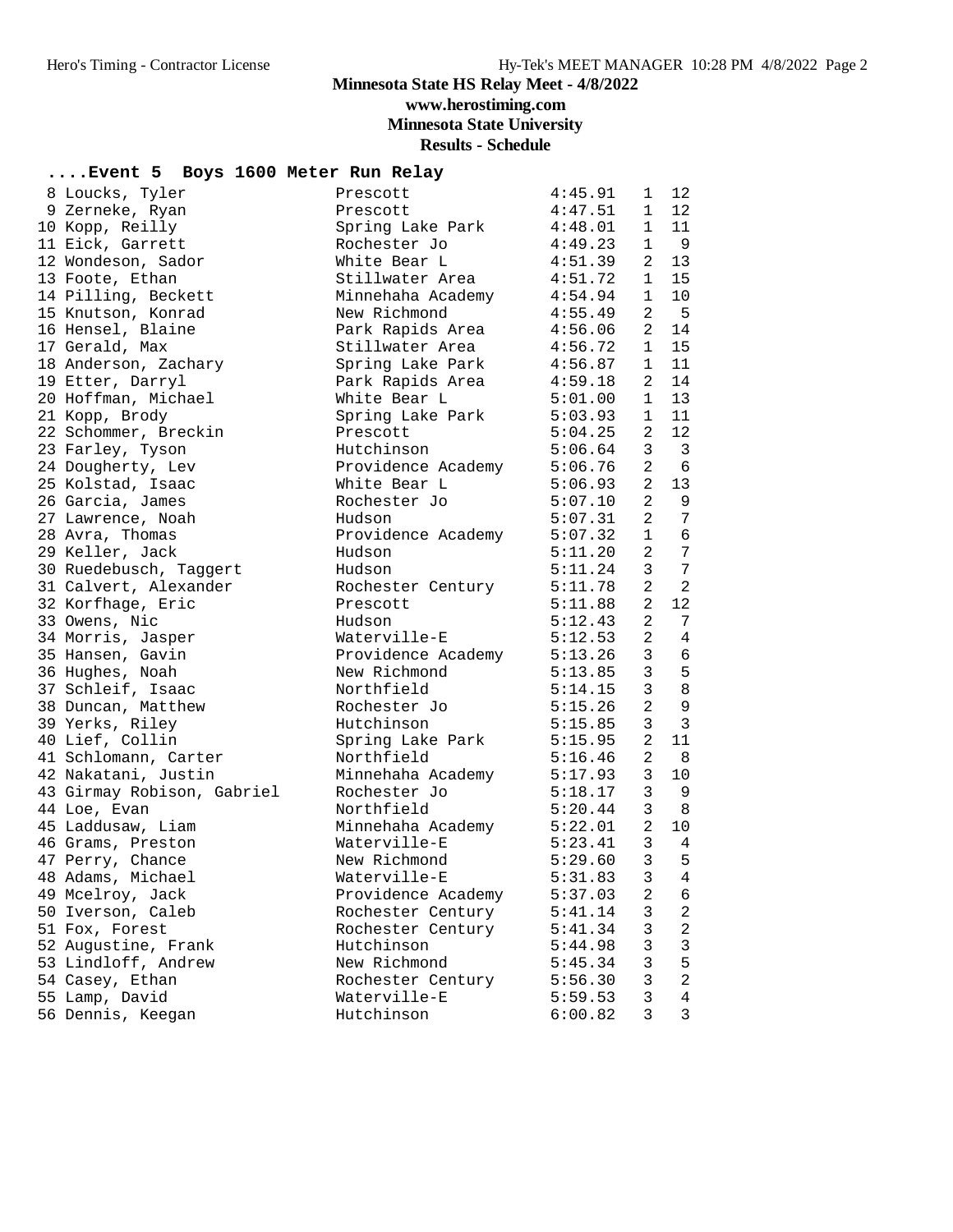# Minnesota State HS Relay Meet - 4/8/2022

**www.herostiming.com**

**Minnesota State University**

**Results - Schedule**

## ....Event 5 Boys 1600 Meter Run Relay

| Place | Name | School | Time | Heat | Team # |
|---|---|---|---|---|---|
| 8 | Loucks, Tyler | Prescott | 4:45.91 | 1 | 12 |
| 9 | Zerneke, Ryan | Prescott | 4:47.51 | 1 | 12 |
| 10 | Kopp, Reilly | Spring Lake Park | 4:48.01 | 1 | 11 |
| 11 | Eick, Garrett | Rochester Jo | 4:49.23 | 1 | 9 |
| 12 | Wondeson, Sador | White Bear L | 4:51.39 | 2 | 13 |
| 13 | Foote, Ethan | Stillwater Area | 4:51.72 | 1 | 15 |
| 14 | Pilling, Beckett | Minnehaha Academy | 4:54.94 | 1 | 10 |
| 15 | Knutson, Konrad | New Richmond | 4:55.49 | 2 | 5 |
| 16 | Hensel, Blaine | Park Rapids Area | 4:56.06 | 2 | 14 |
| 17 | Gerald, Max | Stillwater Area | 4:56.72 | 1 | 15 |
| 18 | Anderson, Zachary | Spring Lake Park | 4:56.87 | 1 | 11 |
| 19 | Etter, Darryl | Park Rapids Area | 4:59.18 | 2 | 14 |
| 20 | Hoffman, Michael | White Bear L | 5:01.00 | 1 | 13 |
| 21 | Kopp, Brody | Spring Lake Park | 5:03.93 | 1 | 11 |
| 22 | Schommer, Breckin | Prescott | 5:04.25 | 2 | 12 |
| 23 | Farley, Tyson | Hutchinson | 5:06.64 | 3 | 3 |
| 24 | Dougherty, Lev | Providence Academy | 5:06.76 | 2 | 6 |
| 25 | Kolstad, Isaac | White Bear L | 5:06.93 | 2 | 13 |
| 26 | Garcia, James | Rochester Jo | 5:07.10 | 2 | 9 |
| 27 | Lawrence, Noah | Hudson | 5:07.31 | 2 | 7 |
| 28 | Avra, Thomas | Providence Academy | 5:07.32 | 1 | 6 |
| 29 | Keller, Jack | Hudson | 5:11.20 | 2 | 7 |
| 30 | Ruedebusch, Taggert | Hudson | 5:11.24 | 3 | 7 |
| 31 | Calvert, Alexander | Rochester Century | 5:11.78 | 2 | 2 |
| 32 | Korfhage, Eric | Prescott | 5:11.88 | 2 | 12 |
| 33 | Owens, Nic | Hudson | 5:12.43 | 2 | 7 |
| 34 | Morris, Jasper | Waterville-E | 5:12.53 | 2 | 4 |
| 35 | Hansen, Gavin | Providence Academy | 5:13.26 | 3 | 6 |
| 36 | Hughes, Noah | New Richmond | 5:13.85 | 3 | 5 |
| 37 | Schleif, Isaac | Northfield | 5:14.15 | 3 | 8 |
| 38 | Duncan, Matthew | Rochester Jo | 5:15.26 | 2 | 9 |
| 39 | Yerks, Riley | Hutchinson | 5:15.85 | 3 | 3 |
| 40 | Lief, Collin | Spring Lake Park | 5:15.95 | 2 | 11 |
| 41 | Schlomann, Carter | Northfield | 5:16.46 | 2 | 8 |
| 42 | Nakatani, Justin | Minnehaha Academy | 5:17.93 | 3 | 10 |
| 43 | Girmay Robison, Gabriel | Rochester Jo | 5:18.17 | 3 | 9 |
| 44 | Loe, Evan | Northfield | 5:20.44 | 3 | 8 |
| 45 | Laddusaw, Liam | Minnehaha Academy | 5:22.01 | 2 | 10 |
| 46 | Grams, Preston | Waterville-E | 5:23.41 | 3 | 4 |
| 47 | Perry, Chance | New Richmond | 5:29.60 | 3 | 5 |
| 48 | Adams, Michael | Waterville-E | 5:31.83 | 3 | 4 |
| 49 | Mcelroy, Jack | Providence Academy | 5:37.03 | 2 | 6 |
| 50 | Iverson, Caleb | Rochester Century | 5:41.14 | 3 | 2 |
| 51 | Fox, Forest | Rochester Century | 5:41.34 | 3 | 2 |
| 52 | Augustine, Frank | Hutchinson | 5:44.98 | 3 | 3 |
| 53 | Lindloff, Andrew | New Richmond | 5:45.34 | 3 | 5 |
| 54 | Casey, Ethan | Rochester Century | 5:56.30 | 3 | 2 |
| 55 | Lamp, David | Waterville-E | 5:59.53 | 3 | 4 |
| 56 | Dennis, Keegan | Hutchinson | 6:00.82 | 3 | 3 |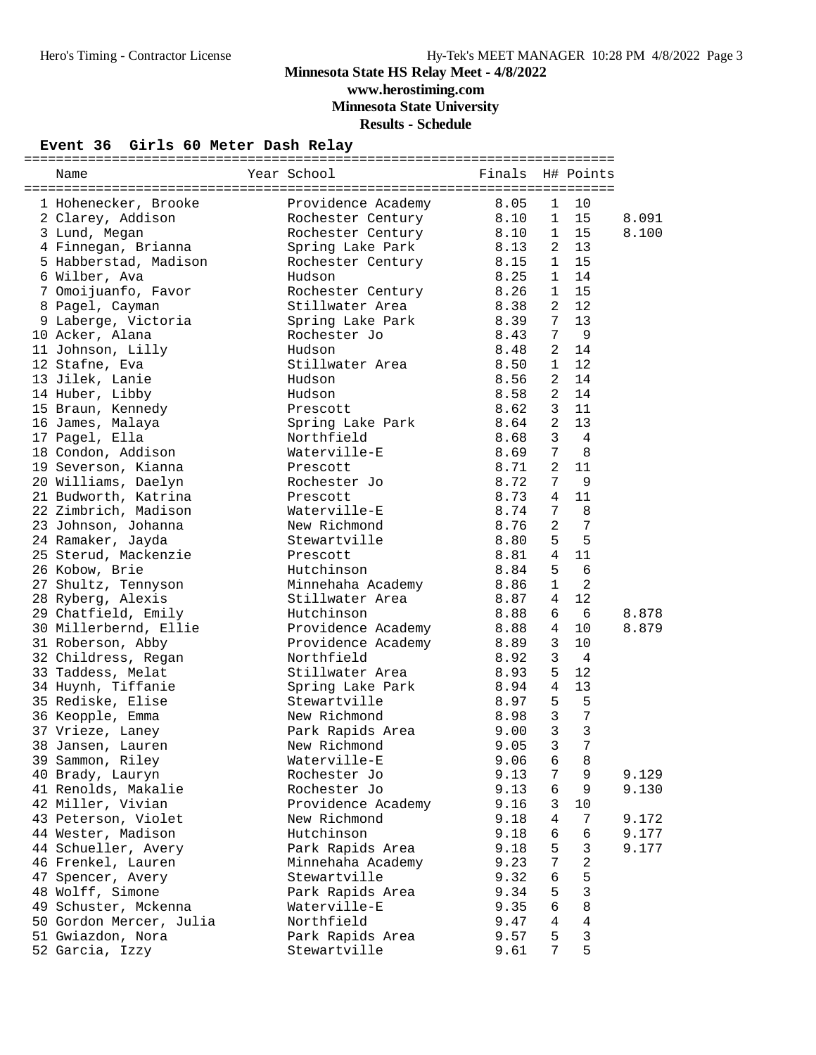## Minnesota State HS Relay Meet - 4/8/2022

### www.herostiming.com

### Minnesota State University

### Results - Schedule

#### Event 36 Girls 60 Meter Dash Relay

| | Name | Year | School | Finals | H# | Points | |
|---|---|---|---|---|---|---|---|
| 1 | Hohenecker, Brooke | | Providence Academy | 8.05 | 1 | 10 | |
| 2 | Clarey, Addison | | Rochester Century | 8.10 | 1 | 15 | 8.091 |
| 3 | Lund, Megan | | Rochester Century | 8.10 | 1 | 15 | 8.100 |
| 4 | Finnegan, Brianna | | Spring Lake Park | 8.13 | 2 | 13 | |
| 5 | Habberstad, Madison | | Rochester Century | 8.15 | 1 | 15 | |
| 6 | Wilber, Ava | | Hudson | 8.25 | 1 | 14 | |
| 7 | Omoijuanfo, Favor | | Rochester Century | 8.26 | 1 | 15 | |
| 8 | Pagel, Cayman | | Stillwater Area | 8.38 | 2 | 12 | |
| 9 | Laberge, Victoria | | Spring Lake Park | 8.39 | 7 | 13 | |
| 10 | Acker, Alana | | Rochester Jo | 8.43 | 7 | 9 | |
| 11 | Johnson, Lilly | | Hudson | 8.48 | 2 | 14 | |
| 12 | Stafne, Eva | | Stillwater Area | 8.50 | 1 | 12 | |
| 13 | Jilek, Lanie | | Hudson | 8.56 | 2 | 14 | |
| 14 | Huber, Libby | | Hudson | 8.58 | 2 | 14 | |
| 15 | Braun, Kennedy | | Prescott | 8.62 | 3 | 11 | |
| 16 | James, Malaya | | Spring Lake Park | 8.64 | 2 | 13 | |
| 17 | Pagel, Ella | | Northfield | 8.68 | 3 | 4 | |
| 18 | Condon, Addison | | Waterville-E | 8.69 | 7 | 8 | |
| 19 | Severson, Kianna | | Prescott | 8.71 | 2 | 11 | |
| 20 | Williams, Daelyn | | Rochester Jo | 8.72 | 7 | 9 | |
| 21 | Budworth, Katrina | | Prescott | 8.73 | 4 | 11 | |
| 22 | Zimbrich, Madison | | Waterville-E | 8.74 | 7 | 8 | |
| 23 | Johnson, Johanna | | New Richmond | 8.76 | 2 | 7 | |
| 24 | Ramaker, Jayda | | Stewartville | 8.80 | 5 | 5 | |
| 25 | Sterud, Mackenzie | | Prescott | 8.81 | 4 | 11 | |
| 26 | Kobow, Brie | | Hutchinson | 8.84 | 5 | 6 | |
| 27 | Shultz, Tennyson | | Minnehaha Academy | 8.86 | 1 | 2 | |
| 28 | Ryberg, Alexis | | Stillwater Area | 8.87 | 4 | 12 | |
| 29 | Chatfield, Emily | | Hutchinson | 8.88 | 6 | 6 | 8.878 |
| 30 | Millerbernd, Ellie | | Providence Academy | 8.88 | 4 | 10 | 8.879 |
| 31 | Roberson, Abby | | Providence Academy | 8.89 | 3 | 10 | |
| 32 | Childress, Regan | | Northfield | 8.92 | 3 | 4 | |
| 33 | Taddess, Melat | | Stillwater Area | 8.93 | 5 | 12 | |
| 34 | Huynh, Tiffanie | | Spring Lake Park | 8.94 | 4 | 13 | |
| 35 | Rediske, Elise | | Stewartville | 8.97 | 5 | 5 | |
| 36 | Keopple, Emma | | New Richmond | 8.98 | 3 | 7 | |
| 37 | Vrieze, Laney | | Park Rapids Area | 9.00 | 3 | 3 | |
| 38 | Jansen, Lauren | | New Richmond | 9.05 | 3 | 7 | |
| 39 | Sammon, Riley | | Waterville-E | 9.06 | 6 | 8 | |
| 40 | Brady, Lauryn | | Rochester Jo | 9.13 | 7 | 9 | 9.129 |
| 41 | Renolds, Makalie | | Rochester Jo | 9.13 | 6 | 9 | 9.130 |
| 42 | Miller, Vivian | | Providence Academy | 9.16 | 3 | 10 | |
| 43 | Peterson, Violet | | New Richmond | 9.18 | 4 | 7 | 9.172 |
| 44 | Wester, Madison | | Hutchinson | 9.18 | 6 | 6 | 9.177 |
| 44 | Schueller, Avery | | Park Rapids Area | 9.18 | 5 | 3 | 9.177 |
| 46 | Frenkel, Lauren | | Minnehaha Academy | 9.23 | 7 | 2 | |
| 47 | Spencer, Avery | | Stewartville | 9.32 | 6 | 5 | |
| 48 | Wolff, Simone | | Park Rapids Area | 9.34 | 5 | 3 | |
| 49 | Schuster, Mckenna | | Waterville-E | 9.35 | 6 | 8 | |
| 50 | Gordon Mercer, Julia | | Northfield | 9.47 | 4 | 4 | |
| 51 | Gwiazdon, Nora | | Park Rapids Area | 9.57 | 5 | 3 | |
| 52 | Garcia, Izzy | | Stewartville | 9.61 | 7 | 5 | |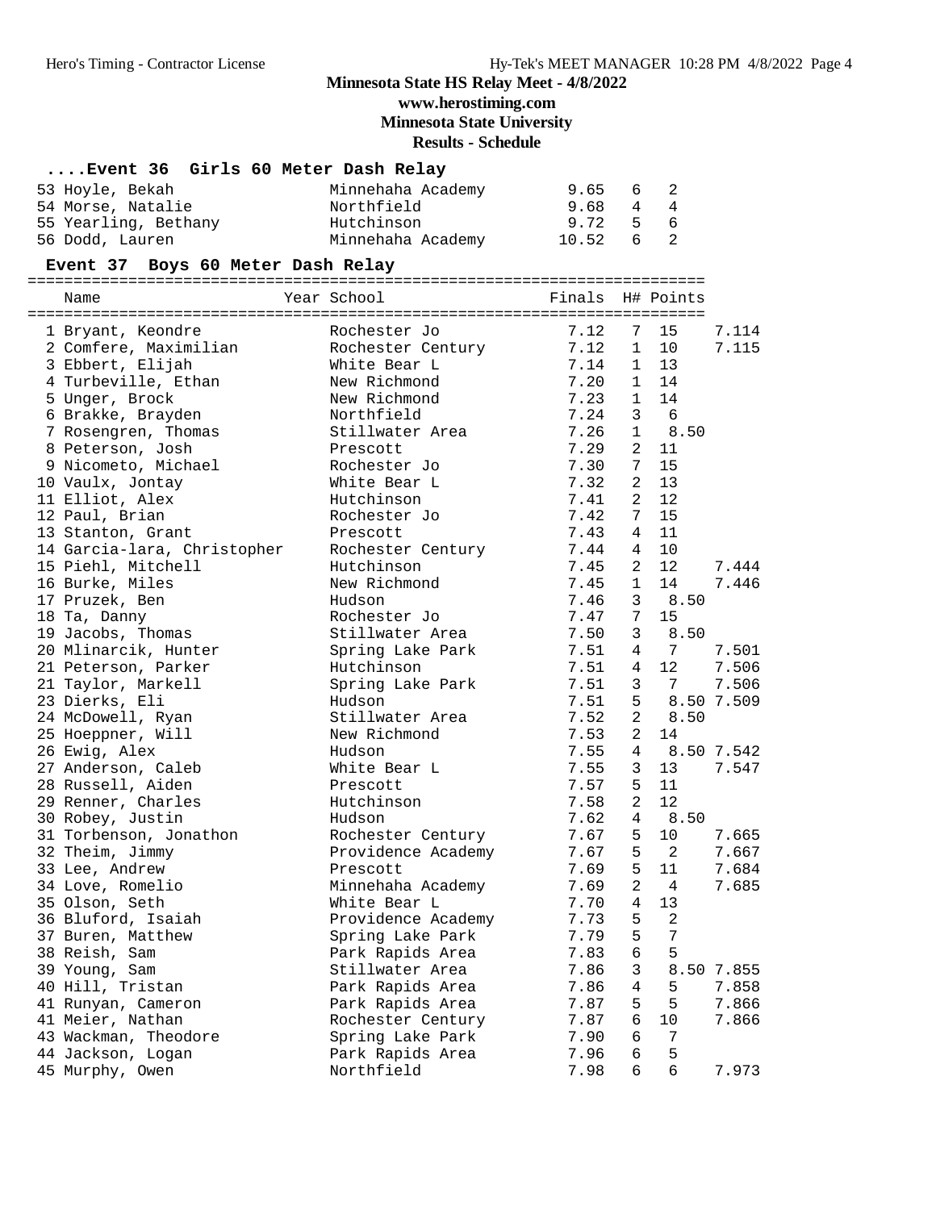# Minnesota State HS Relay Meet - 4/8/2022

www.herostiming.com

Minnesota State University

Results - Schedule

### ....Event 36 Girls 60 Meter Dash Relay

| Name | Year School | Finals | H# | Points | |
|---|---|---|---|---|---|
| 53 Hoyle, Bekah | Minnehaha Academy | 9.65 | 6 | 2 | |
| 54 Morse, Natalie | Northfield | 9.68 | 4 | 4 | |
| 55 Yearling, Bethany | Hutchinson | 9.72 | 5 | 6 | |
| 56 Dodd, Lauren | Minnehaha Academy | 10.52 | 6 | 2 | |

### Event 37 Boys 60 Meter Dash Relay

| Name | Year School | Finals | H# | Points | |
|---|---|---|---|---|---|
| 1 Bryant, Keondre | Rochester Jo | 7.12 | 7 | 15 | 7.114 |
| 2 Comfere, Maximilian | Rochester Century | 7.12 | 1 | 10 | 7.115 |
| 3 Ebbert, Elijah | White Bear L | 7.14 | 1 | 13 | |
| 4 Turbeville, Ethan | New Richmond | 7.20 | 1 | 14 | |
| 5 Unger, Brock | New Richmond | 7.23 | 1 | 14 | |
| 6 Brakke, Brayden | Northfield | 7.24 | 3 | 6 | |
| 7 Rosengren, Thomas | Stillwater Area | 7.26 | 1 | 8.50 | |
| 8 Peterson, Josh | Prescott | 7.29 | 2 | 11 | |
| 9 Nicometo, Michael | Rochester Jo | 7.30 | 7 | 15 | |
| 10 Vaulx, Jontay | White Bear L | 7.32 | 2 | 13 | |
| 11 Elliot, Alex | Hutchinson | 7.41 | 2 | 12 | |
| 12 Paul, Brian | Rochester Jo | 7.42 | 7 | 15 | |
| 13 Stanton, Grant | Prescott | 7.43 | 4 | 11 | |
| 14 Garcia-lara, Christopher | Rochester Century | 7.44 | 4 | 10 | |
| 15 Piehl, Mitchell | Hutchinson | 7.45 | 2 | 12 | 7.444 |
| 16 Burke, Miles | New Richmond | 7.45 | 1 | 14 | 7.446 |
| 17 Pruzek, Ben | Hudson | 7.46 | 3 | 8.50 | |
| 18 Ta, Danny | Rochester Jo | 7.47 | 7 | 15 | |
| 19 Jacobs, Thomas | Stillwater Area | 7.50 | 3 | 8.50 | |
| 20 Mlinarcik, Hunter | Spring Lake Park | 7.51 | 4 | 7 | 7.501 |
| 21 Peterson, Parker | Hutchinson | 7.51 | 4 | 12 | 7.506 |
| 21 Taylor, Markell | Spring Lake Park | 7.51 | 3 | 7 | 7.506 |
| 23 Dierks, Eli | Hudson | 7.51 | 5 | 8.50 | 7.509 |
| 24 McDowell, Ryan | Stillwater Area | 7.52 | 2 | 8.50 | |
| 25 Hoeppner, Will | New Richmond | 7.53 | 2 | 14 | |
| 26 Ewig, Alex | Hudson | 7.55 | 4 | 8.50 | 7.542 |
| 27 Anderson, Caleb | White Bear L | 7.55 | 3 | 13 | 7.547 |
| 28 Russell, Aiden | Prescott | 7.57 | 5 | 11 | |
| 29 Renner, Charles | Hutchinson | 7.58 | 2 | 12 | |
| 30 Robey, Justin | Hudson | 7.62 | 4 | 8.50 | |
| 31 Torbenson, Jonathon | Rochester Century | 7.67 | 5 | 10 | 7.665 |
| 32 Theim, Jimmy | Providence Academy | 7.67 | 5 | 2 | 7.667 |
| 33 Lee, Andrew | Prescott | 7.69 | 5 | 11 | 7.684 |
| 34 Love, Romelio | Minnehaha Academy | 7.69 | 2 | 4 | 7.685 |
| 35 Olson, Seth | White Bear L | 7.70 | 4 | 13 | |
| 36 Bluford, Isaiah | Providence Academy | 7.73 | 5 | 2 | |
| 37 Buren, Matthew | Spring Lake Park | 7.79 | 5 | 7 | |
| 38 Reish, Sam | Park Rapids Area | 7.83 | 6 | 5 | |
| 39 Young, Sam | Stillwater Area | 7.86 | 3 | 8.50 | 7.855 |
| 40 Hill, Tristan | Park Rapids Area | 7.86 | 4 | 5 | 7.858 |
| 41 Runyan, Cameron | Park Rapids Area | 7.87 | 5 | 5 | 7.866 |
| 41 Meier, Nathan | Rochester Century | 7.87 | 6 | 10 | 7.866 |
| 43 Wackman, Theodore | Spring Lake Park | 7.90 | 6 | 7 | |
| 44 Jackson, Logan | Park Rapids Area | 7.96 | 6 | 5 | |
| 45 Murphy, Owen | Northfield | 7.98 | 6 | 6 | 7.973 |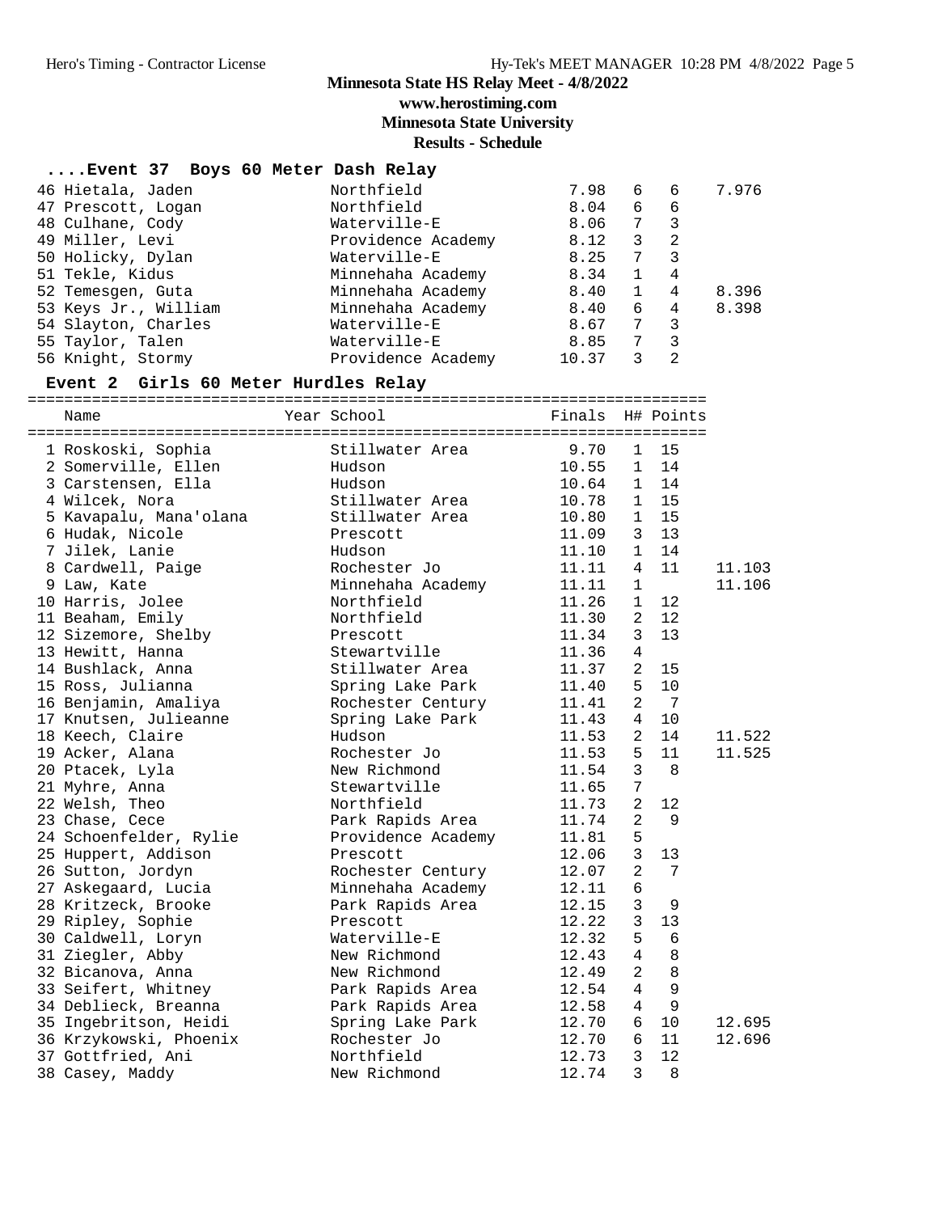## Minnesota State HS Relay Meet - 4/8/2022

**www.herostiming.com**

**Minnesota State University**

**Results - Schedule**

### ....Event 37 Boys 60 Meter Dash Relay

| Place | Name | Year | School | Finals | H# | Points | |
|---|---|---|---|---|---|---|---|
| 46 | Hietala, Jaden | | Northfield | 7.98 | 6 | 6 | 7.976 |
| 47 | Prescott, Logan | | Northfield | 8.04 | 6 | 6 | |
| 48 | Culhane, Cody | | Waterville-E | 8.06 | 7 | 3 | |
| 49 | Miller, Levi | | Providence Academy | 8.12 | 3 | 2 | |
| 50 | Holicky, Dylan | | Waterville-E | 8.25 | 7 | 3 | |
| 51 | Tekle, Kidus | | Minnehaha Academy | 8.34 | 1 | 4 | |
| 52 | Temesgen, Guta | | Minnehaha Academy | 8.40 | 1 | 4 | 8.396 |
| 53 | Keys Jr., William | | Minnehaha Academy | 8.40 | 6 | 4 | 8.398 |
| 54 | Slayton, Charles | | Waterville-E | 8.67 | 7 | 3 | |
| 55 | Taylor, Talen | | Waterville-E | 8.85 | 7 | 3 | |
| 56 | Knight, Stormy | | Providence Academy | 10.37 | 3 | 2 | |

### Event 2 Girls 60 Meter Hurdles Relay

| Place | Name | Year | School | Finals | H# | Points | |
|---|---|---|---|---|---|---|---|
| 1 | Roskoski, Sophia | | Stillwater Area | 9.70 | 1 | 15 | |
| 2 | Somerville, Ellen | | Hudson | 10.55 | 1 | 14 | |
| 3 | Carstensen, Ella | | Hudson | 10.64 | 1 | 14 | |
| 4 | Wilcek, Nora | | Stillwater Area | 10.78 | 1 | 15 | |
| 5 | Kavapalu, Mana'olana | | Stillwater Area | 10.80 | 1 | 15 | |
| 6 | Hudak, Nicole | | Prescott | 11.09 | 3 | 13 | |
| 7 | Jilek, Lanie | | Hudson | 11.10 | 1 | 14 | |
| 8 | Cardwell, Paige | | Rochester Jo | 11.11 | 4 | 11 | 11.103 |
| 9 | Law, Kate | | Minnehaha Academy | 11.11 | 1 | | 11.106 |
| 10 | Harris, Jolee | | Northfield | 11.26 | 1 | 12 | |
| 11 | Beaham, Emily | | Northfield | 11.30 | 2 | 12 | |
| 12 | Sizemore, Shelby | | Prescott | 11.34 | 3 | 13 | |
| 13 | Hewitt, Hanna | | Stewartville | 11.36 | 4 | | |
| 14 | Bushlack, Anna | | Stillwater Area | 11.37 | 2 | 15 | |
| 15 | Ross, Julianna | | Spring Lake Park | 11.40 | 5 | 10 | |
| 16 | Benjamin, Amaliya | | Rochester Century | 11.41 | 2 | 7 | |
| 17 | Knutsen, Julieanne | | Spring Lake Park | 11.43 | 4 | 10 | |
| 18 | Keech, Claire | | Hudson | 11.53 | 2 | 14 | 11.522 |
| 19 | Acker, Alana | | Rochester Jo | 11.53 | 5 | 11 | 11.525 |
| 20 | Ptacek, Lyla | | New Richmond | 11.54 | 3 | 8 | |
| 21 | Myhre, Anna | | Stewartville | 11.65 | 7 | | |
| 22 | Welsh, Theo | | Northfield | 11.73 | 2 | 12 | |
| 23 | Chase, Cece | | Park Rapids Area | 11.74 | 2 | 9 | |
| 24 | Schoenfelder, Rylie | | Providence Academy | 11.81 | 5 | | |
| 25 | Huppert, Addison | | Prescott | 12.06 | 3 | 13 | |
| 26 | Sutton, Jordyn | | Rochester Century | 12.07 | 2 | 7 | |
| 27 | Askegaard, Lucia | | Minnehaha Academy | 12.11 | 6 | | |
| 28 | Kritzeck, Brooke | | Park Rapids Area | 12.15 | 3 | 9 | |
| 29 | Ripley, Sophie | | Prescott | 12.22 | 3 | 13 | |
| 30 | Caldwell, Loryn | | Waterville-E | 12.32 | 5 | 6 | |
| 31 | Ziegler, Abby | | New Richmond | 12.43 | 4 | 8 | |
| 32 | Bicanova, Anna | | New Richmond | 12.49 | 2 | 8 | |
| 33 | Seifert, Whitney | | Park Rapids Area | 12.54 | 4 | 9 | |
| 34 | Deblieck, Breanna | | Park Rapids Area | 12.58 | 4 | 9 | |
| 35 | Ingebritson, Heidi | | Spring Lake Park | 12.70 | 6 | 10 | 12.695 |
| 36 | Krzykowski, Phoenix | | Rochester Jo | 12.70 | 6 | 11 | 12.696 |
| 37 | Gottfried, Ani | | Northfield | 12.73 | 3 | 12 | |
| 38 | Casey, Maddy | | New Richmond | 12.74 | 3 | 8 | |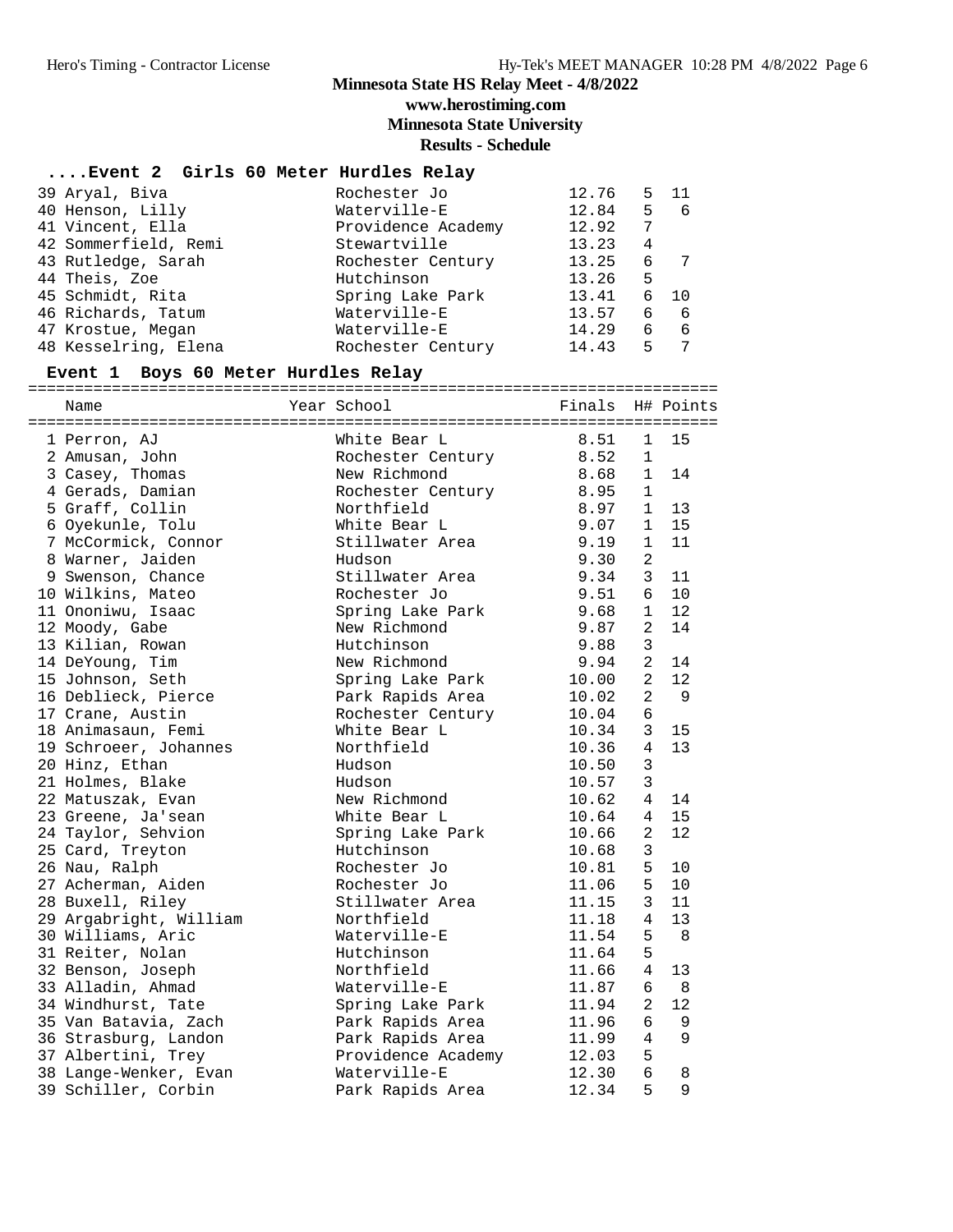# Minnesota State HS Relay Meet - 4/8/2022

**www.herostiming.com**

**Minnesota State University**

**Results - Schedule**

## ....Event 2 Girls 60 Meter Hurdles Relay

| Name | School | Finals | H# | Points |
|---|---|---|---|---|
| 39 Aryal, Biva | Rochester Jo | 12.76 | 5 | 11 |
| 40 Henson, Lilly | Waterville-E | 12.84 | 5 | 6 |
| 41 Vincent, Ella | Providence Academy | 12.92 | 7 | |
| 42 Sommerfield, Remi | Stewartville | 13.23 | 4 | |
| 43 Rutledge, Sarah | Rochester Century | 13.25 | 6 | 7 |
| 44 Theis, Zoe | Hutchinson | 13.26 | 5 | |
| 45 Schmidt, Rita | Spring Lake Park | 13.41 | 6 | 10 |
| 46 Richards, Tatum | Waterville-E | 13.57 | 6 | 6 |
| 47 Krostue, Megan | Waterville-E | 14.29 | 6 | 6 |
| 48 Kesselring, Elena | Rochester Century | 14.43 | 5 | 7 |

## Event 1 Boys 60 Meter Hurdles Relay

| Name | Year School | Finals | H# | Points |
|---|---|---|---|---|
| 1 Perron, AJ | White Bear L | 8.51 | 1 | 15 |
| 2 Amusan, John | Rochester Century | 8.52 | 1 | |
| 3 Casey, Thomas | New Richmond | 8.68 | 1 | 14 |
| 4 Gerads, Damian | Rochester Century | 8.95 | 1 | |
| 5 Graff, Collin | Northfield | 8.97 | 1 | 13 |
| 6 Oyekunle, Tolu | White Bear L | 9.07 | 1 | 15 |
| 7 McCormick, Connor | Stillwater Area | 9.19 | 1 | 11 |
| 8 Warner, Jaiden | Hudson | 9.30 | 2 | |
| 9 Swenson, Chance | Stillwater Area | 9.34 | 3 | 11 |
| 10 Wilkins, Mateo | Rochester Jo | 9.51 | 6 | 10 |
| 11 Ononiwu, Isaac | Spring Lake Park | 9.68 | 1 | 12 |
| 12 Moody, Gabe | New Richmond | 9.87 | 2 | 14 |
| 13 Kilian, Rowan | Hutchinson | 9.88 | 3 | |
| 14 DeYoung, Tim | New Richmond | 9.94 | 2 | 14 |
| 15 Johnson, Seth | Spring Lake Park | 10.00 | 2 | 12 |
| 16 Deblieck, Pierce | Park Rapids Area | 10.02 | 2 | 9 |
| 17 Crane, Austin | Rochester Century | 10.04 | 6 | |
| 18 Animasaun, Femi | White Bear L | 10.34 | 3 | 15 |
| 19 Schroeer, Johannes | Northfield | 10.36 | 4 | 13 |
| 20 Hinz, Ethan | Hudson | 10.50 | 3 | |
| 21 Holmes, Blake | Hudson | 10.57 | 3 | |
| 22 Matuszak, Evan | New Richmond | 10.62 | 4 | 14 |
| 23 Greene, Ja'sean | White Bear L | 10.64 | 4 | 15 |
| 24 Taylor, Sehvion | Spring Lake Park | 10.66 | 2 | 12 |
| 25 Card, Treyton | Hutchinson | 10.68 | 3 | |
| 26 Nau, Ralph | Rochester Jo | 10.81 | 5 | 10 |
| 27 Acherman, Aiden | Rochester Jo | 11.06 | 5 | 10 |
| 28 Buxell, Riley | Stillwater Area | 11.15 | 3 | 11 |
| 29 Argabright, William | Northfield | 11.18 | 4 | 13 |
| 30 Williams, Aric | Waterville-E | 11.54 | 5 | 8 |
| 31 Reiter, Nolan | Hutchinson | 11.64 | 5 | |
| 32 Benson, Joseph | Northfield | 11.66 | 4 | 13 |
| 33 Alladin, Ahmad | Waterville-E | 11.87 | 6 | 8 |
| 34 Windhurst, Tate | Spring Lake Park | 11.94 | 2 | 12 |
| 35 Van Batavia, Zach | Park Rapids Area | 11.96 | 6 | 9 |
| 36 Strasburg, Landon | Park Rapids Area | 11.99 | 4 | 9 |
| 37 Albertini, Trey | Providence Academy | 12.03 | 5 | |
| 38 Lange-Wenker, Evan | Waterville-E | 12.30 | 6 | 8 |
| 39 Schiller, Corbin | Park Rapids Area | 12.34 | 5 | 9 |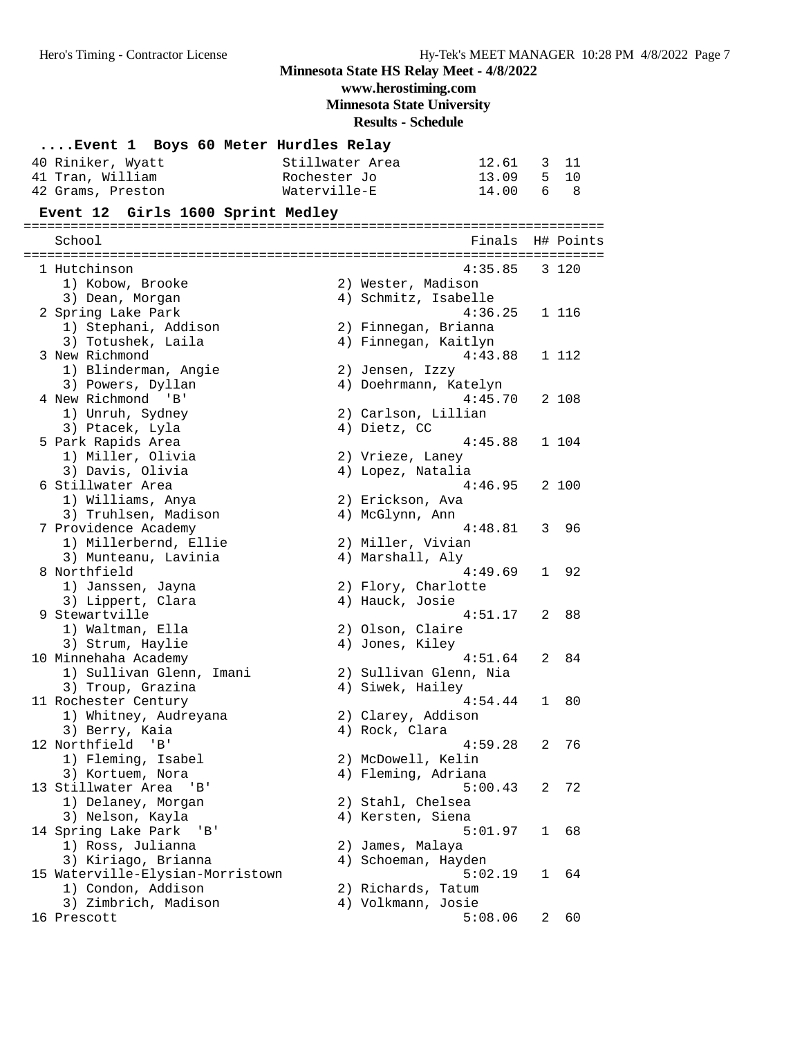Minnesota State HS Relay Meet - 4/8/2022
www.herostiming.com
Minnesota State University
Results - Schedule

### ....Event 1 Boys 60 Meter Hurdles Relay

| | Name | School | Finals | H# | Points |
|---|---|---|---|---|---|
| 40 | Riniker, Wyatt | Stillwater Area | 12.61 | 3 | 11 |
| 41 | Tran, William | Rochester Jo | 13.09 | 5 | 10 |
| 42 | Grams, Preston | Waterville-E | 14.00 | 6 | 8 |

### Event 12 Girls 1600 Sprint Medley

| | School | Finals | H# | Points |
|---|---|---|---|---|
| 1 | Hutchinson | 4:35.85 | 3 | 120 |
| | 1) Kobow, Brooke 2) Wester, Madison 3) Dean, Morgan 4) Schmitz, Isabelle | | | |
| 2 | Spring Lake Park | 4:36.25 | 1 | 116 |
| | 1) Stephani, Addison 2) Finnegan, Brianna 3) Totushek, Laila 4) Finnegan, Kaitlyn | | | |
| 3 | New Richmond | 4:43.88 | 1 | 112 |
| | 1) Blinderman, Angie 2) Jensen, Izzy 3) Powers, Dyllan 4) Doehrmann, Katelyn | | | |
| 4 | New Richmond 'B' | 4:45.70 | 2 | 108 |
| | 1) Unruh, Sydney 2) Carlson, Lillian 3) Ptacek, Lyla 4) Dietz, CC | | | |
| 5 | Park Rapids Area | 4:45.88 | 1 | 104 |
| | 1) Miller, Olivia 2) Vrieze, Laney 3) Davis, Olivia 4) Lopez, Natalia | | | |
| 6 | Stillwater Area | 4:46.95 | 2 | 100 |
| | 1) Williams, Anya 2) Erickson, Ava 3) Truhlsen, Madison 4) McGlynn, Ann | | | |
| 7 | Providence Academy | 4:48.81 | 3 | 96 |
| | 1) Millerbernd, Ellie 2) Miller, Vivian 3) Munteanu, Lavinia 4) Marshall, Aly | | | |
| 8 | Northfield | 4:49.69 | 1 | 92 |
| | 1) Janssen, Jayna 2) Flory, Charlotte 3) Lippert, Clara 4) Hauck, Josie | | | |
| 9 | Stewartville | 4:51.17 | 2 | 88 |
| | 1) Waltman, Ella 2) Olson, Claire 3) Strum, Haylie 4) Jones, Kiley | | | |
| 10 | Minnehaha Academy | 4:51.64 | 2 | 84 |
| | 1) Sullivan Glenn, Imani 2) Sullivan Glenn, Nia 3) Troup, Grazina 4) Siwek, Hailey | | | |
| 11 | Rochester Century | 4:54.44 | 1 | 80 |
| | 1) Whitney, Audreyana 2) Clarey, Addison 3) Berry, Kaia 4) Rock, Clara | | | |
| 12 | Northfield 'B' | 4:59.28 | 2 | 76 |
| | 1) Fleming, Isabel 2) McDowell, Kelin 3) Kortuem, Nora 4) Fleming, Adriana | | | |
| 13 | Stillwater Area 'B' | 5:00.43 | 2 | 72 |
| | 1) Delaney, Morgan 2) Stahl, Chelsea 3) Nelson, Kayla 4) Kersten, Siena | | | |
| 14 | Spring Lake Park 'B' | 5:01.97 | 1 | 68 |
| | 1) Ross, Julianna 2) James, Malaya 3) Kiriago, Brianna 4) Schoeman, Hayden | | | |
| 15 | Waterville-Elysian-Morristown | 5:02.19 | 1 | 64 |
| | 1) Condon, Addison 2) Richards, Tatum 3) Zimbrich, Madison 4) Volkmann, Josie | | | |
| 16 | Prescott | 5:08.06 | 2 | 60 |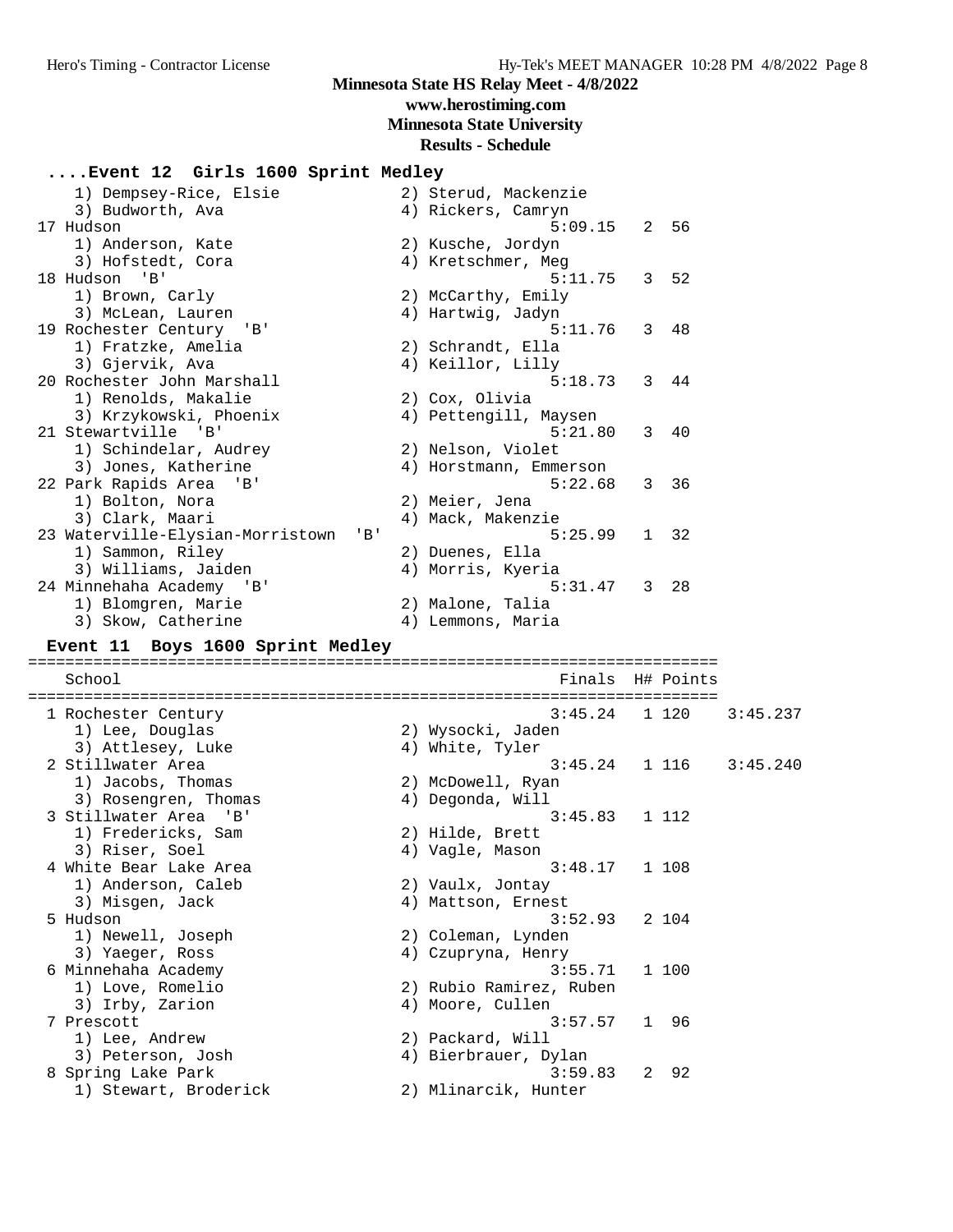Minnesota State HS Relay Meet - 4/8/2022
www.herostiming.com
Minnesota State University
Results - Schedule

### ....Event 12 Girls 1600 Sprint Medley

```
    1) Dempsey-Rice, Elsie            2) Sterud, Mackenzie
    3) Budworth, Ava                  4) Rickers, Camryn
 17 Hudson                                     5:09.15   2  56
    1) Anderson, Kate                 2) Kusche, Jordyn
    3) Hofstedt, Cora                 4) Kretschmer, Meg
 18 Hudson  'B'                                5:11.75   3  52
    1) Brown, Carly                   2) McCarthy, Emily
    3) McLean, Lauren                 4) Hartwig, Jadyn
 19 Rochester Century  'B'                     5:11.76   3  48
    1) Fratzke, Amelia                2) Schrandt, Ella
    3) Gjervik, Ava                   4) Keillor, Lilly
 20 Rochester John Marshall                    5:18.73   3  44
    1) Renolds, Makalie               2) Cox, Olivia
    3) Krzykowski, Phoenix            4) Pettengill, Maysen
 21 Stewartville  'B'                          5:21.80   3  40
    1) Schindelar, Audrey             2) Nelson, Violet
    3) Jones, Katherine               4) Horstmann, Emmerson
 22 Park Rapids Area  'B'                      5:22.68   3  36
    1) Bolton, Nora                   2) Meier, Jena
    3) Clark, Maari                   4) Mack, Makenzie
 23 Waterville-Elysian-Morristown  'B'         5:25.99   1  32
    1) Sammon, Riley                  2) Duenes, Ella
    3) Williams, Jaiden               4) Morris, Kyeria
 24 Minnehaha Academy  'B'                     5:31.47   3  28
    1) Blomgren, Marie                2) Malone, Talia
    3) Skow, Catherine                4) Lemmons, Maria
```

### Event 11 Boys 1600 Sprint Medley

```
=========================================================================
    School                                      Finals  H# Points
=========================================================================
  1 Rochester Century                          3:45.24   1 120    3:45.237
    1) Lee, Douglas                   2) Wysocki, Jaden
    3) Attlesey, Luke                 4) White, Tyler
  2 Stillwater Area                            3:45.24   1 116    3:45.240
    1) Jacobs, Thomas                 2) McDowell, Ryan
    3) Rosengren, Thomas              4) Degonda, Will
  3 Stillwater Area  'B'                       3:45.83   1 112
    1) Fredericks, Sam                2) Hilde, Brett
    3) Riser, Soel                    4) Vagle, Mason
  4 White Bear Lake Area                       3:48.17   1 108
    1) Anderson, Caleb                2) Vaulx, Jontay
    3) Misgen, Jack                   4) Mattson, Ernest
  5 Hudson                                     3:52.93   2 104
    1) Newell, Joseph                 2) Coleman, Lynden
    3) Yaeger, Ross                   4) Czupryna, Henry
  6 Minnehaha Academy                          3:55.71   1 100
    1) Love, Romelio                  2) Rubio Ramirez, Ruben
    3) Irby, Zarion                   4) Moore, Cullen
  7 Prescott                                   3:57.57   1  96
    1) Lee, Andrew                    2) Packard, Will
    3) Peterson, Josh                 4) Bierbrauer, Dylan
  8 Spring Lake Park                           3:59.83   2  92
    1) Stewart, Broderick             2) Mlinarcik, Hunter
```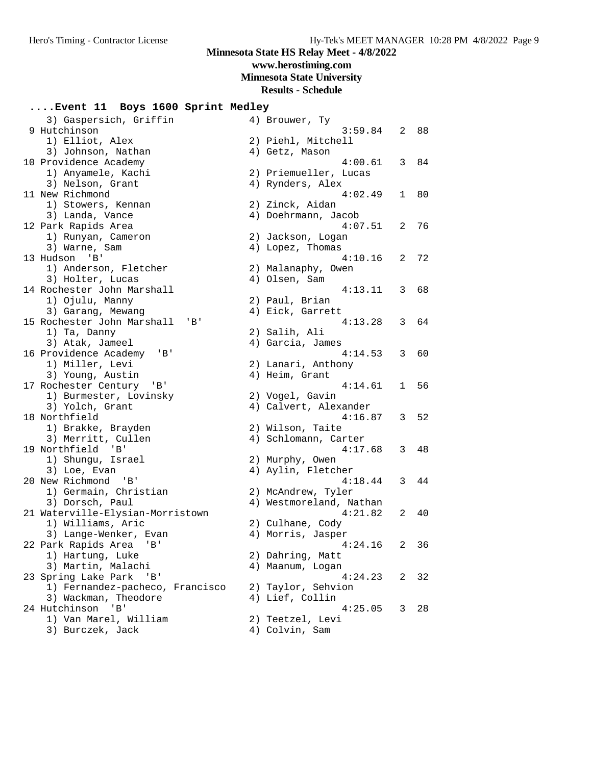# Minnesota State HS Relay Meet - 4/8/2022

**www.herostiming.com**

**Minnesota State University**

**Results - Schedule**

## ....Event 11 Boys 1600 Sprint Medley

```
    3) Gaspersich, Griffin            4) Brouwer, Ty
 9 Hutchinson                                  3:59.84   2  88
    1) Elliot, Alex                   2) Piehl, Mitchell
    3) Johnson, Nathan                4) Getz, Mason
10 Providence Academy                          4:00.61   3  84
    1) Anyamele, Kachi                2) Priemueller, Lucas
    3) Nelson, Grant                  4) Rynders, Alex
11 New Richmond                                4:02.49   1  80
    1) Stowers, Kennan                2) Zinck, Aidan
    3) Landa, Vance                   4) Doehrmann, Jacob
12 Park Rapids Area                            4:07.51   2  76
    1) Runyan, Cameron                2) Jackson, Logan
    3) Warne, Sam                     4) Lopez, Thomas
13 Hudson  'B'                                 4:10.16   2  72
    1) Anderson, Fletcher             2) Malanaphy, Owen
    3) Holter, Lucas                  4) Olsen, Sam
14 Rochester John Marshall                     4:13.11   3  68
    1) Ojulu, Manny                   2) Paul, Brian
    3) Garang, Mewang                 4) Eick, Garrett
15 Rochester John Marshall  'B'                4:13.28   3  64
    1) Ta, Danny                      2) Salih, Ali
    3) Atak, Jameel                   4) Garcia, James
16 Providence Academy  'B'                     4:14.53   3  60
    1) Miller, Levi                   2) Lanari, Anthony
    3) Young, Austin                  4) Heim, Grant
17 Rochester Century  'B'                      4:14.61   1  56
    1) Burmester, Lovinsky            2) Vogel, Gavin
    3) Yolch, Grant                   4) Calvert, Alexander
18 Northfield                                  4:16.87   3  52
    1) Brakke, Brayden                2) Wilson, Taite
    3) Merritt, Cullen                4) Schlomann, Carter
19 Northfield  'B'                             4:17.68   3  48
    1) Shungu, Israel                 2) Murphy, Owen
    3) Loe, Evan                      4) Aylin, Fletcher
20 New Richmond  'B'                           4:18.44   3  44
    1) Germain, Christian             2) McAndrew, Tyler
    3) Dorsch, Paul                   4) Westmoreland, Nathan
21 Waterville-Elysian-Morristown               4:21.82   2  40
    1) Williams, Aric                 2) Culhane, Cody
    3) Lange-Wenker, Evan             4) Morris, Jasper
22 Park Rapids Area  'B'                       4:24.16   2  36
    1) Hartung, Luke                  2) Dahring, Matt
    3) Martin, Malachi                4) Maanum, Logan
23 Spring Lake Park  'B'                       4:24.23   2  32
    1) Fernandez-pacheco, Francisco   2) Taylor, Sehvion
    3) Wackman, Theodore              4) Lief, Collin
24 Hutchinson  'B'                             4:25.05   3  28
    1) Van Marel, William             2) Teetzel, Levi
    3) Burczek, Jack                  4) Colvin, Sam
```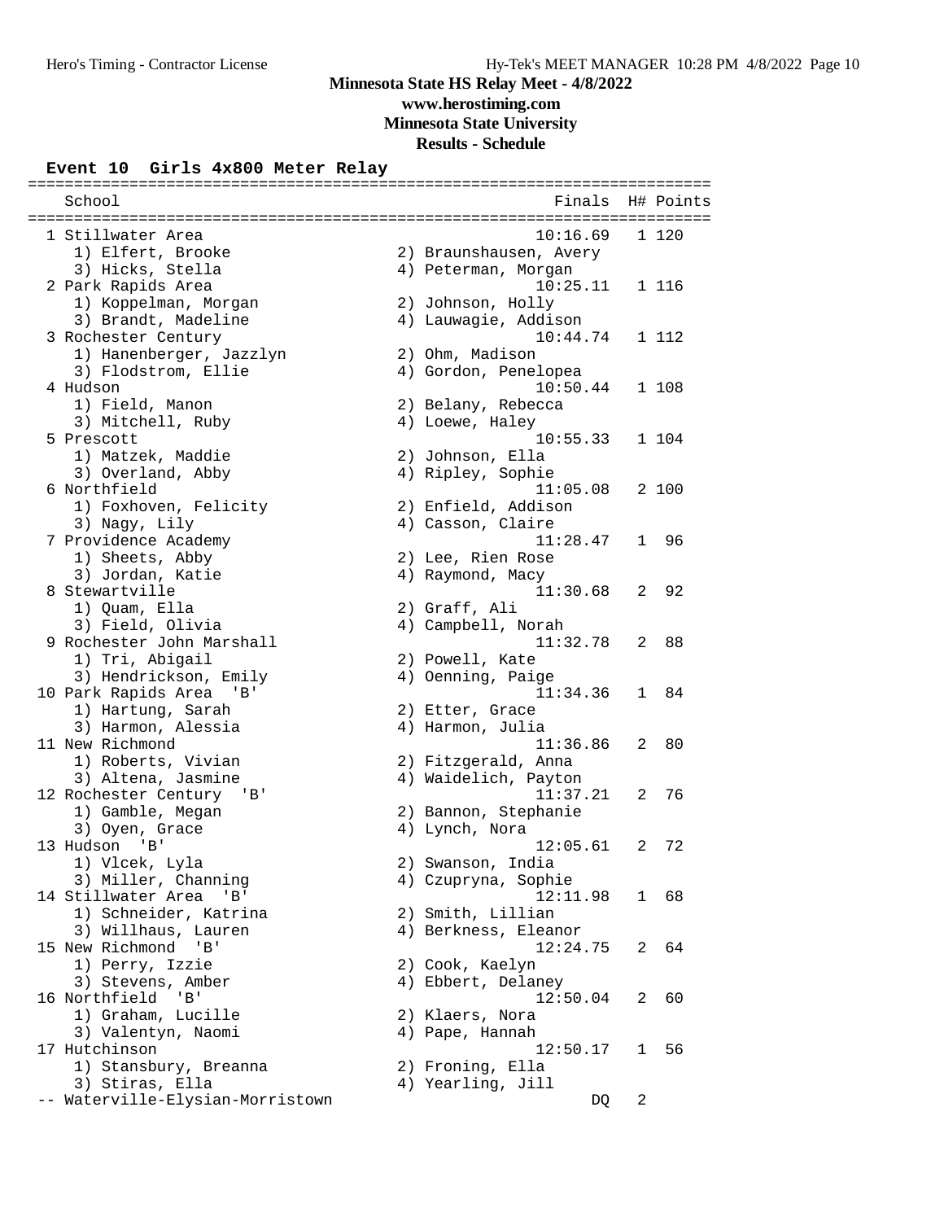# Minnesota State HS Relay Meet - 4/8/2022

**www.herostiming.com**

**Minnesota State University**

**Results - Schedule**

### Event 10 Girls 4x800 Meter Relay

| Place | School | Finals | H# | Points |
|---|---|---|---|---|
| 1 | Stillwater Area | 10:16.69 | 1 | 120 |
| | 1) Elfert, Brooke; 2) Braunshausen, Avery; 3) Hicks, Stella; 4) Peterman, Morgan | | | |
| 2 | Park Rapids Area | 10:25.11 | 1 | 116 |
| | 1) Koppelman, Morgan; 2) Johnson, Holly; 3) Brandt, Madeline; 4) Lauwagie, Addison | | | |
| 3 | Rochester Century | 10:44.74 | 1 | 112 |
| | 1) Hanenberger, Jazzlyn; 2) Ohm, Madison; 3) Flodstrom, Ellie; 4) Gordon, Penelopea | | | |
| 4 | Hudson | 10:50.44 | 1 | 108 |
| | 1) Field, Manon; 2) Belany, Rebecca; 3) Mitchell, Ruby; 4) Loewe, Haley | | | |
| 5 | Prescott | 10:55.33 | 1 | 104 |
| | 1) Matzek, Maddie; 2) Johnson, Ella; 3) Overland, Abby; 4) Ripley, Sophie | | | |
| 6 | Northfield | 11:05.08 | 2 | 100 |
| | 1) Foxhoven, Felicity; 2) Enfield, Addison; 3) Nagy, Lily; 4) Casson, Claire | | | |
| 7 | Providence Academy | 11:28.47 | 1 | 96 |
| | 1) Sheets, Abby; 2) Lee, Rien Rose; 3) Jordan, Katie; 4) Raymond, Macy | | | |
| 8 | Stewartville | 11:30.68 | 2 | 92 |
| | 1) Quam, Ella; 2) Graff, Ali; 3) Field, Olivia; 4) Campbell, Norah | | | |
| 9 | Rochester John Marshall | 11:32.78 | 2 | 88 |
| | 1) Tri, Abigail; 2) Powell, Kate; 3) Hendrickson, Emily; 4) Oenning, Paige | | | |
| 10 | Park Rapids Area 'B' | 11:34.36 | 1 | 84 |
| | 1) Hartung, Sarah; 2) Etter, Grace; 3) Harmon, Alessia; 4) Harmon, Julia | | | |
| 11 | New Richmond | 11:36.86 | 2 | 80 |
| | 1) Roberts, Vivian; 2) Fitzgerald, Anna; 3) Altena, Jasmine; 4) Waidelich, Payton | | | |
| 12 | Rochester Century 'B' | 11:37.21 | 2 | 76 |
| | 1) Gamble, Megan; 2) Bannon, Stephanie; 3) Oyen, Grace; 4) Lynch, Nora | | | |
| 13 | Hudson 'B' | 12:05.61 | 2 | 72 |
| | 1) Vlcek, Lyla; 2) Swanson, India; 3) Miller, Channing; 4) Czupryna, Sophie | | | |
| 14 | Stillwater Area 'B' | 12:11.98 | 1 | 68 |
| | 1) Schneider, Katrina; 2) Smith, Lillian; 3) Willhaus, Lauren; 4) Berkness, Eleanor | | | |
| 15 | New Richmond 'B' | 12:24.75 | 2 | 64 |
| | 1) Perry, Izzie; 2) Cook, Kaelyn; 3) Stevens, Amber; 4) Ebbert, Delaney | | | |
| 16 | Northfield 'B' | 12:50.04 | 2 | 60 |
| | 1) Graham, Lucille; 2) Klaers, Nora; 3) Valentyn, Naomi; 4) Pape, Hannah | | | |
| 17 | Hutchinson | 12:50.17 | 1 | 56 |
| | 1) Stansbury, Breanna; 2) Froning, Ella; 3) Stiras, Ella; 4) Yearling, Jill | | | |
| -- | Waterville-Elysian-Morristown | DQ | 2 | |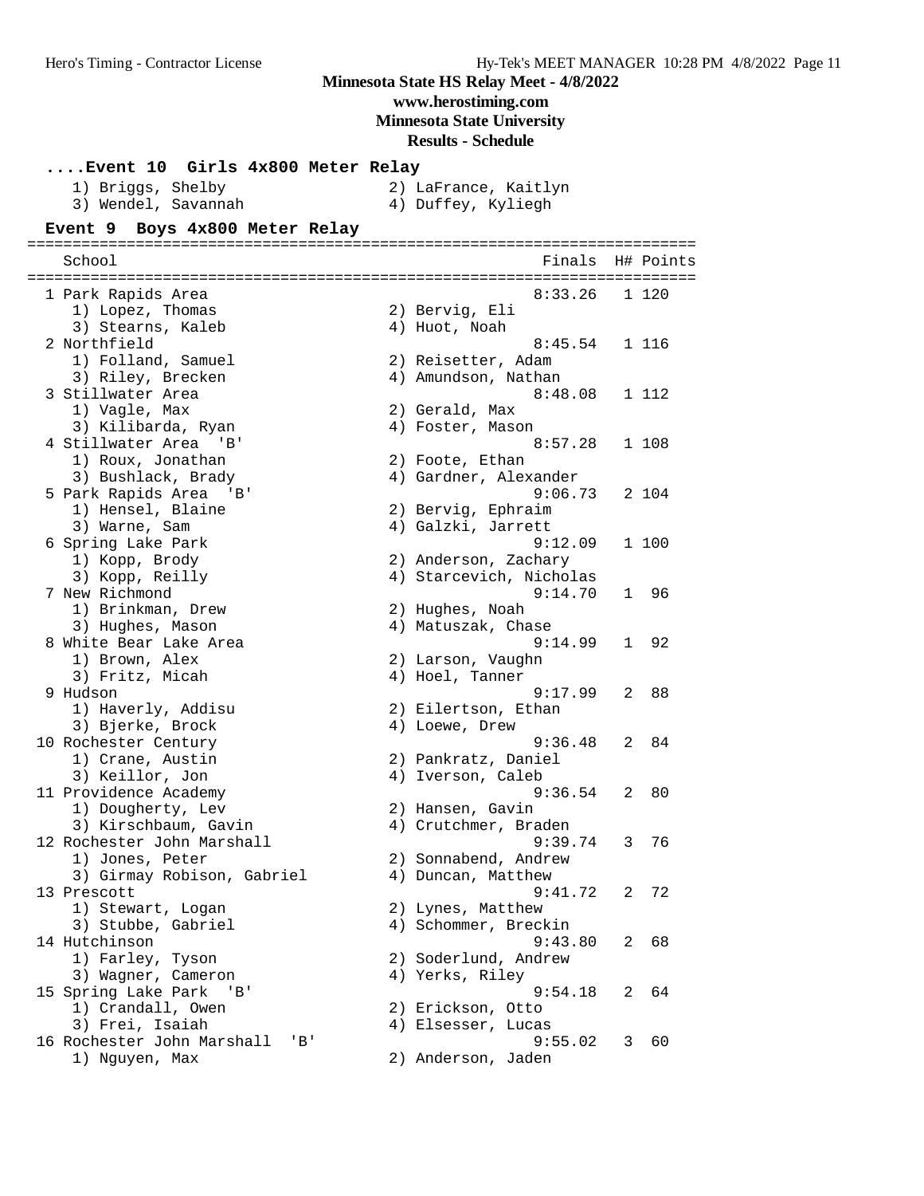Minnesota State HS Relay Meet - 4/8/2022
www.herostiming.com
Minnesota State University
Results - Schedule

## ....Event 10 Girls 4x800 Meter Relay

1) Briggs, Shelby 2) LaFrance, Kaitlyn
3) Wendel, Savannah 4) Duffey, Kyliegh

## Event 9 Boys 4x800 Meter Relay

| Place | School | Finals | H# | Points |
|---|---|---|---|---|
| 1 | Park Rapids Area | 8:33.26 | 1 | 120 |
| | 1) Lopez, Thomas 2) Bervig, Eli 3) Stearns, Kaleb 4) Huot, Noah | | | |
| 2 | Northfield | 8:45.54 | 1 | 116 |
| | 1) Folland, Samuel 2) Reisetter, Adam 3) Riley, Brecken 4) Amundson, Nathan | | | |
| 3 | Stillwater Area | 8:48.08 | 1 | 112 |
| | 1) Vagle, Max 2) Gerald, Max 3) Kilibarda, Ryan 4) Foster, Mason | | | |
| 4 | Stillwater Area 'B' | 8:57.28 | 1 | 108 |
| | 1) Roux, Jonathan 2) Foote, Ethan 3) Bushlack, Brady 4) Gardner, Alexander | | | |
| 5 | Park Rapids Area 'B' | 9:06.73 | 2 | 104 |
| | 1) Hensel, Blaine 2) Bervig, Ephraim 3) Warne, Sam 4) Galzki, Jarrett | | | |
| 6 | Spring Lake Park | 9:12.09 | 1 | 100 |
| | 1) Kopp, Brody 2) Anderson, Zachary 3) Kopp, Reilly 4) Starcevich, Nicholas | | | |
| 7 | New Richmond | 9:14.70 | 1 | 96 |
| | 1) Brinkman, Drew 2) Hughes, Noah 3) Hughes, Mason 4) Matuszak, Chase | | | |
| 8 | White Bear Lake Area | 9:14.99 | 1 | 92 |
| | 1) Brown, Alex 2) Larson, Vaughn 3) Fritz, Micah 4) Hoel, Tanner | | | |
| 9 | Hudson | 9:17.99 | 2 | 88 |
| | 1) Haverly, Addisu 2) Eilertson, Ethan 3) Bjerke, Brock 4) Loewe, Drew | | | |
| 10 | Rochester Century | 9:36.48 | 2 | 84 |
| | 1) Crane, Austin 2) Pankratz, Daniel 3) Keillor, Jon 4) Iverson, Caleb | | | |
| 11 | Providence Academy | 9:36.54 | 2 | 80 |
| | 1) Dougherty, Lev 2) Hansen, Gavin 3) Kirschbaum, Gavin 4) Crutchmer, Braden | | | |
| 12 | Rochester John Marshall | 9:39.74 | 3 | 76 |
| | 1) Jones, Peter 2) Sonnabend, Andrew 3) Girmay Robison, Gabriel 4) Duncan, Matthew | | | |
| 13 | Prescott | 9:41.72 | 2 | 72 |
| | 1) Stewart, Logan 2) Lynes, Matthew 3) Stubbe, Gabriel 4) Schommer, Breckin | | | |
| 14 | Hutchinson | 9:43.80 | 2 | 68 |
| | 1) Farley, Tyson 2) Soderlund, Andrew 3) Wagner, Cameron 4) Yerks, Riley | | | |
| 15 | Spring Lake Park 'B' | 9:54.18 | 2 | 64 |
| | 1) Crandall, Owen 2) Erickson, Otto 3) Frei, Isaiah 4) Elsesser, Lucas | | | |
| 16 | Rochester John Marshall 'B' | 9:55.02 | 3 | 60 |
| | 1) Nguyen, Max 2) Anderson, Jaden | | | |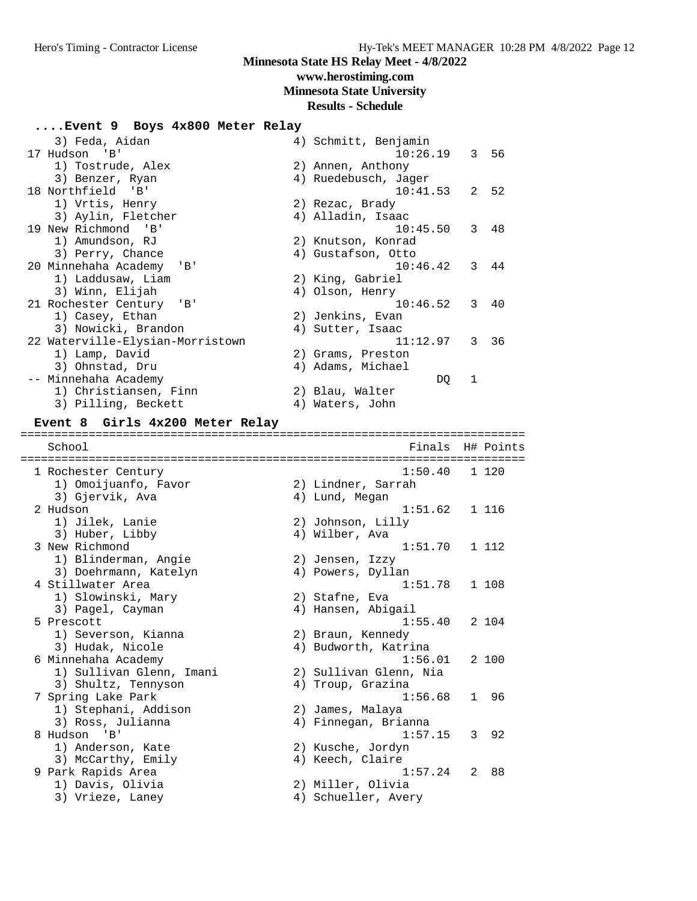## ....Event 9 Boys 4x800 Meter Relay

| Place | School | Finals | H# | Points |
|---|---|---|---|---|
| | 3) Feda, Aidan / 4) Schmitt, Benjamin | | | |
| 17 | Hudson 'B' | 10:26.19 | 3 | 56 |
| | 1) Tostrude, Alex / 2) Annen, Anthony / 3) Benzer, Ryan / 4) Ruedebusch, Jager | | | |
| 18 | Northfield 'B' | 10:41.53 | 2 | 52 |
| | 1) Vrtis, Henry / 2) Rezac, Brady / 3) Aylin, Fletcher / 4) Alladin, Isaac | | | |
| 19 | New Richmond 'B' | 10:45.50 | 3 | 48 |
| | 1) Amundson, RJ / 2) Knutson, Konrad / 3) Perry, Chance / 4) Gustafson, Otto | | | |
| 20 | Minnehaha Academy 'B' | 10:46.42 | 3 | 44 |
| | 1) Laddusaw, Liam / 2) King, Gabriel / 3) Winn, Elijah / 4) Olson, Henry | | | |
| 21 | Rochester Century 'B' | 10:46.52 | 3 | 40 |
| | 1) Casey, Ethan / 2) Jenkins, Evan / 3) Nowicki, Brandon / 4) Sutter, Isaac | | | |
| 22 | Waterville-Elysian-Morristown | 11:12.97 | 3 | 36 |
| | 1) Lamp, David / 2) Grams, Preston / 3) Ohnstad, Dru / 4) Adams, Michael | | | |
| -- | Minnehaha Academy | DQ | 1 | |
| | 1) Christiansen, Finn / 2) Blau, Walter / 3) Pilling, Beckett / 4) Waters, John | | | |

## Event 8 Girls 4x200 Meter Relay

| Place | School | Finals | H# | Points |
|---|---|---|---|---|
| 1 | Rochester Century | 1:50.40 | 1 | 120 |
| | 1) Omoijuanfo, Favor / 2) Lindner, Sarrah / 3) Gjervik, Ava / 4) Lund, Megan | | | |
| 2 | Hudson | 1:51.62 | 1 | 116 |
| | 1) Jilek, Lanie / 2) Johnson, Lilly / 3) Huber, Libby / 4) Wilber, Ava | | | |
| 3 | New Richmond | 1:51.70 | 1 | 112 |
| | 1) Blinderman, Angie / 2) Jensen, Izzy / 3) Doehrmann, Katelyn / 4) Powers, Dyllan | | | |
| 4 | Stillwater Area | 1:51.78 | 1 | 108 |
| | 1) Slowinski, Mary / 2) Stafne, Eva / 3) Pagel, Cayman / 4) Hansen, Abigail | | | |
| 5 | Prescott | 1:55.40 | 2 | 104 |
| | 1) Severson, Kianna / 2) Braun, Kennedy / 3) Hudak, Nicole / 4) Budworth, Katrina | | | |
| 6 | Minnehaha Academy | 1:56.01 | 2 | 100 |
| | 1) Sullivan Glenn, Imani / 2) Sullivan Glenn, Nia / 3) Shultz, Tennyson / 4) Troup, Grazina | | | |
| 7 | Spring Lake Park | 1:56.68 | 1 | 96 |
| | 1) Stephani, Addison / 2) James, Malaya / 3) Ross, Julianna / 4) Finnegan, Brianna | | | |
| 8 | Hudson 'B' | 1:57.15 | 3 | 92 |
| | 1) Anderson, Kate / 2) Kusche, Jordyn / 3) McCarthy, Emily / 4) Keech, Claire | | | |
| 9 | Park Rapids Area | 1:57.24 | 2 | 88 |
| | 1) Davis, Olivia / 2) Miller, Olivia / 3) Vrieze, Laney / 4) Schueller, Avery | | | |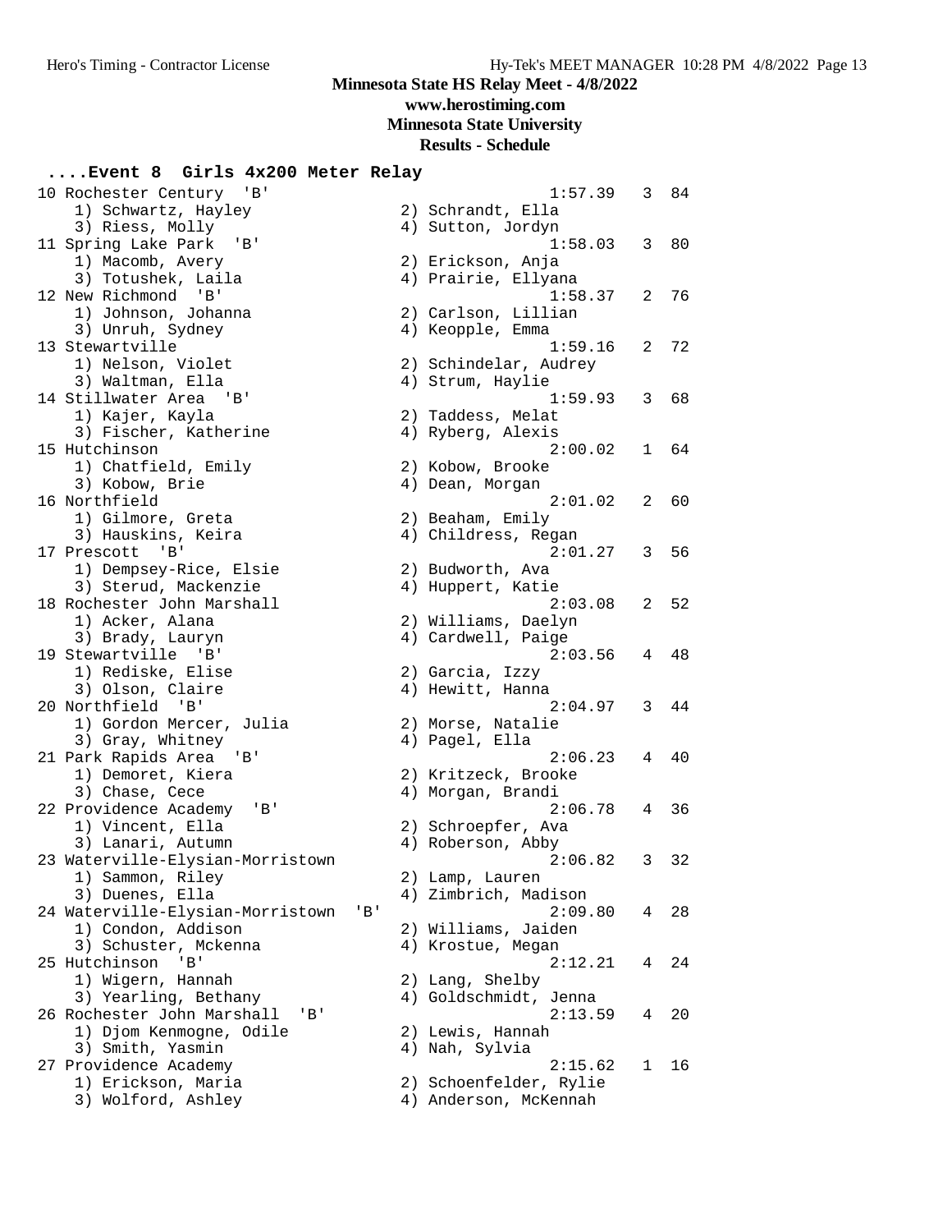# Minnesota State HS Relay Meet - 4/8/2022

**www.herostiming.com**
**Minnesota State University**
**Results - Schedule**

## ....Event 8 Girls 4x200 Meter Relay

| Place | Team | Time | Heat | Points |
|---|---|---|---|---|
| 10 | Rochester Century 'B' | 1:57.39 | 3 | 84 |
| | 1) Schwartz, Hayley; 2) Schrandt, Ella; 3) Riess, Molly; 4) Sutton, Jordyn | | | |
| 11 | Spring Lake Park 'B' | 1:58.03 | 3 | 80 |
| | 1) Macomb, Avery; 2) Erickson, Anja; 3) Totushek, Laila; 4) Prairie, Ellyana | | | |
| 12 | New Richmond 'B' | 1:58.37 | 2 | 76 |
| | 1) Johnson, Johanna; 2) Carlson, Lillian; 3) Unruh, Sydney; 4) Keopple, Emma | | | |
| 13 | Stewartville | 1:59.16 | 2 | 72 |
| | 1) Nelson, Violet; 2) Schindelar, Audrey; 3) Waltman, Ella; 4) Strum, Haylie | | | |
| 14 | Stillwater Area 'B' | 1:59.93 | 3 | 68 |
| | 1) Kajer, Kayla; 2) Taddess, Melat; 3) Fischer, Katherine; 4) Ryberg, Alexis | | | |
| 15 | Hutchinson | 2:00.02 | 1 | 64 |
| | 1) Chatfield, Emily; 2) Kobow, Brooke; 3) Kobow, Brie; 4) Dean, Morgan | | | |
| 16 | Northfield | 2:01.02 | 2 | 60 |
| | 1) Gilmore, Greta; 2) Beaham, Emily; 3) Hauskins, Keira; 4) Childress, Regan | | | |
| 17 | Prescott 'B' | 2:01.27 | 3 | 56 |
| | 1) Dempsey-Rice, Elsie; 2) Budworth, Ava; 3) Sterud, Mackenzie; 4) Huppert, Katie | | | |
| 18 | Rochester John Marshall | 2:03.08 | 2 | 52 |
| | 1) Acker, Alana; 2) Williams, Daelyn; 3) Brady, Lauryn; 4) Cardwell, Paige | | | |
| 19 | Stewartville 'B' | 2:03.56 | 4 | 48 |
| | 1) Rediske, Elise; 2) Garcia, Izzy; 3) Olson, Claire; 4) Hewitt, Hanna | | | |
| 20 | Northfield 'B' | 2:04.97 | 3 | 44 |
| | 1) Gordon Mercer, Julia; 2) Morse, Natalie; 3) Gray, Whitney; 4) Pagel, Ella | | | |
| 21 | Park Rapids Area 'B' | 2:06.23 | 4 | 40 |
| | 1) Demoret, Kiera; 2) Kritzeck, Brooke; 3) Chase, Cece; 4) Morgan, Brandi | | | |
| 22 | Providence Academy 'B' | 2:06.78 | 4 | 36 |
| | 1) Vincent, Ella; 2) Schroepfer, Ava; 3) Lanari, Autumn; 4) Roberson, Abby | | | |
| 23 | Waterville-Elysian-Morristown | 2:06.82 | 3 | 32 |
| | 1) Sammon, Riley; 2) Lamp, Lauren; 3) Duenes, Ella; 4) Zimbrich, Madison | | | |
| 24 | Waterville-Elysian-Morristown 'B' | 2:09.80 | 4 | 28 |
| | 1) Condon, Addison; 2) Williams, Jaiden; 3) Schuster, Mckenna; 4) Krostue, Megan | | | |
| 25 | Hutchinson 'B' | 2:12.21 | 4 | 24 |
| | 1) Wigern, Hannah; 2) Lang, Shelby; 3) Yearling, Bethany; 4) Goldschmidt, Jenna | | | |
| 26 | Rochester John Marshall 'B' | 2:13.59 | 4 | 20 |
| | 1) Djom Kenmogne, Odile; 2) Lewis, Hannah; 3) Smith, Yasmin; 4) Nah, Sylvia | | | |
| 27 | Providence Academy | 2:15.62 | 1 | 16 |
| | 1) Erickson, Maria; 2) Schoenfelder, Rylie; 3) Wolford, Ashley; 4) Anderson, McKennah | | | |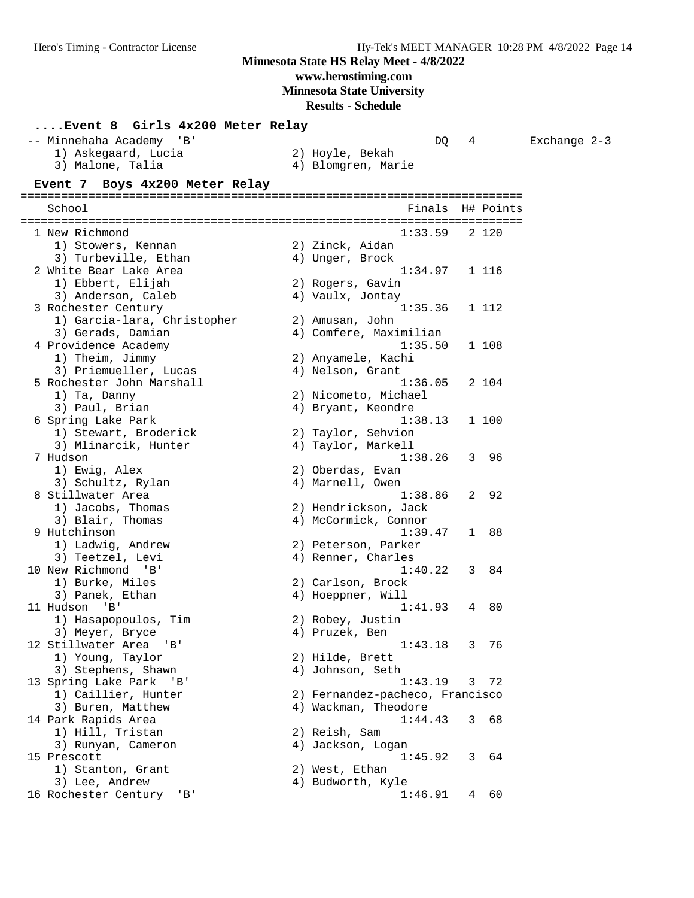Minnesota State HS Relay Meet - 4/8/2022
www.herostiming.com
Minnesota State University
Results - Schedule

### ....Event 8 Girls 4x200 Meter Relay

| School | Finals | H# | Points | |
|---|---|---|---|---|
| -- Minnehaha Academy 'B' | DQ | 4 | | Exchange 2-3 |
| 1) Askegaard, Lucia; 2) Hoyle, Bekah; 3) Malone, Talia; 4) Blomgren, Marie | | | | |

### Event 7 Boys 4x200 Meter Relay

| School | Finals | H# | Points |
|---|---|---|---|
| 1 New Richmond | 1:33.59 | 2 | 120 |
| 1) Stowers, Kennan; 2) Zinck, Aidan; 3) Turbeville, Ethan; 4) Unger, Brock | | | |
| 2 White Bear Lake Area | 1:34.97 | 1 | 116 |
| 1) Ebbert, Elijah; 2) Rogers, Gavin; 3) Anderson, Caleb; 4) Vaulx, Jontay | | | |
| 3 Rochester Century | 1:35.36 | 1 | 112 |
| 1) Garcia-lara, Christopher; 2) Amusan, John; 3) Gerads, Damian; 4) Comfere, Maximilian | | | |
| 4 Providence Academy | 1:35.50 | 1 | 108 |
| 1) Theim, Jimmy; 2) Anyamele, Kachi; 3) Priemueller, Lucas; 4) Nelson, Grant | | | |
| 5 Rochester John Marshall | 1:36.05 | 2 | 104 |
| 1) Ta, Danny; 2) Nicometo, Michael; 3) Paul, Brian; 4) Bryant, Keondre | | | |
| 6 Spring Lake Park | 1:38.13 | 1 | 100 |
| 1) Stewart, Broderick; 2) Taylor, Sehvion; 3) Mlinarcik, Hunter; 4) Taylor, Markell | | | |
| 7 Hudson | 1:38.26 | 3 | 96 |
| 1) Ewig, Alex; 2) Oberdas, Evan; 3) Schultz, Rylan; 4) Marnell, Owen | | | |
| 8 Stillwater Area | 1:38.86 | 2 | 92 |
| 1) Jacobs, Thomas; 2) Hendrickson, Jack; 3) Blair, Thomas; 4) McCormick, Connor | | | |
| 9 Hutchinson | 1:39.47 | 1 | 88 |
| 1) Ladwig, Andrew; 2) Peterson, Parker; 3) Teetzel, Levi; 4) Renner, Charles | | | |
| 10 New Richmond 'B' | 1:40.22 | 3 | 84 |
| 1) Burke, Miles; 2) Carlson, Brock; 3) Panek, Ethan; 4) Hoeppner, Will | | | |
| 11 Hudson 'B' | 1:41.93 | 4 | 80 |
| 1) Hasapopoulos, Tim; 2) Robey, Justin; 3) Meyer, Bryce; 4) Pruzek, Ben | | | |
| 12 Stillwater Area 'B' | 1:43.18 | 3 | 76 |
| 1) Young, Taylor; 2) Hilde, Brett; 3) Stephens, Shawn; 4) Johnson, Seth | | | |
| 13 Spring Lake Park 'B' | 1:43.19 | 3 | 72 |
| 1) Caillier, Hunter; 2) Fernandez-pacheco, Francisco; 3) Buren, Matthew; 4) Wackman, Theodore | | | |
| 14 Park Rapids Area | 1:44.43 | 3 | 68 |
| 1) Hill, Tristan; 2) Reish, Sam; 3) Runyan, Cameron; 4) Jackson, Logan | | | |
| 15 Prescott | 1:45.92 | 3 | 64 |
| 1) Stanton, Grant; 2) West, Ethan; 3) Lee, Andrew; 4) Budworth, Kyle | | | |
| 16 Rochester Century 'B' | 1:46.91 | 4 | 60 |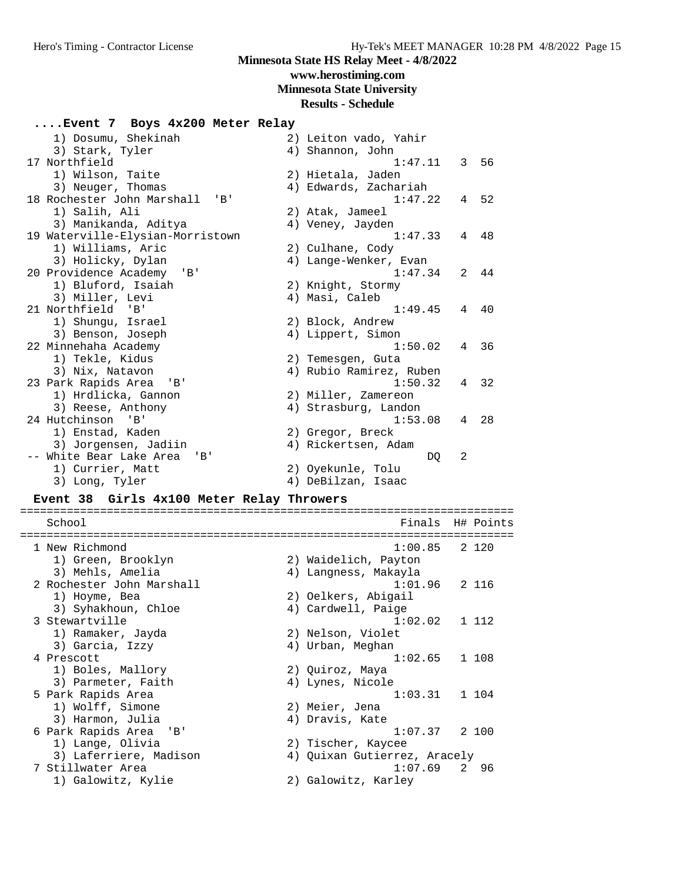## Minnesota State HS Relay Meet - 4/8/2022

**www.herostiming.com**

**Minnesota State University**

**Results - Schedule**

### ....Event 7 Boys 4x200 Meter Relay

```
    1) Dosumu, Shekinah              2) Leiton vado, Yahir
    3) Stark, Tyler                  4) Shannon, John
 17 Northfield                                1:47.11   3  56
    1) Wilson, Taite                 2) Hietala, Jaden
    3) Neuger, Thomas                4) Edwards, Zachariah
 18 Rochester John Marshall  'B'              1:47.22   4  52
    1) Salih, Ali                    2) Atak, Jameel
    3) Manikanda, Aditya             4) Veney, Jayden
 19 Waterville-Elysian-Morristown             1:47.33   4  48
    1) Williams, Aric                2) Culhane, Cody
    3) Holicky, Dylan                4) Lange-Wenker, Evan
 20 Providence Academy  'B'                   1:47.34   2  44
    1) Bluford, Isaiah               2) Knight, Stormy
    3) Miller, Levi                  4) Masi, Caleb
 21 Northfield  'B'                           1:49.45   4  40
    1) Shungu, Israel                2) Block, Andrew
    3) Benson, Joseph                4) Lippert, Simon
 22 Minnehaha Academy                         1:50.02   4  36
    1) Tekle, Kidus                  2) Temesgen, Guta
    3) Nix, Natavon                  4) Rubio Ramirez, Ruben
 23 Park Rapids Area  'B'                     1:50.32   4  32
    1) Hrdlicka, Gannon              2) Miller, Zamereon
    3) Reese, Anthony                4) Strasburg, Landon
 24 Hutchinson  'B'                           1:53.08   4  28
    1) Enstad, Kaden                 2) Gregor, Breck
    3) Jorgensen, Jadiin             4) Rickertsen, Adam
 -- White Bear Lake Area  'B'                      DQ   2
    1) Currier, Matt                 2) Oyekunle, Tolu
    3) Long, Tyler                   4) DeBilzan, Isaac
```

### Event 38 Girls 4x100 Meter Relay Throwers

```
========================================================================
   School                                        Finals  H# Points
========================================================================
  1 New Richmond                                1:00.85   2 120
     1) Green, Brooklyn               2) Waidelich, Payton
     3) Mehls, Amelia                 4) Langness, Makayla
  2 Rochester John Marshall                     1:01.96   2 116
     1) Hoyme, Bea                    2) Oelkers, Abigail
     3) Syhakhoun, Chloe              4) Cardwell, Paige
  3 Stewartville                                1:02.02   1 112
     1) Ramaker, Jayda                2) Nelson, Violet
     3) Garcia, Izzy                  4) Urban, Meghan
  4 Prescott                                    1:02.65   1 108
     1) Boles, Mallory                2) Quiroz, Maya
     3) Parmeter, Faith               4) Lynes, Nicole
  5 Park Rapids Area                            1:03.31   1 104
     1) Wolff, Simone                 2) Meier, Jena
     3) Harmon, Julia                 4) Dravis, Kate
  6 Park Rapids Area  'B'                       1:07.37   2 100
     1) Lange, Olivia                 2) Tischer, Kaycee
     3) Laferriere, Madison           4) Quixan Gutierrez, Aracely
  7 Stillwater Area                             1:07.69   2  96
     1) Galowitz, Kylie               2) Galowitz, Karley
```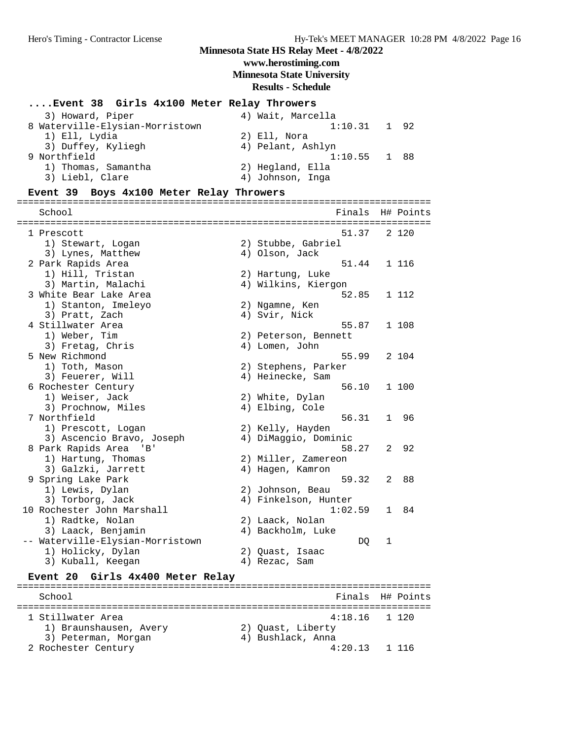Minnesota State HS Relay Meet - 4/8/2022
www.herostiming.com
Minnesota State University
Results - Schedule

### ....Event 38 Girls 4x100 Meter Relay Throwers

| School | Finals | H# | Points |
|---|---|---|---|
| 3) Howard, Piper / 4) Wait, Marcella | | | |
| 8 Waterville-Elysian-Morristown | 1:10.31 | 1 | 92 |
| 1) Ell, Lydia / 2) Ell, Nora / 3) Duffey, Kyliegh / 4) Pelant, Ashlyn | | | |
| 9 Northfield | 1:10.55 | 1 | 88 |
| 1) Thomas, Samantha / 2) Hegland, Ella / 3) Liebl, Clare / 4) Johnson, Inga | | | |

### Event 39 Boys 4x100 Meter Relay Throwers

| School | Finals | H# | Points |
|---|---|---|---|
| 1 Prescott | 51.37 | 2 | 120 |
| 1) Stewart, Logan / 2) Stubbe, Gabriel / 3) Lynes, Matthew / 4) Olson, Jack | | | |
| 2 Park Rapids Area | 51.44 | 1 | 116 |
| 1) Hill, Tristan / 2) Hartung, Luke / 3) Martin, Malachi / 4) Wilkins, Kiergon | | | |
| 3 White Bear Lake Area | 52.85 | 1 | 112 |
| 1) Stanton, Imeleyo / 2) Ngamne, Ken / 3) Pratt, Zach / 4) Svir, Nick | | | |
| 4 Stillwater Area | 55.87 | 1 | 108 |
| 1) Weber, Tim / 2) Peterson, Bennett / 3) Fretag, Chris / 4) Lomen, John | | | |
| 5 New Richmond | 55.99 | 2 | 104 |
| 1) Toth, Mason / 2) Stephens, Parker / 3) Feuerer, Will / 4) Heinecke, Sam | | | |
| 6 Rochester Century | 56.10 | 1 | 100 |
| 1) Weiser, Jack / 2) White, Dylan / 3) Prochnow, Miles / 4) Elbing, Cole | | | |
| 7 Northfield | 56.31 | 1 | 96 |
| 1) Prescott, Logan / 2) Kelly, Hayden / 3) Ascencio Bravo, Joseph / 4) DiMaggio, Dominic | | | |
| 8 Park Rapids Area 'B' | 58.27 | 2 | 92 |
| 1) Hartung, Thomas / 2) Miller, Zamereon / 3) Galzki, Jarrett / 4) Hagen, Kamron | | | |
| 9 Spring Lake Park | 59.32 | 2 | 88 |
| 1) Lewis, Dylan / 2) Johnson, Beau / 3) Torborg, Jack / 4) Finkelson, Hunter | | | |
| 10 Rochester John Marshall | 1:02.59 | 1 | 84 |
| 1) Radtke, Nolan / 2) Laack, Nolan / 3) Laack, Benjamin / 4) Backholm, Luke | | | |
| -- Waterville-Elysian-Morristown | DQ | 1 | |
| 1) Holicky, Dylan / 2) Quast, Isaac / 3) Kuball, Keegan / 4) Rezac, Sam | | | |

### Event 20 Girls 4x400 Meter Relay

| School | Finals | H# | Points |
|---|---|---|---|
| 1 Stillwater Area | 4:18.16 | 1 | 120 |
| 1) Braunshausen, Avery / 2) Quast, Liberty / 3) Peterman, Morgan / 4) Bushlack, Anna | | | |
| 2 Rochester Century | 4:20.13 | 1 | 116 |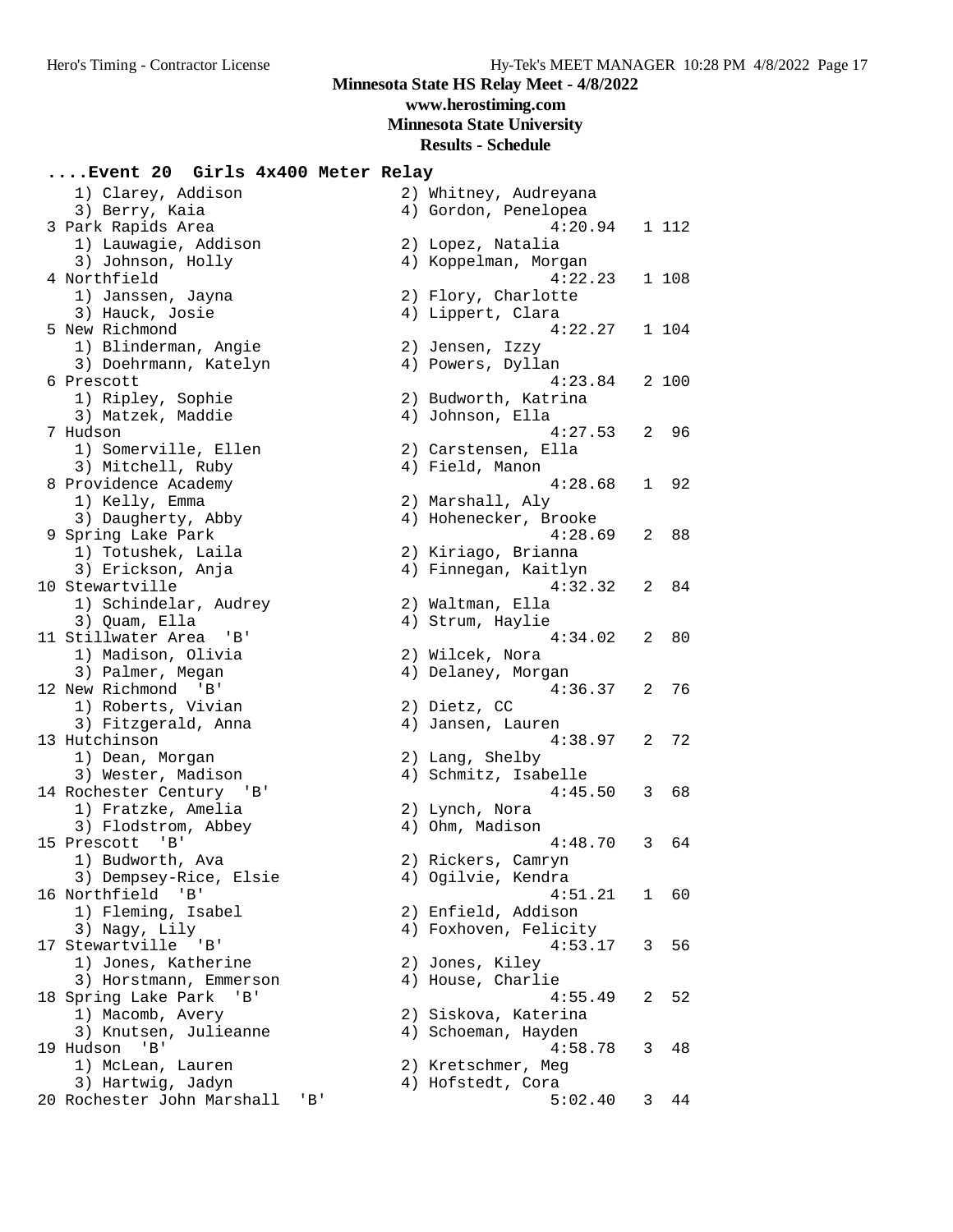# Minnesota State HS Relay Meet - 4/8/2022

**www.herostiming.com**
**Minnesota State University**
**Results - Schedule**

### ....Event 20 Girls 4x400 Meter Relay

```
    1) Clarey, Addison                 2) Whitney, Audreyana
    3) Berry, Kaia                     4) Gordon, Penelopea
 3 Park Rapids Area                              4:20.94   1 112
    1) Lauwagie, Addison               2) Lopez, Natalia
    3) Johnson, Holly                  4) Koppelman, Morgan
 4 Northfield                                    4:22.23   1 108
    1) Janssen, Jayna                  2) Flory, Charlotte
    3) Hauck, Josie                    4) Lippert, Clara
 5 New Richmond                                  4:22.27   1 104
    1) Blinderman, Angie               2) Jensen, Izzy
    3) Doehrmann, Katelyn              4) Powers, Dyllan
 6 Prescott                                      4:23.84   2 100
    1) Ripley, Sophie                  2) Budworth, Katrina
    3) Matzek, Maddie                  4) Johnson, Ella
 7 Hudson                                        4:27.53   2  96
    1) Somerville, Ellen               2) Carstensen, Ella
    3) Mitchell, Ruby                  4) Field, Manon
 8 Providence Academy                            4:28.68   1  92
    1) Kelly, Emma                     2) Marshall, Aly
    3) Daugherty, Abby                 4) Hohenecker, Brooke
 9 Spring Lake Park                              4:28.69   2  88
    1) Totushek, Laila                 2) Kiriago, Brianna
    3) Erickson, Anja                  4) Finnegan, Kaitlyn
10 Stewartville                                  4:32.32   2  84
    1) Schindelar, Audrey              2) Waltman, Ella
    3) Quam, Ella                      4) Strum, Haylie
11 Stillwater Area  'B'                          4:34.02   2  80
    1) Madison, Olivia                 2) Wilcek, Nora
    3) Palmer, Megan                   4) Delaney, Morgan
12 New Richmond  'B'                             4:36.37   2  76
    1) Roberts, Vivian                 2) Dietz, CC
    3) Fitzgerald, Anna                4) Jansen, Lauren
13 Hutchinson                                    4:38.97   2  72
    1) Dean, Morgan                    2) Lang, Shelby
    3) Wester, Madison                 4) Schmitz, Isabelle
14 Rochester Century  'B'                        4:45.50   3  68
    1) Fratzke, Amelia                 2) Lynch, Nora
    3) Flodstrom, Abbey                4) Ohm, Madison
15 Prescott  'B'                                 4:48.70   3  64
    1) Budworth, Ava                   2) Rickers, Camryn
    3) Dempsey-Rice, Elsie             4) Ogilvie, Kendra
16 Northfield  'B'                               4:51.21   1  60
    1) Fleming, Isabel                 2) Enfield, Addison
    3) Nagy, Lily                      4) Foxhoven, Felicity
17 Stewartville  'B'                             4:53.17   3  56
    1) Jones, Katherine                2) Jones, Kiley
    3) Horstmann, Emmerson             4) House, Charlie
18 Spring Lake Park  'B'                         4:55.49   2  52
    1) Macomb, Avery                   2) Siskova, Katerina
    3) Knutsen, Julieanne              4) Schoeman, Hayden
19 Hudson  'B'                                   4:58.78   3  48
    1) McLean, Lauren                  2) Kretschmer, Meg
    3) Hartwig, Jadyn                  4) Hofstedt, Cora
20 Rochester John Marshall  'B'                  5:02.40   3  44
```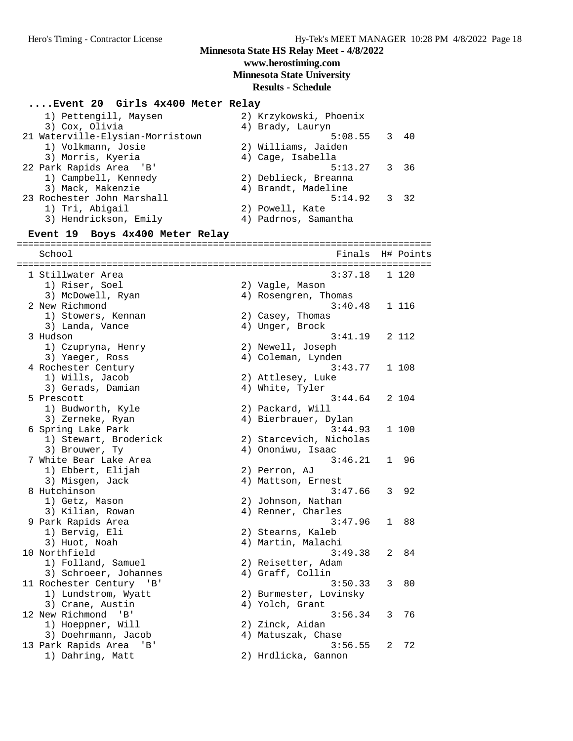Minnesota State HS Relay Meet - 4/8/2022
www.herostiming.com
Minnesota State University
Results - Schedule

### ....Event 20 Girls 4x400 Meter Relay

```
    1) Pettengill, Maysen              2) Krzykowski, Phoenix
    3) Cox, Olivia                     4) Brady, Lauryn
 21 Waterville-Elysian-Morristown                5:08.55   3  40
    1) Volkmann, Josie                 2) Williams, Jaiden
    3) Morris, Kyeria                  4) Cage, Isabella
 22 Park Rapids Area  'B'                        5:13.27   3  36
    1) Campbell, Kennedy               2) Deblieck, Breanna
    3) Mack, Makenzie                  4) Brandt, Madeline
 23 Rochester John Marshall                      5:14.92   3  32
    1) Tri, Abigail                    2) Powell, Kate
    3) Hendrickson, Emily              4) Padrnos, Samantha
```

### Event 19 Boys 4x400 Meter Relay

```
=========================================================================
   School                                         Finals  H# Points
=========================================================================
  1 Stillwater Area                              3:37.18   1 120
    1) Riser, Soel                     2) Vagle, Mason
    3) McDowell, Ryan                  4) Rosengren, Thomas
  2 New Richmond                                 3:40.48   1 116
    1) Stowers, Kennan                 2) Casey, Thomas
    3) Landa, Vance                    4) Unger, Brock
  3 Hudson                                       3:41.19   2 112
    1) Czupryna, Henry                 2) Newell, Joseph
    3) Yaeger, Ross                    4) Coleman, Lynden
  4 Rochester Century                            3:43.77   1 108
    1) Wills, Jacob                    2) Attlesey, Luke
    3) Gerads, Damian                  4) White, Tyler
  5 Prescott                                     3:44.64   2 104
    1) Budworth, Kyle                  2) Packard, Will
    3) Zerneke, Ryan                   4) Bierbrauer, Dylan
  6 Spring Lake Park                             3:44.93   1 100
    1) Stewart, Broderick              2) Starcevich, Nicholas
    3) Brouwer, Ty                     4) Ononiwu, Isaac
  7 White Bear Lake Area                         3:46.21   1  96
    1) Ebbert, Elijah                  2) Perron, AJ
    3) Misgen, Jack                    4) Mattson, Ernest
  8 Hutchinson                                   3:47.66   3  92
    1) Getz, Mason                     2) Johnson, Nathan
    3) Kilian, Rowan                   4) Renner, Charles
  9 Park Rapids Area                             3:47.96   1  88
    1) Bervig, Eli                     2) Stearns, Kaleb
    3) Huot, Noah                      4) Martin, Malachi
 10 Northfield                                   3:49.38   2  84
    1) Folland, Samuel                 2) Reisetter, Adam
    3) Schroeer, Johannes              4) Graff, Collin
 11 Rochester Century  'B'                       3:50.33   3  80
    1) Lundstrom, Wyatt                2) Burmester, Lovinsky
    3) Crane, Austin                   4) Yolch, Grant
 12 New Richmond  'B'                            3:56.34   3  76
    1) Hoeppner, Will                  2) Zinck, Aidan
    3) Doehrmann, Jacob                4) Matuszak, Chase
 13 Park Rapids Area  'B'                        3:56.55   2  72
    1) Dahring, Matt                   2) Hrdlicka, Gannon
```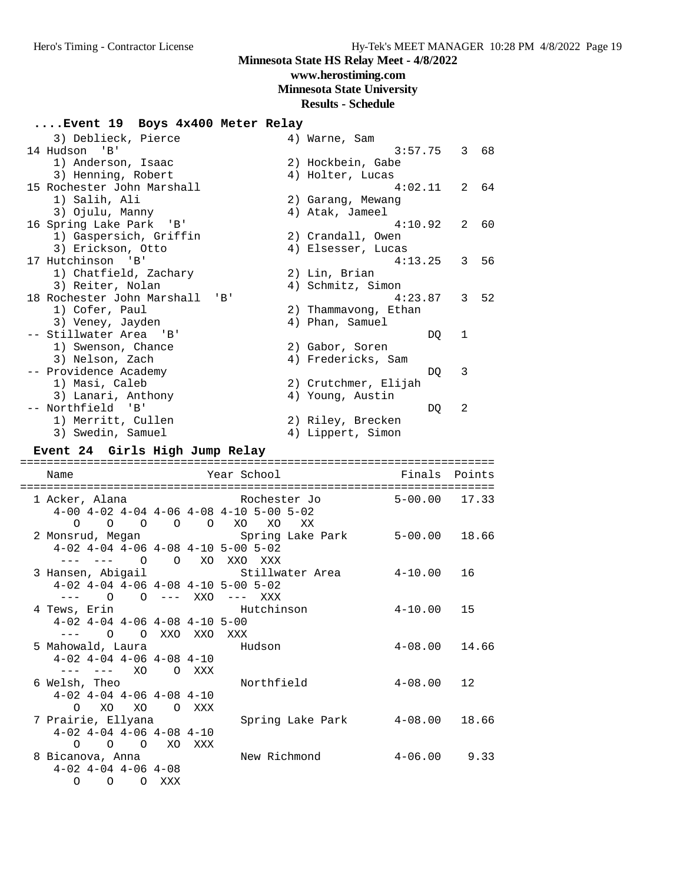Minnesota State HS Relay Meet - 4/8/2022
www.herostiming.com
Minnesota State University
Results - Schedule

## ....Event 19 Boys 4x400 Meter Relay

```
   3) Deblieck, Pierce                4) Warne, Sam
14 Hudson  'B'                                   3:57.75   3  68
   1) Anderson, Isaac                 2) Hockbein, Gabe
   3) Henning, Robert                 4) Holter, Lucas
15 Rochester John Marshall                       4:02.11   2  64
   1) Salih, Ali                      2) Garang, Mewang
   3) Ojulu, Manny                    4) Atak, Jameel
16 Spring Lake Park  'B'                         4:10.92   2  60
   1) Gaspersich, Griffin             2) Crandall, Owen
   3) Erickson, Otto                  4) Elsesser, Lucas
17 Hutchinson  'B'                               4:13.25   3  56
   1) Chatfield, Zachary              2) Lin, Brian
   3) Reiter, Nolan                   4) Schmitz, Simon
18 Rochester John Marshall  'B'                  4:23.87   3  52
   1) Cofer, Paul                     2) Thammavong, Ethan
   3) Veney, Jayden                   4) Phan, Samuel
-- Stillwater Area  'B'                               DQ   1
   1) Swenson, Chance                 2) Gabor, Soren
   3) Nelson, Zach                    4) Fredericks, Sam
-- Providence Academy                                 DQ   3
   1) Masi, Caleb                     2) Crutchmer, Elijah
   3) Lanari, Anthony                 4) Young, Austin
-- Northfield  'B'                                    DQ   2
   1) Merritt, Cullen                 2) Riley, Brecken
   3) Swedin, Samuel                  4) Lippert, Simon
```

## Event 24 Girls High Jump Relay

```
=====================================================================
   Name                    Year School                Finals  Points
=====================================================================
  1 Acker, Alana                Rochester Jo          5-00.00  17.33
     4-00 4-02 4-04 4-06 4-08 4-10 5-00 5-02
        O    O    O    O    O   XO   XO   XX
  2 Monsrud, Megan              Spring Lake Park      5-00.00  18.66
     4-02 4-04 4-06 4-08 4-10 5-00 5-02
      ---  ---    O    O   XO  XXO  XXX
  3 Hansen, Abigail             Stillwater Area       4-10.00  16
     4-02 4-04 4-06 4-08 4-10 5-00 5-02
      ---    O    O  ---  XXO  ---  XXX
  4 Tews, Erin                  Hutchinson            4-10.00  15
     4-02 4-04 4-06 4-08 4-10 5-00
      ---    O    O  XXO  XXO  XXX
  5 Mahowald, Laura             Hudson                4-08.00  14.66
     4-02 4-04 4-06 4-08 4-10
      ---  ---   XO    O  XXX
  6 Welsh, Theo                 Northfield            4-08.00  12
     4-02 4-04 4-06 4-08 4-10
        O   XO   XO    O  XXX
  7 Prairie, Ellyana            Spring Lake Park      4-08.00  18.66
     4-02 4-04 4-06 4-08 4-10
        O    O    O   XO  XXX
  8 Bicanova, Anna              New Richmond          4-06.00   9.33
     4-02 4-04 4-06 4-08
        O    O    O  XXX
```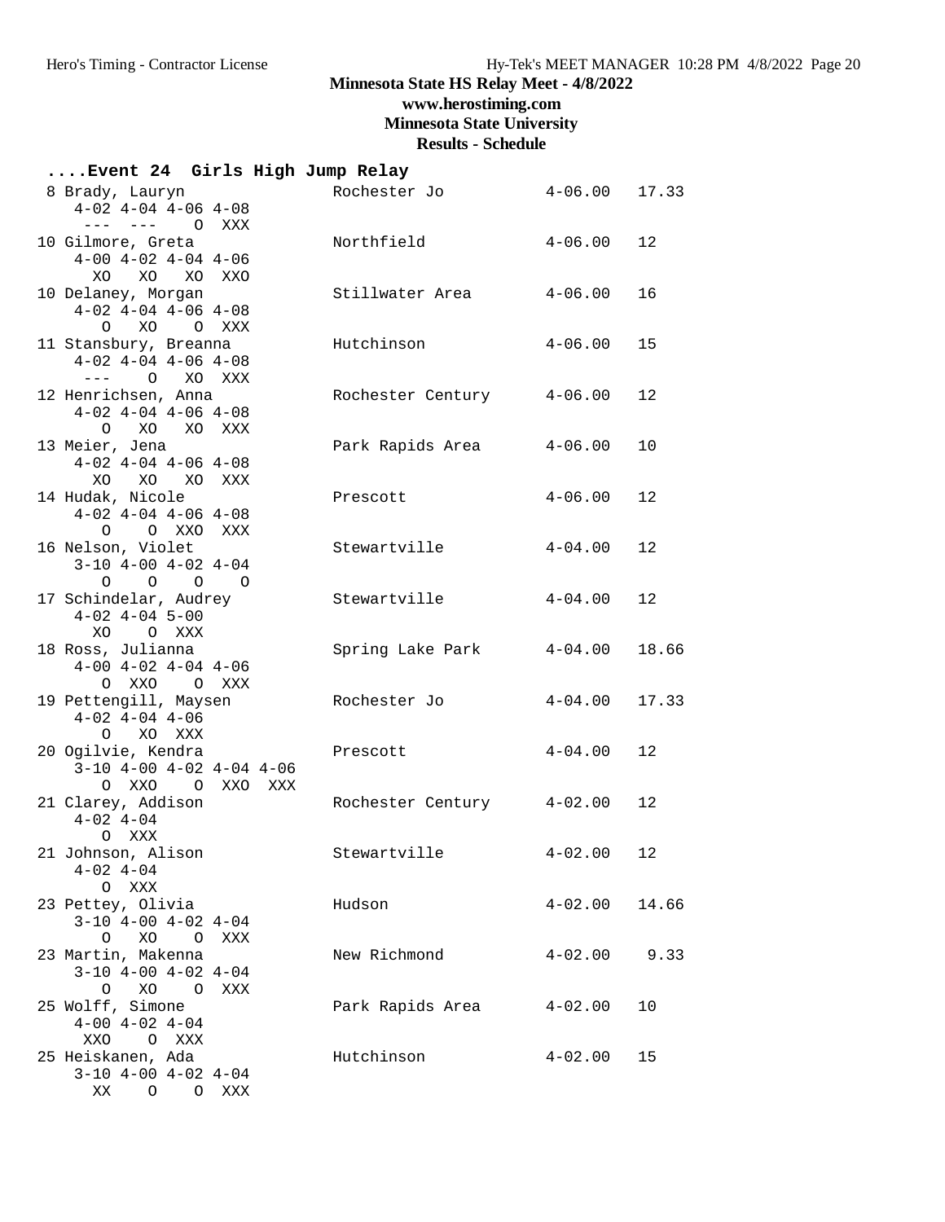# Minnesota State HS Relay Meet - 4/8/2022

## www.herostiming.com

## Minnesota State University

## Results - Schedule

### ....Event 24 Girls High Jump Relay

```
 8 Brady, Lauryn              Rochester Jo          4-06.00  17.33
    4-02 4-04 4-06 4-08
     ---  ---    O  XXX
10 Gilmore, Greta             Northfield            4-06.00  12
    4-00 4-02 4-04 4-06
      XO   XO   XO  XXO
10 Delaney, Morgan            Stillwater Area       4-06.00  16
    4-02 4-04 4-06 4-08
       O   XO    O  XXX
11 Stansbury, Breanna         Hutchinson            4-06.00  15
    4-02 4-04 4-06 4-08
     ---    O   XO  XXX
12 Henrichsen, Anna           Rochester Century     4-06.00  12
    4-02 4-04 4-06 4-08
       O   XO   XO  XXX
13 Meier, Jena                Park Rapids Area      4-06.00  10
    4-02 4-04 4-06 4-08
      XO   XO   XO  XXX
14 Hudak, Nicole              Prescott              4-06.00  12
    4-02 4-04 4-06 4-08
       O    O  XXO  XXX
16 Nelson, Violet             Stewartville          4-04.00  12
    3-10 4-00 4-02 4-04
       O    O    O    O
17 Schindelar, Audrey         Stewartville          4-04.00  12
    4-02 4-04 5-00
      XO    O  XXX
18 Ross, Julianna             Spring Lake Park      4-04.00  18.66
    4-00 4-02 4-04 4-06
       O  XXO    O  XXX
19 Pettengill, Maysen         Rochester Jo          4-04.00  17.33
    4-02 4-04 4-06
       O   XO  XXX
20 Ogilvie, Kendra            Prescott              4-04.00  12
    3-10 4-00 4-02 4-04 4-06
       O  XXO    O  XXO  XXX
21 Clarey, Addison            Rochester Century     4-02.00  12
    4-02 4-04
       O  XXX
21 Johnson, Alison            Stewartville          4-02.00  12
    4-02 4-04
       O  XXX
23 Pettey, Olivia             Hudson                4-02.00  14.66
    3-10 4-00 4-02 4-04
       O   XO    O  XXX
23 Martin, Makenna            New Richmond          4-02.00   9.33
    3-10 4-00 4-02 4-04
       O   XO    O  XXX
25 Wolff, Simone              Park Rapids Area      4-02.00  10
    4-00 4-02 4-04
     XXO    O  XXX
25 Heiskanen, Ada             Hutchinson            4-02.00  15
    3-10 4-00 4-02 4-04
      XX    O    O  XXX
```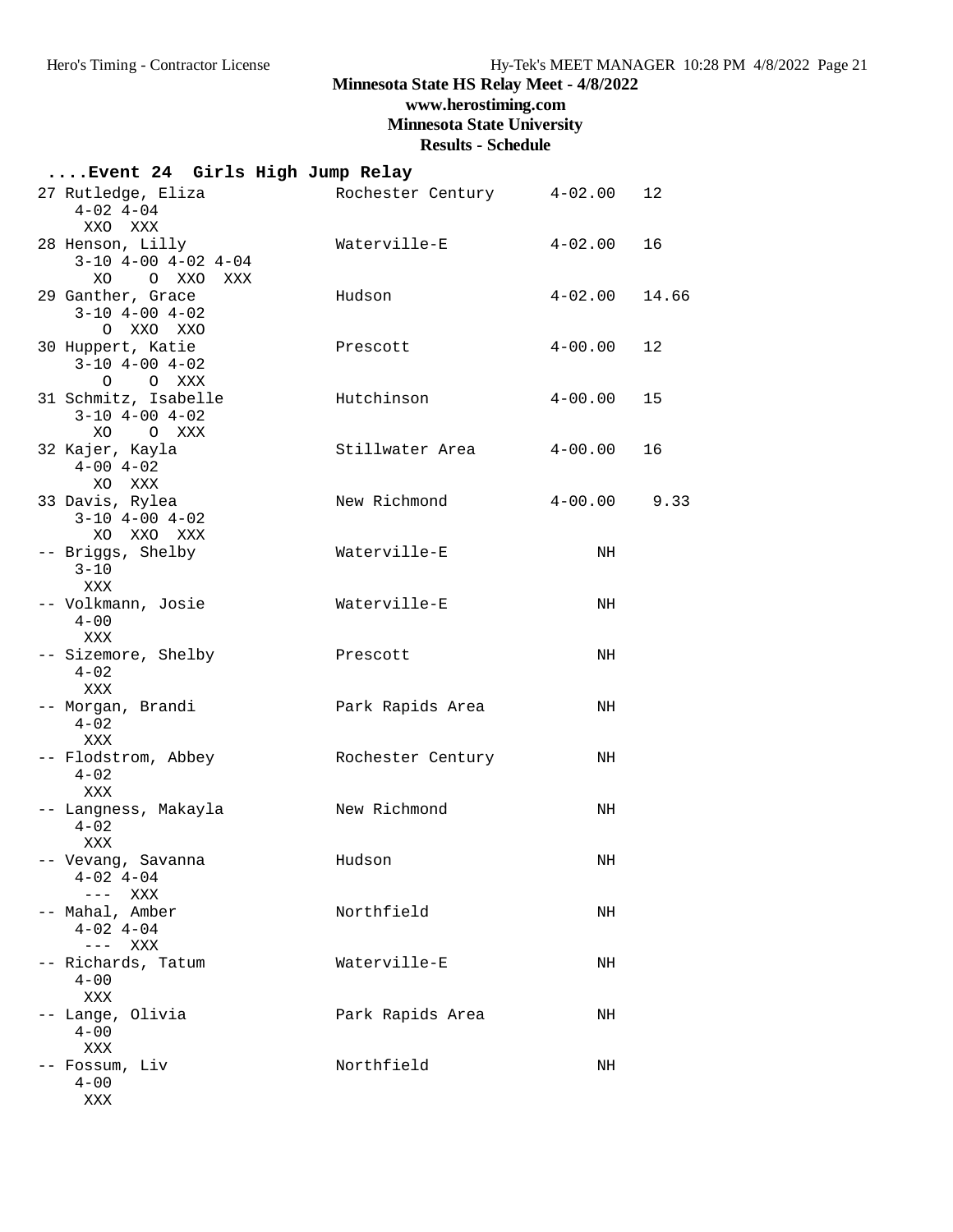Minnesota State HS Relay Meet - 4/8/2022
www.herostiming.com
Minnesota State University
Results - Schedule

**....Event 24  Girls High Jump Relay**

```
 27 Rutledge, Eliza             Rochester Century      4-02.00   12
     4-02 4-04
      XXO  XXX
 28 Henson, Lilly               Waterville-E           4-02.00   16
     3-10 4-00 4-02 4-04
       XO    O  XXO  XXX
 29 Ganther, Grace              Hudson                 4-02.00   14.66
     3-10 4-00 4-02
        O  XXO  XXO
 30 Huppert, Katie              Prescott               4-00.00   12
     3-10 4-00 4-02
        O    O  XXX
 31 Schmitz, Isabelle           Hutchinson             4-00.00   15
     3-10 4-00 4-02
       XO    O  XXX
 32 Kajer, Kayla                Stillwater Area        4-00.00   16
     4-00 4-02
       XO  XXX
 33 Davis, Rylea                New Richmond           4-00.00    9.33
     3-10 4-00 4-02
       XO  XXO  XXX
 -- Briggs, Shelby              Waterville-E                NH
     3-10
      XXX
 -- Volkmann, Josie             Waterville-E                NH
     4-00
      XXX
 -- Sizemore, Shelby            Prescott                    NH
     4-02
      XXX
 -- Morgan, Brandi              Park Rapids Area            NH
     4-02
      XXX
 -- Flodstrom, Abbey            Rochester Century           NH
     4-02
      XXX
 -- Langness, Makayla           New Richmond                NH
     4-02
      XXX
 -- Vevang, Savanna             Hudson                      NH
     4-02 4-04
      ---  XXX
 -- Mahal, Amber                Northfield                  NH
     4-02 4-04
      ---  XXX
 -- Richards, Tatum             Waterville-E                NH
     4-00
      XXX
 -- Lange, Olivia               Park Rapids Area            NH
     4-00
      XXX
 -- Fossum, Liv                 Northfield                  NH
     4-00
      XXX
```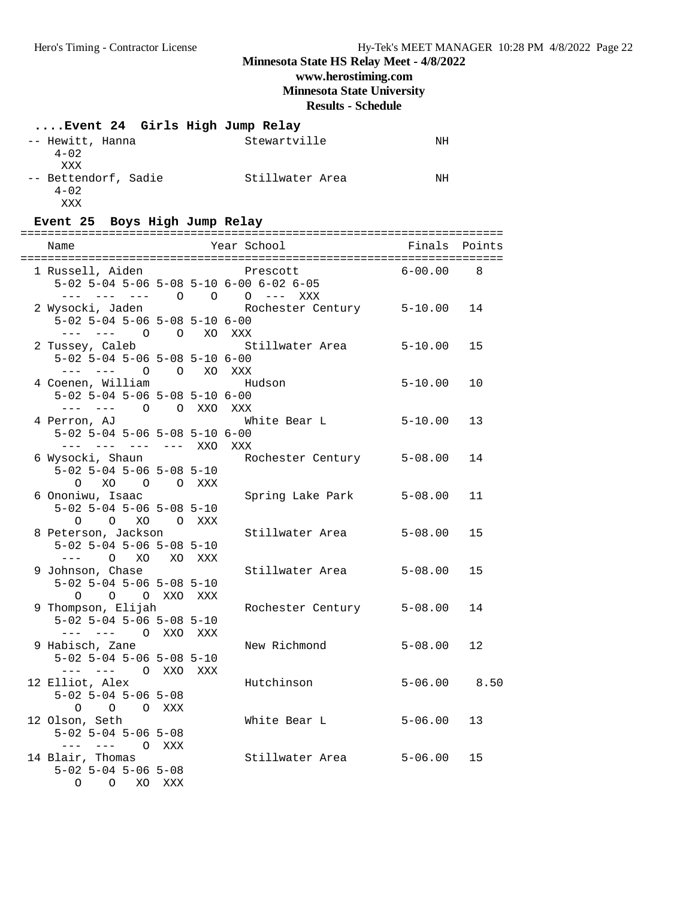## Minnesota State HS Relay Meet - 4/8/2022

**www.herostiming.com**

**Minnesota State University**

**Results - Schedule**

### ....Event 24 Girls High Jump Relay

```
 -- Hewitt, Hanna               Stewartville            NH
     4-02
      XXX
 -- Bettendorf, Sadie           Stillwater Area         NH
     4-02
      XXX
```

### Event 25 Boys High Jump Relay

```
=======================================================================
    Name                    Year School                 Finals  Points
=======================================================================
  1 Russell, Aiden               Prescott               6-00.00    8
     5-02 5-04 5-06 5-08 5-10 6-00 6-02 6-05
      ---  ---  ---    O    O    O  ---  XXX
  2 Wysocki, Jaden               Rochester Century      5-10.00   14
     5-02 5-04 5-06 5-08 5-10 6-00
      ---  ---    O    O   XO  XXX
  2 Tussey, Caleb                Stillwater Area        5-10.00   15
     5-02 5-04 5-06 5-08 5-10 6-00
      ---  ---    O    O   XO  XXX
  4 Coenen, William              Hudson                 5-10.00   10
     5-02 5-04 5-06 5-08 5-10 6-00
      ---  ---    O    O  XXO  XXX
  4 Perron, AJ                   White Bear L           5-10.00   13
     5-02 5-04 5-06 5-08 5-10 6-00
      ---  ---  ---  ---  XXO  XXX
  6 Wysocki, Shaun               Rochester Century      5-08.00   14
     5-02 5-04 5-06 5-08 5-10
        O   XO    O    O  XXX
  6 Ononiwu, Isaac               Spring Lake Park       5-08.00   11
     5-02 5-04 5-06 5-08 5-10
        O    O   XO    O  XXX
  8 Peterson, Jackson            Stillwater Area        5-08.00   15
     5-02 5-04 5-06 5-08 5-10
      ---    O   XO   XO  XXX
  9 Johnson, Chase               Stillwater Area        5-08.00   15
     5-02 5-04 5-06 5-08 5-10
        O    O    O  XXO  XXX
  9 Thompson, Elijah             Rochester Century      5-08.00   14
     5-02 5-04 5-06 5-08 5-10
      ---  ---    O  XXO  XXX
  9 Habisch, Zane                New Richmond           5-08.00   12
     5-02 5-04 5-06 5-08 5-10
      ---  ---    O  XXO  XXX
 12 Elliot, Alex                 Hutchinson             5-06.00   8.50
     5-02 5-04 5-06 5-08
        O    O    O  XXX
 12 Olson, Seth                  White Bear L           5-06.00   13
     5-02 5-04 5-06 5-08
      ---  ---    O  XXX
 14 Blair, Thomas                Stillwater Area        5-06.00   15
     5-02 5-04 5-06 5-08
        O    O   XO  XXX
```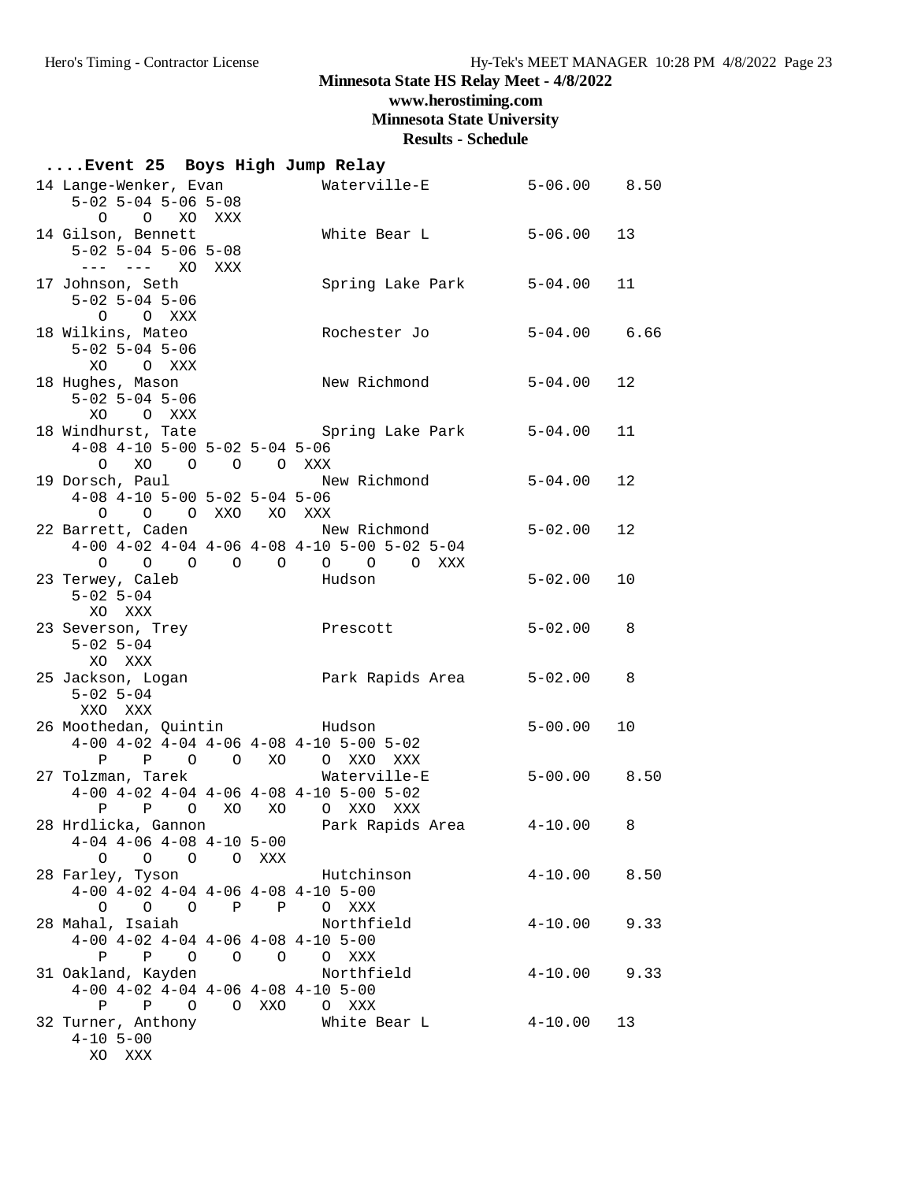## Minnesota State HS Relay Meet - 4/8/2022

### www.herostiming.com

### Minnesota State University

### Results - Schedule

#### ....Event 25  Boys High Jump Relay

```
 14 Lange-Wenker, Evan          Waterville-E           5-06.00    8.50
     5-02 5-04 5-06 5-08
       O    O   XO  XXX
 14 Gilson, Bennett             White Bear L           5-06.00   13
     5-02 5-04 5-06 5-08
      ---  ---   XO  XXX
 17 Johnson, Seth               Spring Lake Park       5-04.00   11
     5-02 5-04 5-06
       O    O  XXX
 18 Wilkins, Mateo              Rochester Jo           5-04.00    6.66
     5-02 5-04 5-06
      XO    O  XXX
 18 Hughes, Mason               New Richmond           5-04.00   12
     5-02 5-04 5-06
      XO    O  XXX
 18 Windhurst, Tate             Spring Lake Park       5-04.00   11
     4-08 4-10 5-00 5-02 5-04 5-06
       O   XO    O    O    O  XXX
 19 Dorsch, Paul                New Richmond           5-04.00   12
     4-08 4-10 5-00 5-02 5-04 5-06
       O    O    O  XXO   XO  XXX
 22 Barrett, Caden              New Richmond           5-02.00   12
     4-00 4-02 4-04 4-06 4-08 4-10 5-00 5-02 5-04
       O    O    O    O    O    O    O    O  XXX
 23 Terwey, Caleb               Hudson                 5-02.00   10
     5-02 5-04
      XO  XXX
 23 Severson, Trey              Prescott               5-02.00    8
     5-02 5-04
      XO  XXX
 25 Jackson, Logan              Park Rapids Area       5-02.00    8
     5-02 5-04
     XXO  XXX
 26 Moothedan, Quintin          Hudson                 5-00.00   10
     4-00 4-02 4-04 4-06 4-08 4-10 5-00 5-02
       P    P    O    O   XO    O  XXO  XXX
 27 Tolzman, Tarek              Waterville-E           5-00.00    8.50
     4-00 4-02 4-04 4-06 4-08 4-10 5-00 5-02
       P    P    O   XO   XO    O  XXO  XXX
 28 Hrdlicka, Gannon            Park Rapids Area       4-10.00    8
     4-04 4-06 4-08 4-10 5-00
       O    O    O    O  XXX
 28 Farley, Tyson               Hutchinson             4-10.00    8.50
     4-00 4-02 4-04 4-06 4-08 4-10 5-00
       O    O    O    P    P    O  XXX
 28 Mahal, Isaiah               Northfield             4-10.00    9.33
     4-00 4-02 4-04 4-06 4-08 4-10 5-00
       P    P    O    O    O    O  XXX
 31 Oakland, Kayden             Northfield             4-10.00    9.33
     4-00 4-02 4-04 4-06 4-08 4-10 5-00
       P    P    O    O  XXO    O  XXX
 32 Turner, Anthony             White Bear L           4-10.00   13
     4-10 5-00
      XO  XXX
```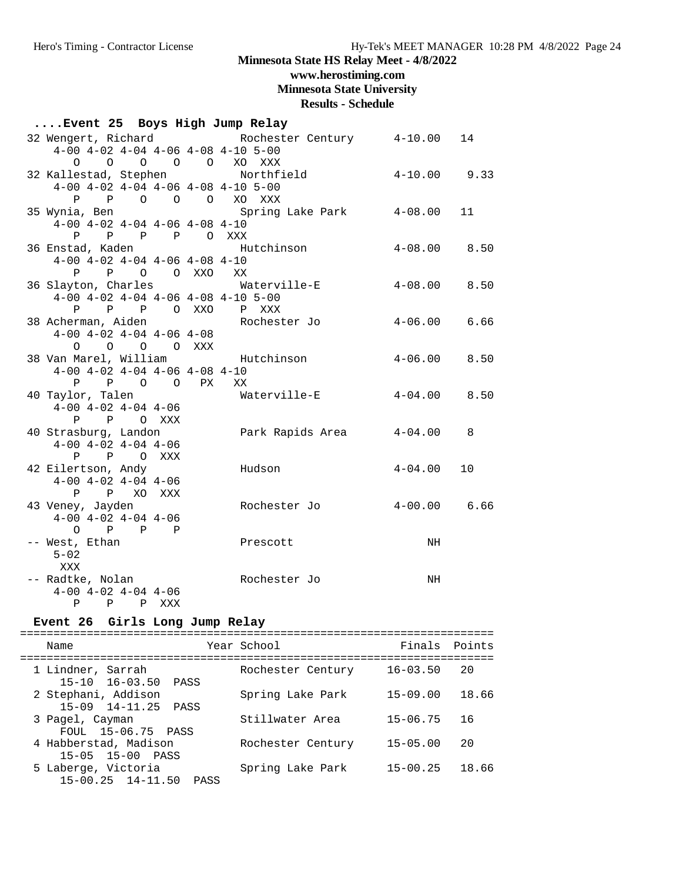## Minnesota State HS Relay Meet - 4/8/2022

**www.herostiming.com**

**Minnesota State University**

**Results - Schedule**

### ....Event 25 Boys High Jump Relay

```
 32 Wengert, Richard             Rochester Century      4-10.00   14
     4-00 4-02 4-04 4-06 4-08 4-10 5-00
        O    O    O    O    O   XO  XXX
 32 Kallestad, Stephen           Northfield             4-10.00   9.33
     4-00 4-02 4-04 4-06 4-08 4-10 5-00
        P    P    O    O    O   XO  XXX
 35 Wynia, Ben                   Spring Lake Park       4-08.00   11
     4-00 4-02 4-04 4-06 4-08 4-10
        P    P    P    P    O  XXX
 36 Enstad, Kaden                Hutchinson             4-08.00   8.50
     4-00 4-02 4-04 4-06 4-08 4-10
        P    P    O    O  XXO   XX
 36 Slayton, Charles             Waterville-E           4-08.00   8.50
     4-00 4-02 4-04 4-06 4-08 4-10 5-00
        P    P    P    O  XXO    P  XXX
 38 Acherman, Aiden              Rochester Jo           4-06.00   6.66
     4-00 4-02 4-04 4-06 4-08
        O    O    O    O  XXX
 38 Van Marel, William           Hutchinson             4-06.00   8.50
     4-00 4-02 4-04 4-06 4-08 4-10
        P    P    O    O   PX   XX
 40 Taylor, Talen                Waterville-E           4-04.00   8.50
     4-00 4-02 4-04 4-06
        P    P    O  XXX
 40 Strasburg, Landon            Park Rapids Area       4-04.00   8
     4-00 4-02 4-04 4-06
        P    P    O  XXX
 42 Eilertson, Andy              Hudson                 4-04.00   10
     4-00 4-02 4-04 4-06
        P    P   XO  XXX
 43 Veney, Jayden                Rochester Jo           4-00.00   6.66
     4-00 4-02 4-04 4-06
        O    P    P    P
 -- West, Ethan                  Prescott                    NH
     5-02
      XXX
 -- Radtke, Nolan                Rochester Jo                NH
     4-00 4-02 4-04 4-06
        P    P    P  XXX
```

### Event 26 Girls Long Jump Relay

```
=======================================================================
  Name                    Year School                  Finals  Points
=======================================================================
  1 Lindner, Sarrah            Rochester Century     16-03.50   20
      15-10  16-03.50  PASS
  2 Stephani, Addison          Spring Lake Park      15-09.00   18.66
      15-09  14-11.25  PASS
  3 Pagel, Cayman              Stillwater Area       15-06.75   16
      FOUL  15-06.75  PASS
  4 Habberstad, Madison        Rochester Century     15-05.00   20
      15-05  15-00  PASS
  5 Laberge, Victoria          Spring Lake Park      15-00.25   18.66
      15-00.25  14-11.50  PASS
```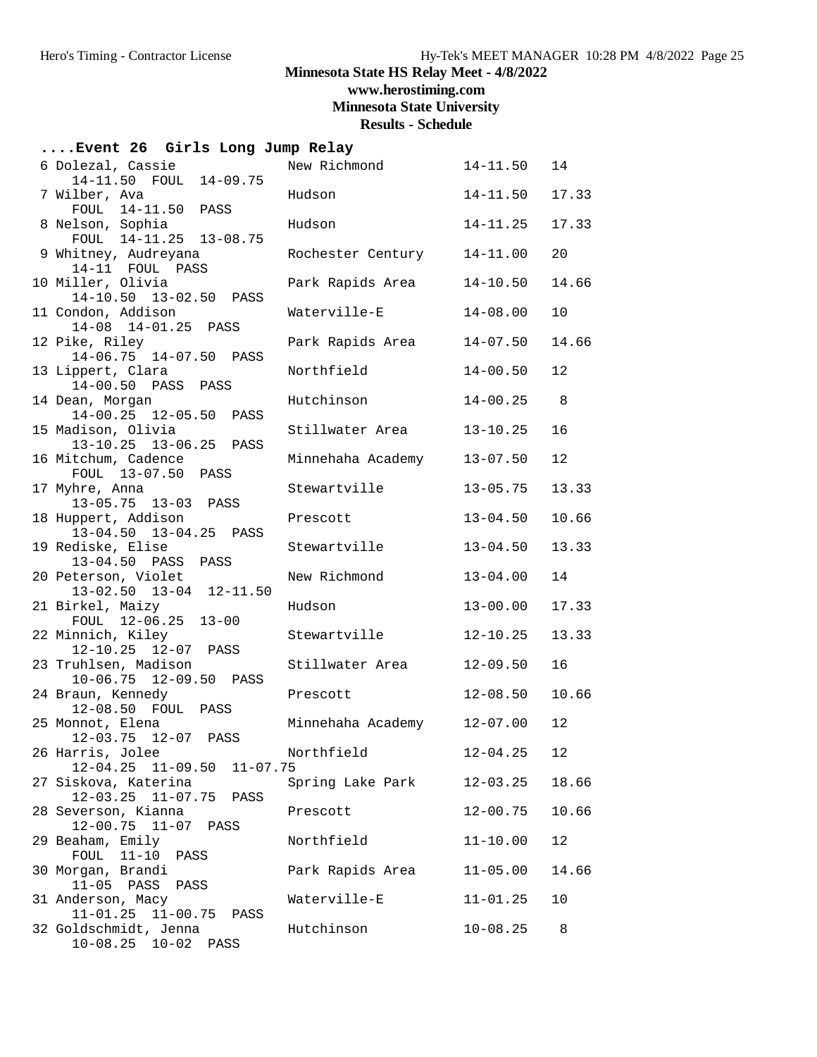## Minnesota State HS Relay Meet - 4/8/2022

**www.herostiming.com**

**Minnesota State University**

**Results - Schedule**

### ....Event 26 Girls Long Jump Relay

```
  6 Dolezal, Cassie            New Richmond          14-11.50   14
     14-11.50  FOUL  14-09.75
  7 Wilber, Ava                Hudson                14-11.50   17.33
     FOUL  14-11.50  PASS
  8 Nelson, Sophia             Hudson                14-11.25   17.33
     FOUL  14-11.25  13-08.75
  9 Whitney, Audreyana         Rochester Century     14-11.00   20
     14-11  FOUL  PASS
 10 Miller, Olivia             Park Rapids Area      14-10.50   14.66
     14-10.50  13-02.50  PASS
 11 Condon, Addison            Waterville-E          14-08.00   10
     14-08  14-01.25  PASS
 12 Pike, Riley                Park Rapids Area      14-07.50   14.66
     14-06.75  14-07.50  PASS
 13 Lippert, Clara             Northfield            14-00.50   12
     14-00.50  PASS  PASS
 14 Dean, Morgan               Hutchinson            14-00.25    8
     14-00.25  12-05.50  PASS
 15 Madison, Olivia            Stillwater Area       13-10.25   16
     13-10.25  13-06.25  PASS
 16 Mitchum, Cadence           Minnehaha Academy     13-07.50   12
     FOUL  13-07.50  PASS
 17 Myhre, Anna                Stewartville          13-05.75   13.33
     13-05.75  13-03  PASS
 18 Huppert, Addison           Prescott              13-04.50   10.66
     13-04.50  13-04.25  PASS
 19 Rediske, Elise             Stewartville          13-04.50   13.33
     13-04.50  PASS  PASS
 20 Peterson, Violet           New Richmond          13-04.00   14
     13-02.50  13-04  12-11.50
 21 Birkel, Maizy              Hudson                13-00.00   17.33
     FOUL  12-06.25  13-00
 22 Minnich, Kiley             Stewartville          12-10.25   13.33
     12-10.25  12-07  PASS
 23 Truhlsen, Madison          Stillwater Area       12-09.50   16
     10-06.75  12-09.50  PASS
 24 Braun, Kennedy             Prescott              12-08.50   10.66
     12-08.50  FOUL  PASS
 25 Monnot, Elena              Minnehaha Academy     12-07.00   12
     12-03.75  12-07  PASS
 26 Harris, Jolee              Northfield            12-04.25   12
     12-04.25  11-09.50  11-07.75
 27 Siskova, Katerina          Spring Lake Park      12-03.25   18.66
     12-03.25  11-07.75  PASS
 28 Severson, Kianna           Prescott              12-00.75   10.66
     12-00.75  11-07  PASS
 29 Beaham, Emily              Northfield            11-10.00   12
     FOUL  11-10  PASS
 30 Morgan, Brandi             Park Rapids Area      11-05.00   14.66
     11-05  PASS  PASS
 31 Anderson, Macy             Waterville-E          11-01.25   10
     11-01.25  11-00.75  PASS
 32 Goldschmidt, Jenna         Hutchinson            10-08.25    8
     10-08.25  10-02  PASS
```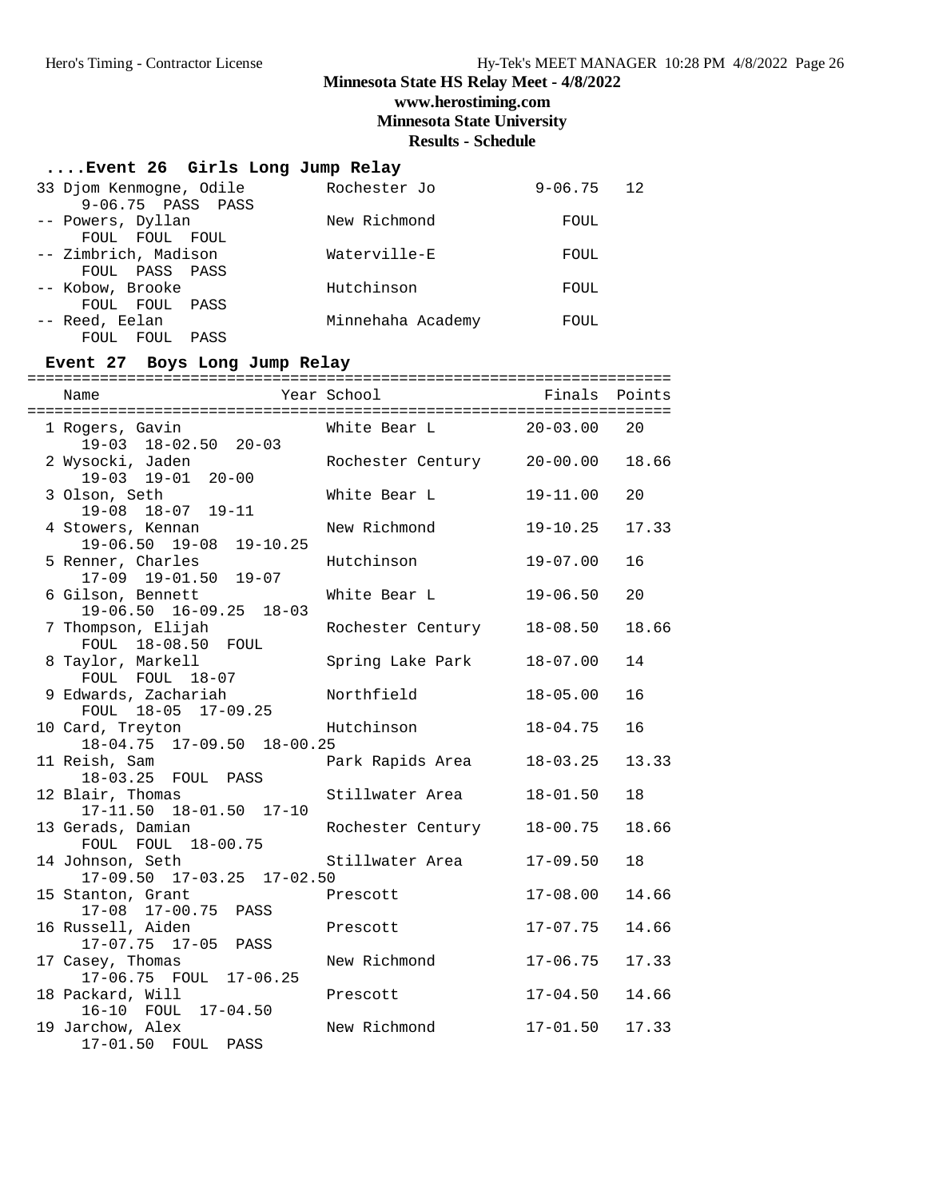# Minnesota State HS Relay Meet - 4/8/2022

**www.herostiming.com**

**Minnesota State University**

**Results - Schedule**

### ....Event 26 Girls Long Jump Relay

| Name | School | Finals | Points |
|---|---|---|---|
| 33 Djom Kenmogne, Odile | Rochester Jo | 9-06.75 | 12 |
| 9-06.75 PASS PASS | | | |
| -- Powers, Dyllan | New Richmond | FOUL | |
| FOUL FOUL FOUL | | | |
| -- Zimbrich, Madison | Waterville-E | FOUL | |
| FOUL PASS PASS | | | |
| -- Kobow, Brooke | Hutchinson | FOUL | |
| FOUL FOUL PASS | | | |
| -- Reed, Eelan | Minnehaha Academy | FOUL | |
| FOUL FOUL PASS | | | |

### Event 27 Boys Long Jump Relay

| Name | Year School | Finals | Points |
|---|---|---|---|
| 1 Rogers, Gavin | White Bear L | 20-03.00 | 20 |
| 19-03 18-02.50 20-03 | | | |
| 2 Wysocki, Jaden | Rochester Century | 20-00.00 | 18.66 |
| 19-03 19-01 20-00 | | | |
| 3 Olson, Seth | White Bear L | 19-11.00 | 20 |
| 19-08 18-07 19-11 | | | |
| 4 Stowers, Kennan | New Richmond | 19-10.25 | 17.33 |
| 19-06.50 19-08 19-10.25 | | | |
| 5 Renner, Charles | Hutchinson | 19-07.00 | 16 |
| 17-09 19-01.50 19-07 | | | |
| 6 Gilson, Bennett | White Bear L | 19-06.50 | 20 |
| 19-06.50 16-09.25 18-03 | | | |
| 7 Thompson, Elijah | Rochester Century | 18-08.50 | 18.66 |
| FOUL 18-08.50 FOUL | | | |
| 8 Taylor, Markell | Spring Lake Park | 18-07.00 | 14 |
| FOUL FOUL 18-07 | | | |
| 9 Edwards, Zachariah | Northfield | 18-05.00 | 16 |
| FOUL 18-05 17-09.25 | | | |
| 10 Card, Treyton | Hutchinson | 18-04.75 | 16 |
| 18-04.75 17-09.50 18-00.25 | | | |
| 11 Reish, Sam | Park Rapids Area | 18-03.25 | 13.33 |
| 18-03.25 FOUL PASS | | | |
| 12 Blair, Thomas | Stillwater Area | 18-01.50 | 18 |
| 17-11.50 18-01.50 17-10 | | | |
| 13 Gerads, Damian | Rochester Century | 18-00.75 | 18.66 |
| FOUL FOUL 18-00.75 | | | |
| 14 Johnson, Seth | Stillwater Area | 17-09.50 | 18 |
| 17-09.50 17-03.25 17-02.50 | | | |
| 15 Stanton, Grant | Prescott | 17-08.00 | 14.66 |
| 17-08 17-00.75 PASS | | | |
| 16 Russell, Aiden | Prescott | 17-07.75 | 14.66 |
| 17-07.75 17-05 PASS | | | |
| 17 Casey, Thomas | New Richmond | 17-06.75 | 17.33 |
| 17-06.75 FOUL 17-06.25 | | | |
| 18 Packard, Will | Prescott | 17-04.50 | 14.66 |
| 16-10 FOUL 17-04.50 | | | |
| 19 Jarchow, Alex | New Richmond | 17-01.50 | 17.33 |
| 17-01.50 FOUL PASS | | | |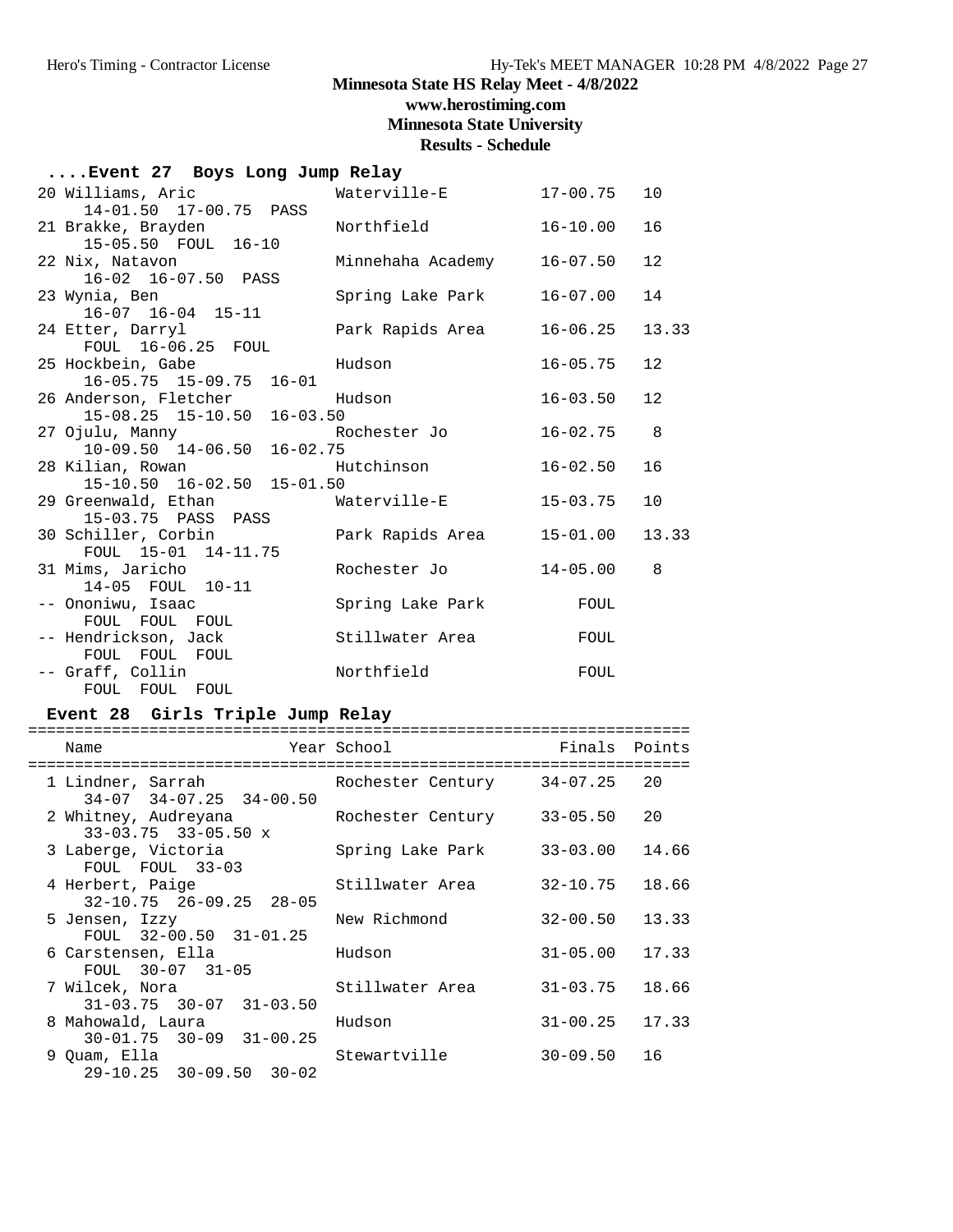## ....Event 27 Boys Long Jump Relay

| Name | School | Finals | Points |
|---|---|---|---|
| 20 Williams, Aric | Waterville-E | 17-00.75 | 10 |
| 14-01.50 17-00.75 PASS | | | |
| 21 Brakke, Brayden | Northfield | 16-10.00 | 16 |
| 15-05.50 FOUL 16-10 | | | |
| 22 Nix, Natavon | Minnehaha Academy | 16-07.50 | 12 |
| 16-02 16-07.50 PASS | | | |
| 23 Wynia, Ben | Spring Lake Park | 16-07.00 | 14 |
| 16-07 16-04 15-11 | | | |
| 24 Etter, Darryl | Park Rapids Area | 16-06.25 | 13.33 |
| FOUL 16-06.25 FOUL | | | |
| 25 Hockbein, Gabe | Hudson | 16-05.75 | 12 |
| 16-05.75 15-09.75 16-01 | | | |
| 26 Anderson, Fletcher | Hudson | 16-03.50 | 12 |
| 15-08.25 15-10.50 16-03.50 | | | |
| 27 Ojulu, Manny | Rochester Jo | 16-02.75 | 8 |
| 10-09.50 14-06.50 16-02.75 | | | |
| 28 Kilian, Rowan | Hutchinson | 16-02.50 | 16 |
| 15-10.50 16-02.50 15-01.50 | | | |
| 29 Greenwald, Ethan | Waterville-E | 15-03.75 | 10 |
| 15-03.75 PASS PASS | | | |
| 30 Schiller, Corbin | Park Rapids Area | 15-01.00 | 13.33 |
| FOUL 15-01 14-11.75 | | | |
| 31 Mims, Jaricho | Rochester Jo | 14-05.00 | 8 |
| 14-05 FOUL 10-11 | | | |
| -- Ononiwu, Isaac | Spring Lake Park | FOUL | |
| FOUL FOUL FOUL | | | |
| -- Hendrickson, Jack | Stillwater Area | FOUL | |
| FOUL FOUL FOUL | | | |
| -- Graff, Collin | Northfield | FOUL | |
| FOUL FOUL FOUL | | | |

## Event 28 Girls Triple Jump Relay

| Name | Year School | Finals | Points |
|---|---|---|---|
| 1 Lindner, Sarrah | Rochester Century | 34-07.25 | 20 |
| 34-07 34-07.25 34-00.50 | | | |
| 2 Whitney, Audreyana | Rochester Century | 33-05.50 | 20 |
| 33-03.75 33-05.50 x | | | |
| 3 Laberge, Victoria | Spring Lake Park | 33-03.00 | 14.66 |
| FOUL FOUL 33-03 | | | |
| 4 Herbert, Paige | Stillwater Area | 32-10.75 | 18.66 |
| 32-10.75 26-09.25 28-05 | | | |
| 5 Jensen, Izzy | New Richmond | 32-00.50 | 13.33 |
| FOUL 32-00.50 31-01.25 | | | |
| 6 Carstensen, Ella | Hudson | 31-05.00 | 17.33 |
| FOUL 30-07 31-05 | | | |
| 7 Wilcek, Nora | Stillwater Area | 31-03.75 | 18.66 |
| 31-03.75 30-07 31-03.50 | | | |
| 8 Mahowald, Laura | Hudson | 31-00.25 | 17.33 |
| 30-01.75 30-09 31-00.25 | | | |
| 9 Quam, Ella | Stewartville | 30-09.50 | 16 |
| 29-10.25 30-09.50 30-02 | | | |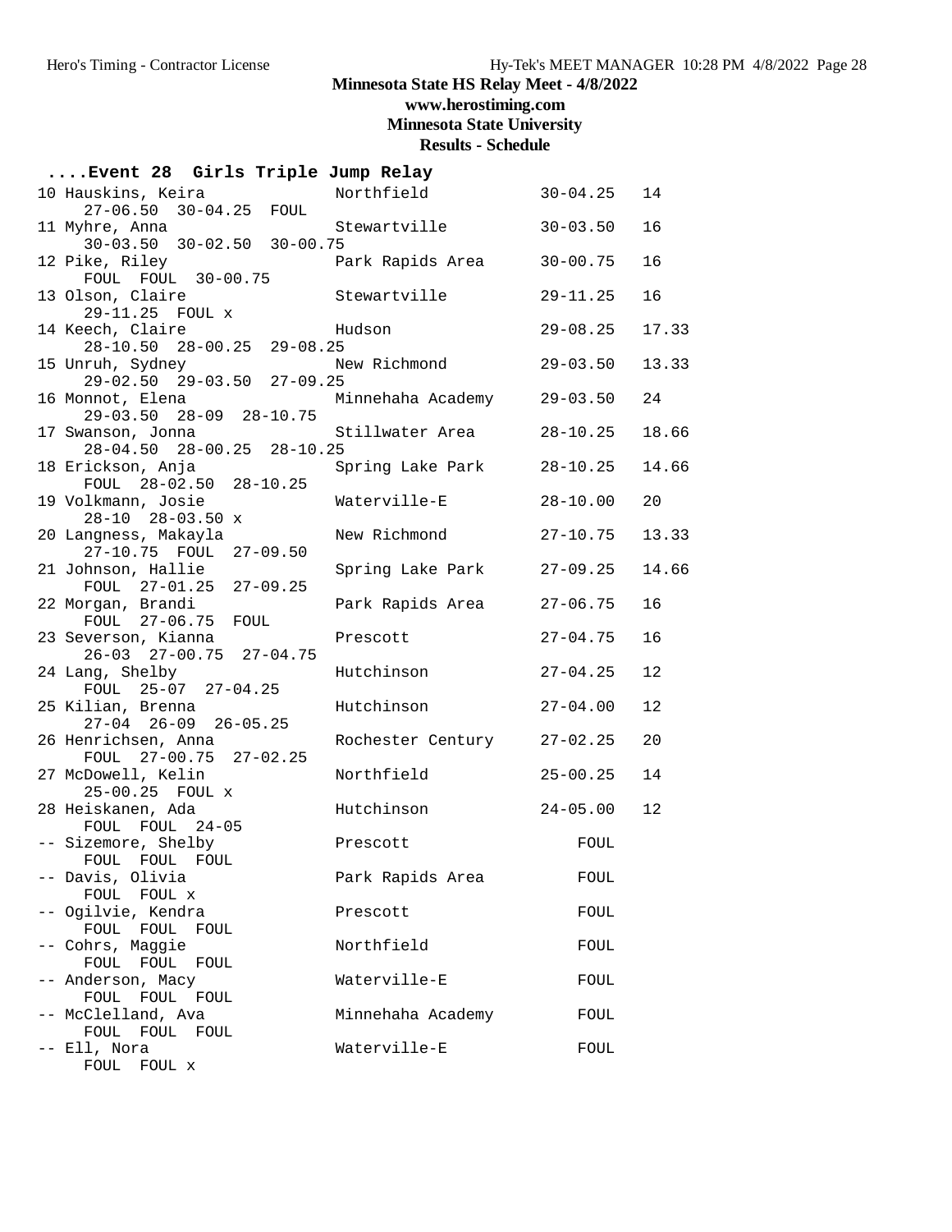# Minnesota State HS Relay Meet - 4/8/2022

**www.herostiming.com**

**Minnesota State University**

**Results - Schedule**

## ....Event 28 Girls Triple Jump Relay

```
10 Hauskins, Keira           Northfield           30-04.25   14
    27-06.50  30-04.25  FOUL
11 Myhre, Anna               Stewartville         30-03.50   16
    30-03.50  30-02.50  30-00.75
12 Pike, Riley               Park Rapids Area     30-00.75   16
    FOUL  FOUL  30-00.75
13 Olson, Claire             Stewartville         29-11.25   16
    29-11.25  FOUL  x
14 Keech, Claire             Hudson               29-08.25   17.33
    28-10.50  28-00.25  29-08.25
15 Unruh, Sydney             New Richmond         29-03.50   13.33
    29-02.50  29-03.50  27-09.25
16 Monnot, Elena             Minnehaha Academy    29-03.50   24
    29-03.50  28-09  28-10.75
17 Swanson, Jonna            Stillwater Area      28-10.25   18.66
    28-04.50  28-00.25  28-10.25
18 Erickson, Anja            Spring Lake Park     28-10.25   14.66
    FOUL  28-02.50  28-10.25
19 Volkmann, Josie           Waterville-E         28-10.00   20
    28-10  28-03.50  x
20 Langness, Makayla         New Richmond         27-10.75   13.33
    27-10.75  FOUL  27-09.50
21 Johnson, Hallie           Spring Lake Park     27-09.25   14.66
    FOUL  27-01.25  27-09.25
22 Morgan, Brandi            Park Rapids Area     27-06.75   16
    FOUL  27-06.75  FOUL
23 Severson, Kianna          Prescott             27-04.75   16
    26-03  27-00.75  27-04.75
24 Lang, Shelby              Hutchinson           27-04.25   12
    FOUL  25-07  27-04.25
25 Kilian, Brenna            Hutchinson           27-04.00   12
    27-04  26-09  26-05.25
26 Henrichsen, Anna          Rochester Century    27-02.25   20
    FOUL  27-00.75  27-02.25
27 McDowell, Kelin           Northfield           25-00.25   14
    25-00.25  FOUL  x
28 Heiskanen, Ada            Hutchinson           24-05.00   12
    FOUL  FOUL  24-05
-- Sizemore, Shelby          Prescott                 FOUL
    FOUL  FOUL  FOUL
-- Davis, Olivia             Park Rapids Area         FOUL
    FOUL  FOUL  x
-- Ogilvie, Kendra           Prescott                 FOUL
    FOUL  FOUL  FOUL
-- Cohrs, Maggie             Northfield               FOUL
    FOUL  FOUL  FOUL
-- Anderson, Macy            Waterville-E             FOUL
    FOUL  FOUL  FOUL
-- McClelland, Ava           Minnehaha Academy        FOUL
    FOUL  FOUL  FOUL
-- Ell, Nora                 Waterville-E             FOUL
    FOUL  FOUL  x
```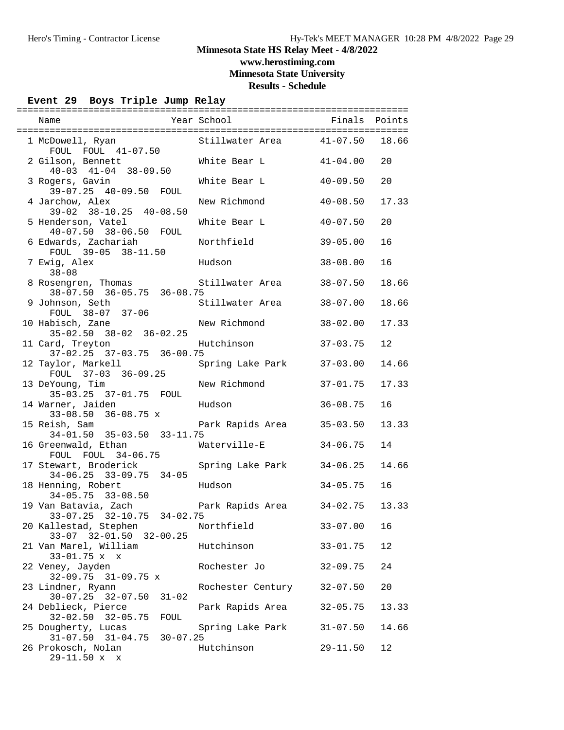# Minnesota State HS Relay Meet - 4/8/2022

**www.herostiming.com**

**Minnesota State University**

**Results - Schedule**

## Event 29 Boys Triple Jump Relay

| | Name | Year | School | Finals | Points |
|---|---|---|---|---|---|
| 1 | McDowell, Ryan | | Stillwater Area | 41-07.50 | 18.66 |
| | FOUL FOUL 41-07.50 | | | | |
| 2 | Gilson, Bennett | | White Bear L | 41-04.00 | 20 |
| | 40-03 41-04 38-09.50 | | | | |
| 3 | Rogers, Gavin | | White Bear L | 40-09.50 | 20 |
| | 39-07.25 40-09.50 FOUL | | | | |
| 4 | Jarchow, Alex | | New Richmond | 40-08.50 | 17.33 |
| | 39-02 38-10.25 40-08.50 | | | | |
| 5 | Henderson, Vatel | | White Bear L | 40-07.50 | 20 |
| | 40-07.50 38-06.50 FOUL | | | | |
| 6 | Edwards, Zachariah | | Northfield | 39-05.00 | 16 |
| | FOUL 39-05 38-11.50 | | | | |
| 7 | Ewig, Alex | | Hudson | 38-08.00 | 16 |
| | 38-08 | | | | |
| 8 | Rosengren, Thomas | | Stillwater Area | 38-07.50 | 18.66 |
| | 38-07.50 36-05.75 36-08.75 | | | | |
| 9 | Johnson, Seth | | Stillwater Area | 38-07.00 | 18.66 |
| | FOUL 38-07 37-06 | | | | |
| 10 | Habisch, Zane | | New Richmond | 38-02.00 | 17.33 |
| | 35-02.50 38-02 36-02.25 | | | | |
| 11 | Card, Treyton | | Hutchinson | 37-03.75 | 12 |
| | 37-02.25 37-03.75 36-00.75 | | | | |
| 12 | Taylor, Markell | | Spring Lake Park | 37-03.00 | 14.66 |
| | FOUL 37-03 36-09.25 | | | | |
| 13 | DeYoung, Tim | | New Richmond | 37-01.75 | 17.33 |
| | 35-03.25 37-01.75 FOUL | | | | |
| 14 | Warner, Jaiden | | Hudson | 36-08.75 | 16 |
| | 33-08.50 36-08.75 x | | | | |
| 15 | Reish, Sam | | Park Rapids Area | 35-03.50 | 13.33 |
| | 34-01.50 35-03.50 33-11.75 | | | | |
| 16 | Greenwald, Ethan | | Waterville-E | 34-06.75 | 14 |
| | FOUL FOUL 34-06.75 | | | | |
| 17 | Stewart, Broderick | | Spring Lake Park | 34-06.25 | 14.66 |
| | 34-06.25 33-09.75 34-05 | | | | |
| 18 | Henning, Robert | | Hudson | 34-05.75 | 16 |
| | 34-05.75 33-08.50 | | | | |
| 19 | Van Batavia, Zach | | Park Rapids Area | 34-02.75 | 13.33 |
| | 33-07.25 32-10.75 34-02.75 | | | | |
| 20 | Kallestad, Stephen | | Northfield | 33-07.00 | 16 |
| | 33-07 32-01.50 32-00.25 | | | | |
| 21 | Van Marel, William | | Hutchinson | 33-01.75 | 12 |
| | 33-01.75 x x | | | | |
| 22 | Veney, Jayden | | Rochester Jo | 32-09.75 | 24 |
| | 32-09.75 31-09.75 x | | | | |
| 23 | Lindner, Ryann | | Rochester Century | 32-07.50 | 20 |
| | 30-07.25 32-07.50 31-02 | | | | |
| 24 | Deblieck, Pierce | | Park Rapids Area | 32-05.75 | 13.33 |
| | 32-02.50 32-05.75 FOUL | | | | |
| 25 | Dougherty, Lucas | | Spring Lake Park | 31-07.50 | 14.66 |
| | 31-07.50 31-04.75 30-07.25 | | | | |
| 26 | Prokosch, Nolan | | Hutchinson | 29-11.50 | 12 |
| | 29-11.50 x x | | | | |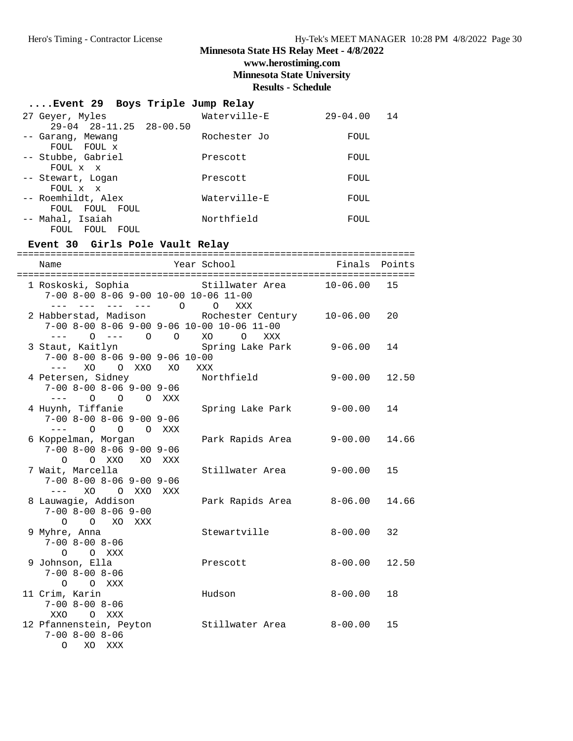Minnesota State HS Relay Meet - 4/8/2022

www.herostiming.com

Minnesota State University

Results - Schedule

## ....Event 29 Boys Triple Jump Relay

```
 27 Geyer, Myles                   Waterville-E         29-04.00   14
      29-04  28-11.25  28-00.50
 -- Garang, Mewang                 Rochester Jo             FOUL
      FOUL  FOUL x
 -- Stubbe, Gabriel                Prescott                 FOUL
      FOUL x  x
 -- Stewart, Logan                 Prescott                 FOUL
      FOUL x  x
 -- Roemhildt, Alex                Waterville-E             FOUL
      FOUL  FOUL  FOUL
 -- Mahal, Isaiah                  Northfield               FOUL
      FOUL  FOUL  FOUL
```

## Event 30 Girls Pole Vault Relay

```
=====================================================================
    Name                    Year School                Finals  Points
=====================================================================
  1 Roskoski, Sophia             Stillwater Area       10-06.00   15
      7-00 8-00 8-06 9-00 10-00 10-06 11-00
       ---  ---  ---  ---     O     O   XXX
  2 Habberstad, Madison          Rochester Century     10-06.00   20
      7-00 8-00 8-06 9-00 9-06 10-00 10-06 11-00
       ---    O  ---    O    O    XO     O   XXX
  3 Staut, Kaitlyn               Spring Lake Park       9-06.00   14
      7-00 8-00 8-06 9-00 9-06 10-00
       ---   XO    O  XXO   XO   XXX
  4 Petersen, Sidney             Northfield             9-00.00   12.50
      7-00 8-00 8-06 9-00 9-06
       ---    O    O    O  XXX
  4 Huynh, Tiffanie              Spring Lake Park       9-00.00   14
      7-00 8-00 8-06 9-00 9-06
       ---    O    O    O  XXX
  6 Koppelman, Morgan            Park Rapids Area       9-00.00   14.66
      7-00 8-00 8-06 9-00 9-06
         O    O  XXO   XO  XXX
  7 Wait, Marcella               Stillwater Area        9-00.00   15
      7-00 8-00 8-06 9-00 9-06
       ---   XO    O  XXO  XXX
  8 Lauwagie, Addison            Park Rapids Area       8-06.00   14.66
      7-00 8-00 8-06 9-00
         O    O   XO  XXX
  9 Myhre, Anna                  Stewartville           8-00.00   32
      7-00 8-00 8-06
         O    O  XXX
  9 Johnson, Ella                Prescott               8-00.00   12.50
      7-00 8-00 8-06
         O    O  XXX
 11 Crim, Karin                  Hudson                 8-00.00   18
      7-00 8-00 8-06
       XXO    O  XXX
 12 Pfannenstein, Peyton         Stillwater Area        8-00.00   15
      7-00 8-00 8-06
         O   XO  XXX
```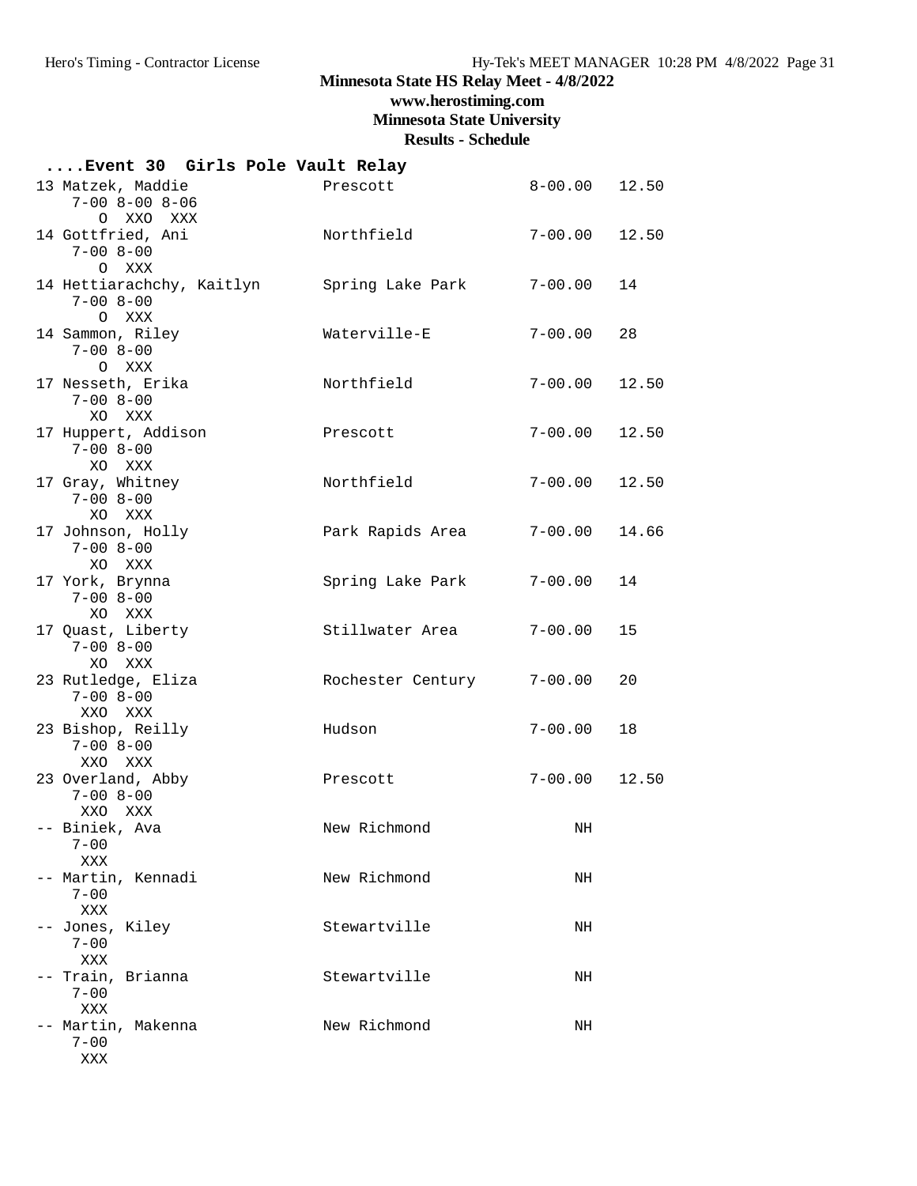Minnesota State HS Relay Meet - 4/8/2022
www.herostiming.com
Minnesota State University
Results - Schedule

## ....Event 30 Girls Pole Vault Relay

```
 13 Matzek, Maddie            Prescott              8-00.00  12.50
     7-00 8-00 8-06
        O  XXO  XXX
 14 Gottfried, Ani            Northfield            7-00.00  12.50
     7-00 8-00
        O  XXX
 14 Hettiarachchy, Kaitlyn    Spring Lake Park      7-00.00  14
     7-00 8-00
        O  XXX
 14 Sammon, Riley             Waterville-E          7-00.00  28
     7-00 8-00
        O  XXX
 17 Nesseth, Erika            Northfield            7-00.00  12.50
     7-00 8-00
       XO  XXX
 17 Huppert, Addison          Prescott              7-00.00  12.50
     7-00 8-00
       XO  XXX
 17 Gray, Whitney             Northfield            7-00.00  12.50
     7-00 8-00
       XO  XXX
 17 Johnson, Holly            Park Rapids Area      7-00.00  14.66
     7-00 8-00
       XO  XXX
 17 York, Brynna              Spring Lake Park      7-00.00  14
     7-00 8-00
       XO  XXX
 17 Quast, Liberty            Stillwater Area       7-00.00  15
     7-00 8-00
       XO  XXX
 23 Rutledge, Eliza           Rochester Century     7-00.00  20
     7-00 8-00
      XXO  XXX
 23 Bishop, Reilly            Hudson                7-00.00  18
     7-00 8-00
      XXO  XXX
 23 Overland, Abby            Prescott              7-00.00  12.50
     7-00 8-00
      XXO  XXX
 -- Biniek, Ava               New Richmond               NH
     7-00
      XXX
 -- Martin, Kennadi           New Richmond               NH
     7-00
      XXX
 -- Jones, Kiley              Stewartville               NH
     7-00
      XXX
 -- Train, Brianna            Stewartville               NH
     7-00
      XXX
 -- Martin, Makenna           New Richmond               NH
     7-00
      XXX
```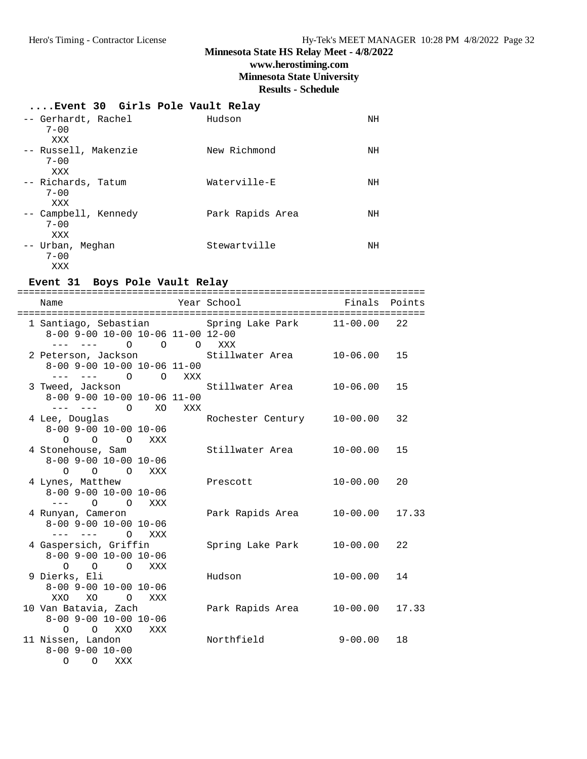## Minnesota State HS Relay Meet - 4/8/2022

**www.herostiming.com**

**Minnesota State University**

**Results - Schedule**

### ....Event 30 Girls Pole Vault Relay

```
-- Gerhardt, Rachel            Hudson                       NH
   7-00
    XXX
-- Russell, Makenzie           New Richmond                 NH
   7-00
    XXX
-- Richards, Tatum             Waterville-E                 NH
   7-00
    XXX
-- Campbell, Kennedy           Park Rapids Area             NH
   7-00
    XXX
-- Urban, Meghan               Stewartville                 NH
   7-00
    XXX
```

### Event 31 Boys Pole Vault Relay

```
=======================================================================
   Name                    Year School                  Finals  Points
=======================================================================
  1 Santiago, Sebastian         Spring Lake Park      11-00.00   22
    8-00 9-00 10-00 10-06 11-00 12-00
     ---  ---     O     O     O   XXX
  2 Peterson, Jackson           Stillwater Area       10-06.00   15
    8-00 9-00 10-00 10-06 11-00
     ---  ---     O     O   XXX
  3 Tweed, Jackson              Stillwater Area       10-06.00   15
    8-00 9-00 10-00 10-06 11-00
     ---  ---     O    XO   XXX
  4 Lee, Douglas                Rochester Century     10-00.00   32
    8-00 9-00 10-00 10-06
       O    O     O   XXX
  4 Stonehouse, Sam             Stillwater Area       10-00.00   15
    8-00 9-00 10-00 10-06
       O    O     O   XXX
  4 Lynes, Matthew              Prescott              10-00.00   20
    8-00 9-00 10-00 10-06
     ---    O     O   XXX
  4 Runyan, Cameron             Park Rapids Area      10-00.00   17.33
    8-00 9-00 10-00 10-06
     ---  ---     O   XXX
  4 Gaspersich, Griffin         Spring Lake Park      10-00.00   22
    8-00 9-00 10-00 10-06
       O    O     O   XXX
  9 Dierks, Eli                 Hudson                10-00.00   14
    8-00 9-00 10-00 10-06
     XXO   XO     O   XXX
 10 Van Batavia, Zach           Park Rapids Area      10-00.00   17.33
    8-00 9-00 10-00 10-06
       O    O   XXO   XXX
 11 Nissen, Landon              Northfield             9-00.00   18
    8-00 9-00 10-00
       O    O   XXX
```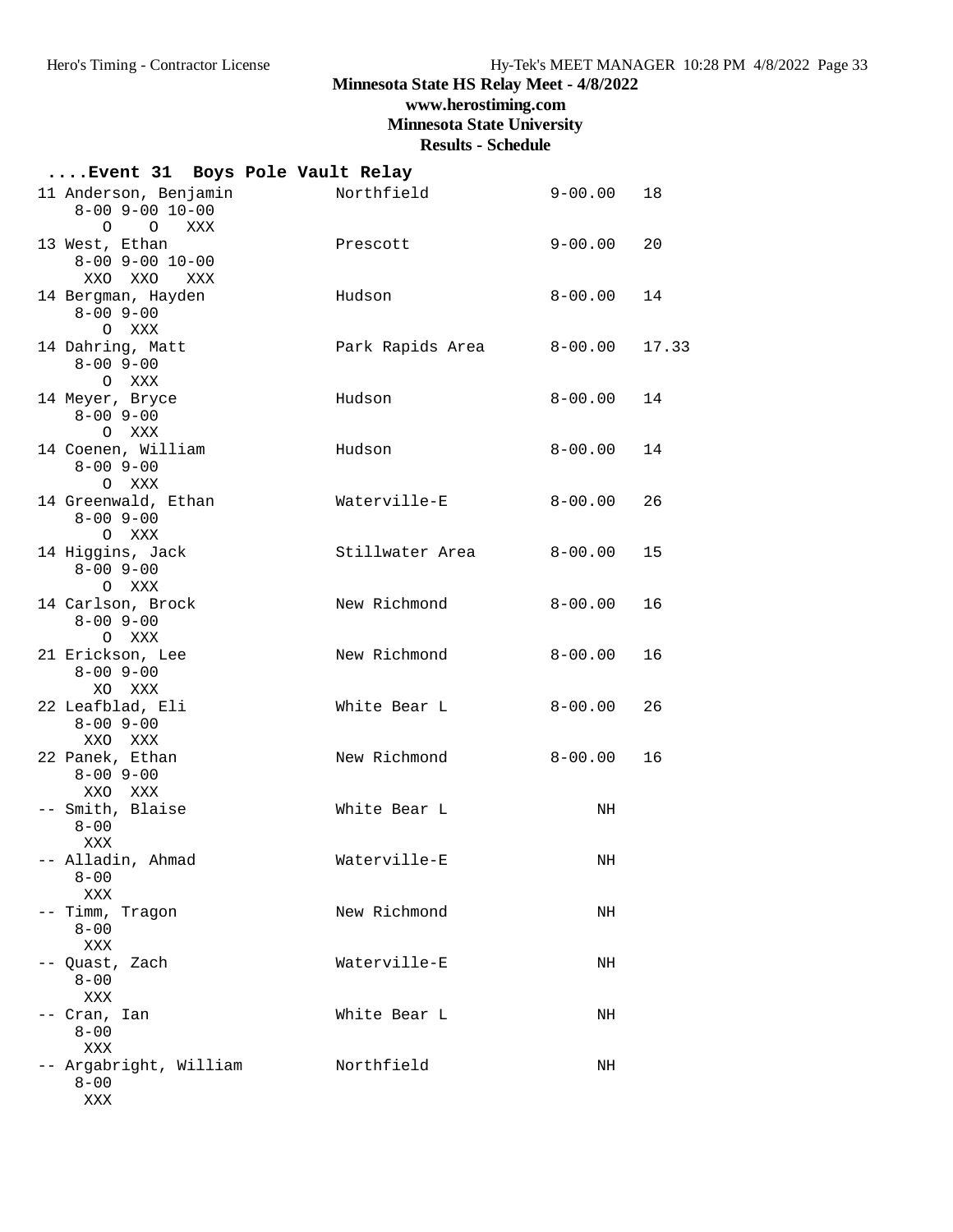Minnesota State HS Relay Meet - 4/8/2022
www.herostiming.com
Minnesota State University
Results - Schedule

```
....Event 31  Boys Pole Vault Relay
11 Anderson, Benjamin          Northfield              9-00.00   18
    8-00 9-00 10-00
      O    O   XXX
13 West, Ethan                 Prescott                9-00.00   20
    8-00 9-00 10-00
     XXO  XXO   XXX
14 Bergman, Hayden             Hudson                  8-00.00   14
    8-00 9-00
      O  XXX
14 Dahring, Matt               Park Rapids Area        8-00.00   17.33
    8-00 9-00
      O  XXX
14 Meyer, Bryce                Hudson                  8-00.00   14
    8-00 9-00
      O  XXX
14 Coenen, William             Hudson                  8-00.00   14
    8-00 9-00
      O  XXX
14 Greenwald, Ethan            Waterville-E            8-00.00   26
    8-00 9-00
      O  XXX
14 Higgins, Jack               Stillwater Area         8-00.00   15
    8-00 9-00
      O  XXX
14 Carlson, Brock              New Richmond            8-00.00   16
    8-00 9-00
      O  XXX
21 Erickson, Lee               New Richmond            8-00.00   16
    8-00 9-00
     XO  XXX
22 Leafblad, Eli               White Bear L            8-00.00   26
    8-00 9-00
     XXO  XXX
22 Panek, Ethan                New Richmond            8-00.00   16
    8-00 9-00
     XXO  XXX
-- Smith, Blaise               White Bear L                 NH
    8-00
     XXX
-- Alladin, Ahmad              Waterville-E                 NH
    8-00
     XXX
-- Timm, Tragon                New Richmond                 NH
    8-00
     XXX
-- Quast, Zach                 Waterville-E                 NH
    8-00
     XXX
-- Cran, Ian                   White Bear L                 NH
    8-00
     XXX
-- Argabright, William         Northfield                   NH
    8-00
     XXX
```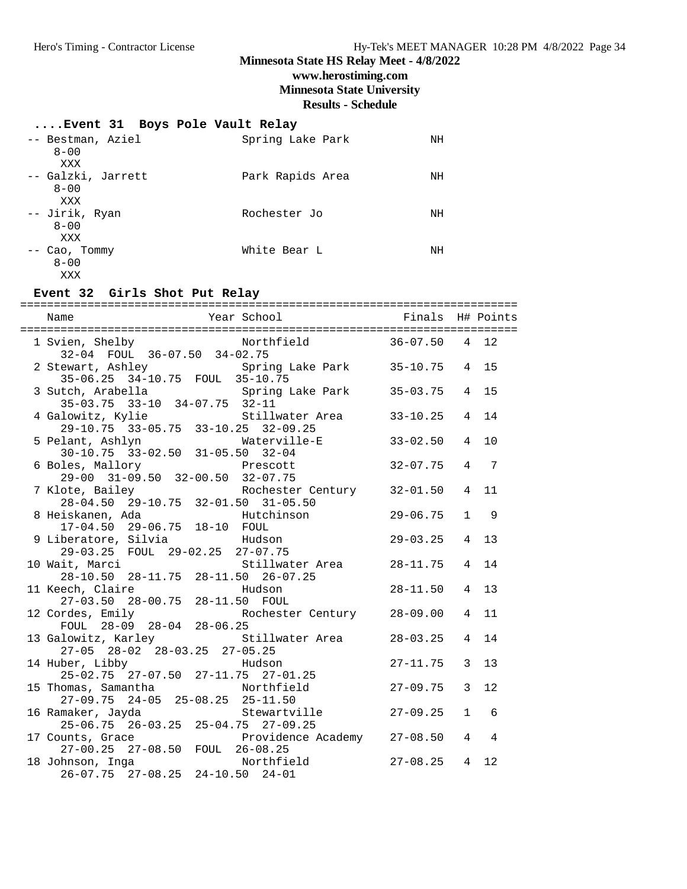# Minnesota State HS Relay Meet - 4/8/2022

**www.herostiming.com**

**Minnesota State University**

**Results - Schedule**

### ....Event 31 Boys Pole Vault Relay

| Name | School | Finals |
|---|---|---|
| -- Bestman, Aziel | Spring Lake Park | NH |
| 8-00 | | |
| XXX | | |
| -- Galzki, Jarrett | Park Rapids Area | NH |
| 8-00 | | |
| XXX | | |
| -- Jirik, Ryan | Rochester Jo | NH |
| 8-00 | | |
| XXX | | |
| -- Cao, Tommy | White Bear L | NH |
| 8-00 | | |
| XXX | | |

### Event 32 Girls Shot Put Relay

| Name | Year | School | Finals | H# | Points |
|---|---|---|---|---|---|
| 1 Svien, Shelby | | Northfield | 36-07.50 | 4 | 12 |
| 32-04 FOUL 36-07.50 34-02.75 | | | | | |
| 2 Stewart, Ashley | | Spring Lake Park | 35-10.75 | 4 | 15 |
| 35-06.25 34-10.75 FOUL 35-10.75 | | | | | |
| 3 Sutch, Arabella | | Spring Lake Park | 35-03.75 | 4 | 15 |
| 35-03.75 33-10 34-07.75 32-11 | | | | | |
| 4 Galowitz, Kylie | | Stillwater Area | 33-10.25 | 4 | 14 |
| 29-10.75 33-05.75 33-10.25 32-09.25 | | | | | |
| 5 Pelant, Ashlyn | | Waterville-E | 33-02.50 | 4 | 10 |
| 30-10.75 33-02.50 31-05.50 32-04 | | | | | |
| 6 Boles, Mallory | | Prescott | 32-07.75 | 4 | 7 |
| 29-00 31-09.50 32-00.50 32-07.75 | | | | | |
| 7 Klote, Bailey | | Rochester Century | 32-01.50 | 4 | 11 |
| 28-04.50 29-10.75 32-01.50 31-05.50 | | | | | |
| 8 Heiskanen, Ada | | Hutchinson | 29-06.75 | 1 | 9 |
| 17-04.50 29-06.75 18-10 FOUL | | | | | |
| 9 Liberatore, Silvia | | Hudson | 29-03.25 | 4 | 13 |
| 29-03.25 FOUL 29-02.25 27-07.75 | | | | | |
| 10 Wait, Marci | | Stillwater Area | 28-11.75 | 4 | 14 |
| 28-10.50 28-11.75 28-11.50 26-07.25 | | | | | |
| 11 Keech, Claire | | Hudson | 28-11.50 | 4 | 13 |
| 27-03.50 28-00.75 28-11.50 FOUL | | | | | |
| 12 Cordes, Emily | | Rochester Century | 28-09.00 | 4 | 11 |
| FOUL 28-09 28-04 28-06.25 | | | | | |
| 13 Galowitz, Karley | | Stillwater Area | 28-03.25 | 4 | 14 |
| 27-05 28-02 28-03.25 27-05.25 | | | | | |
| 14 Huber, Libby | | Hudson | 27-11.75 | 3 | 13 |
| 25-02.75 27-07.50 27-11.75 27-01.25 | | | | | |
| 15 Thomas, Samantha | | Northfield | 27-09.75 | 3 | 12 |
| 27-09.75 24-05 25-08.25 25-11.50 | | | | | |
| 16 Ramaker, Jayda | | Stewartville | 27-09.25 | 1 | 6 |
| 25-06.75 26-03.25 25-04.75 27-09.25 | | | | | |
| 17 Counts, Grace | | Providence Academy | 27-08.50 | 4 | 4 |
| 27-00.25 27-08.50 FOUL 26-08.25 | | | | | |
| 18 Johnson, Inga | | Northfield | 27-08.25 | 4 | 12 |
| 26-07.75 27-08.25 24-10.50 24-01 | | | | | |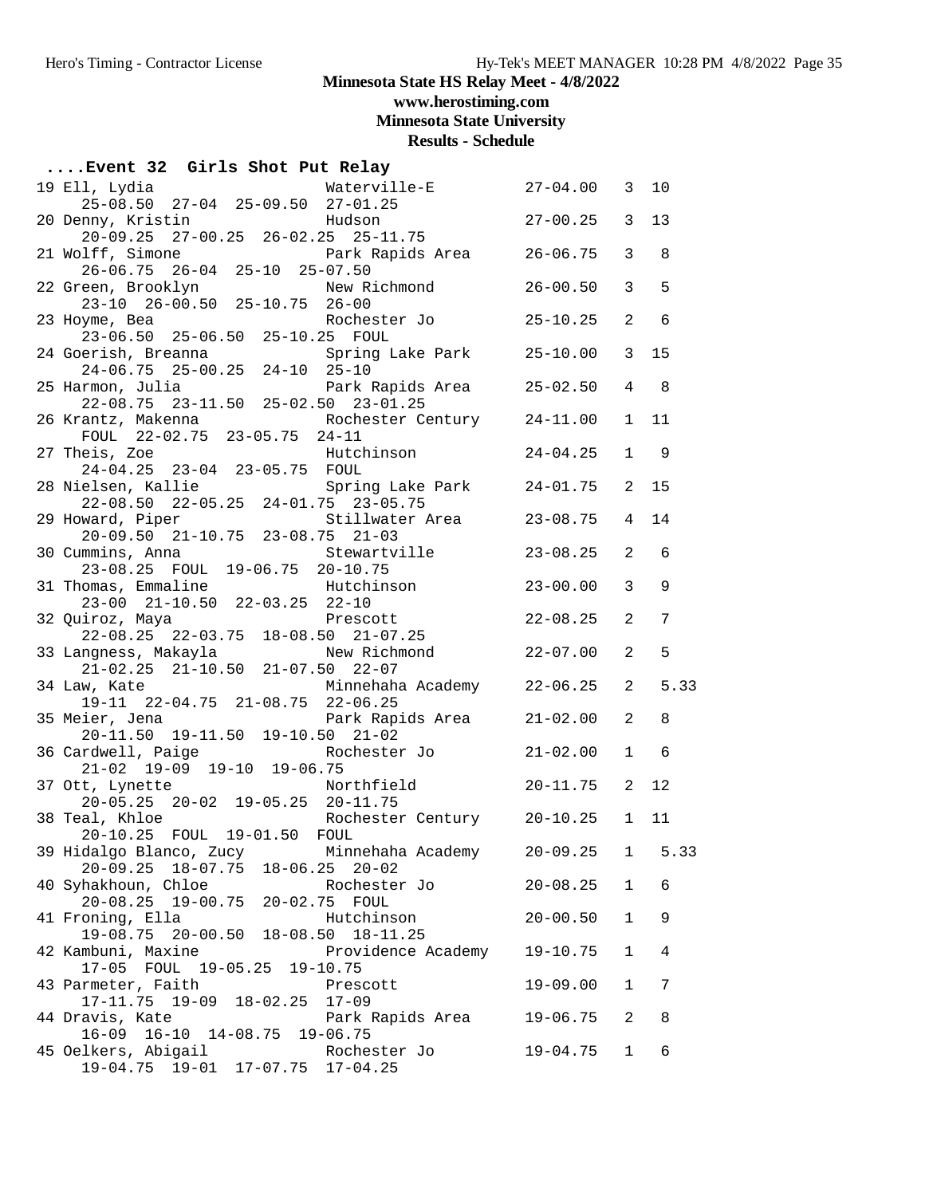## Minnesota State HS Relay Meet - 4/8/2022

**www.herostiming.com**

**Minnesota State University**

**Results - Schedule**

### ....Event 32 Girls Shot Put Relay

```
 19 Ell, Lydia                 Waterville-E          27-04.00   3  10
     25-08.50  27-04  25-09.50  27-01.25
 20 Denny, Kristin             Hudson                27-00.25   3  13
     20-09.25  27-00.25  26-02.25  25-11.75
 21 Wolff, Simone              Park Rapids Area      26-06.75   3   8
     26-06.75  26-04  25-10  25-07.50
 22 Green, Brooklyn            New Richmond          26-00.50   3   5
     23-10  26-00.50  25-10.75  26-00
 23 Hoyme, Bea                 Rochester Jo          25-10.25   2   6
     23-06.50  25-06.50  25-10.25  FOUL
 24 Goerish, Breanna           Spring Lake Park      25-10.00   3  15
     24-06.75  25-00.25  24-10  25-10
 25 Harmon, Julia              Park Rapids Area      25-02.50   4   8
     22-08.75  23-11.50  25-02.50  23-01.25
 26 Krantz, Makenna            Rochester Century     24-11.00   1  11
     FOUL  22-02.75  23-05.75  24-11
 27 Theis, Zoe                 Hutchinson            24-04.25   1   9
     24-04.25  23-04  23-05.75  FOUL
 28 Nielsen, Kallie            Spring Lake Park      24-01.75   2  15
     22-08.50  22-05.25  24-01.75  23-05.75
 29 Howard, Piper              Stillwater Area       23-08.75   4  14
     20-09.50  21-10.75  23-08.75  21-03
 30 Cummins, Anna              Stewartville          23-08.25   2   6
     23-08.25  FOUL  19-06.75  20-10.75
 31 Thomas, Emmaline           Hutchinson            23-00.00   3   9
     23-00  21-10.50  22-03.25  22-10
 32 Quiroz, Maya               Prescott              22-08.25   2   7
     22-08.25  22-03.75  18-08.50  21-07.25
 33 Langness, Makayla          New Richmond          22-07.00   2   5
     21-02.25  21-10.50  21-07.50  22-07
 34 Law, Kate                  Minnehaha Academy     22-06.25   2   5.33
     19-11  22-04.75  21-08.75  22-06.25
 35 Meier, Jena                Park Rapids Area      21-02.00   2   8
     20-11.50  19-11.50  19-10.50  21-02
 36 Cardwell, Paige            Rochester Jo          21-02.00   1   6
     21-02  19-09  19-10  19-06.75
 37 Ott, Lynette               Northfield            20-11.75   2  12
     20-05.25  20-02  19-05.25  20-11.75
 38 Teal, Khloe                Rochester Century     20-10.25   1  11
     20-10.25  FOUL  19-01.50  FOUL
 39 Hidalgo Blanco, Zucy       Minnehaha Academy     20-09.25   1   5.33
     20-09.25  18-07.75  18-06.25  20-02
 40 Syhakhoun, Chloe           Rochester Jo          20-08.25   1   6
     20-08.25  19-00.75  20-02.75  FOUL
 41 Froning, Ella              Hutchinson            20-00.50   1   9
     19-08.75  20-00.50  18-08.50  18-11.25
 42 Kambuni, Maxine            Providence Academy    19-10.75   1   4
     17-05  FOUL  19-05.25  19-10.75
 43 Parmeter, Faith            Prescott              19-09.00   1   7
     17-11.75  19-09  18-02.25  17-09
 44 Dravis, Kate               Park Rapids Area      19-06.75   2   8
     16-09  16-10  14-08.75  19-06.75
 45 Oelkers, Abigail           Rochester Jo          19-04.75   1   6
     19-04.75  19-01  17-07.75  17-04.25
```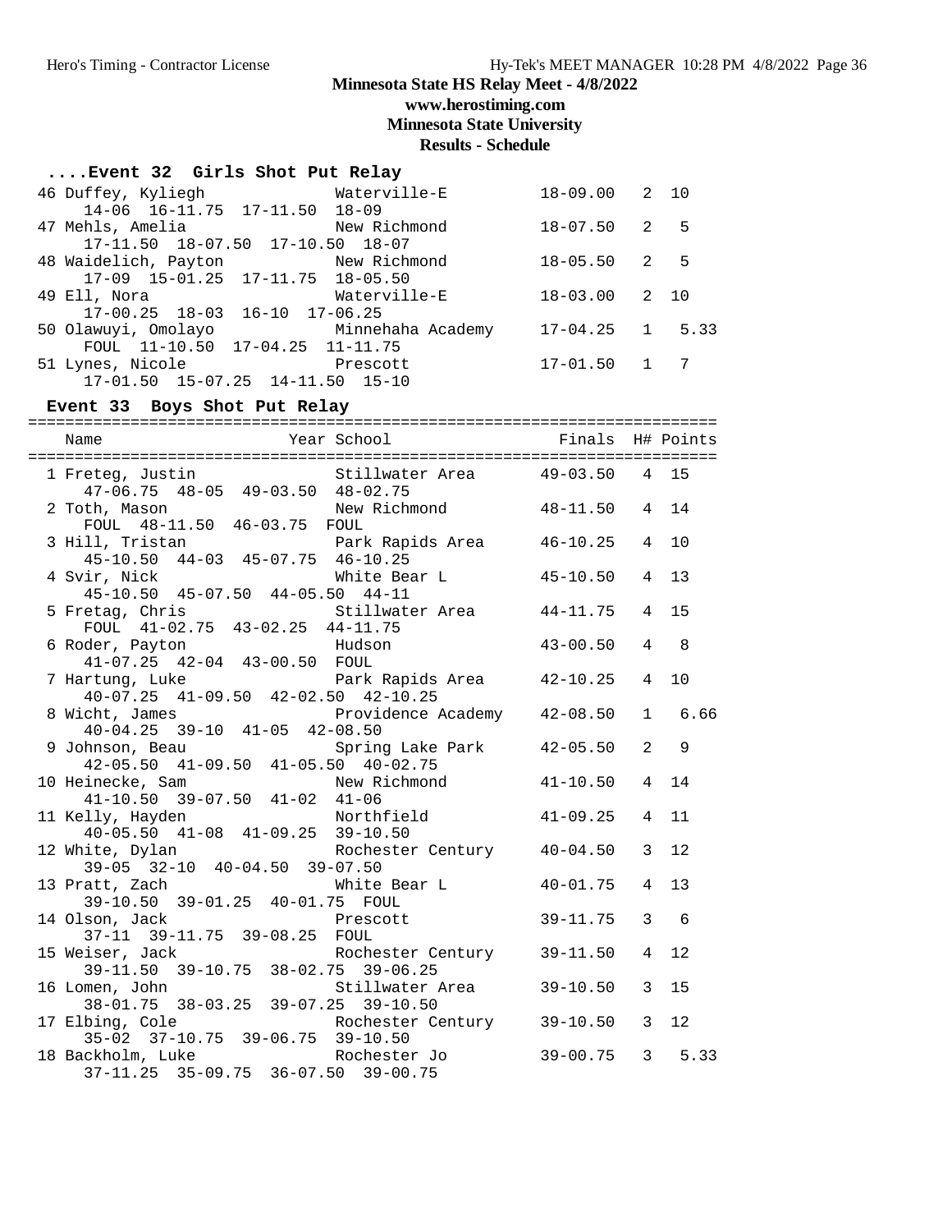# Minnesota State HS Relay Meet - 4/8/2022

**www.herostiming.com**

**Minnesota State University**

**Results - Schedule**

## ....Event 32 Girls Shot Put Relay

| Place | Name | School | Finals | H# | Points |
|---|---|---|---|---|---|
| 46 | Duffey, Kyliegh | Waterville-E | 18-09.00 | 2 | 10 |
| | 14-06 16-11.75 17-11.50 18-09 | | | | |
| 47 | Mehls, Amelia | New Richmond | 18-07.50 | 2 | 5 |
| | 17-11.50 18-07.50 17-10.50 18-07 | | | | |
| 48 | Waidelich, Payton | New Richmond | 18-05.50 | 2 | 5 |
| | 17-09 15-01.25 17-11.75 18-05.50 | | | | |
| 49 | Ell, Nora | Waterville-E | 18-03.00 | 2 | 10 |
| | 17-00.25 18-03 16-10 17-06.25 | | | | |
| 50 | Olawuyi, Omolayo | Minnehaha Academy | 17-04.25 | 1 | 5.33 |
| | FOUL 11-10.50 17-04.25 11-11.75 | | | | |
| 51 | Lynes, Nicole | Prescott | 17-01.50 | 1 | 7 |
| | 17-01.50 15-07.25 14-11.50 15-10 | | | | |

## Event 33 Boys Shot Put Relay

| Place | Name | Year | School | Finals | H# | Points |
|---|---|---|---|---|---|---|
| 1 | Freteg, Justin | | Stillwater Area | 49-03.50 | 4 | 15 |
| | 47-06.75 48-05 49-03.50 48-02.75 | | | | | |
| 2 | Toth, Mason | | New Richmond | 48-11.50 | 4 | 14 |
| | FOUL 48-11.50 46-03.75 FOUL | | | | | |
| 3 | Hill, Tristan | | Park Rapids Area | 46-10.25 | 4 | 10 |
| | 45-10.50 44-03 45-07.75 46-10.25 | | | | | |
| 4 | Svir, Nick | | White Bear L | 45-10.50 | 4 | 13 |
| | 45-10.50 45-07.50 44-05.50 44-11 | | | | | |
| 5 | Fretag, Chris | | Stillwater Area | 44-11.75 | 4 | 15 |
| | FOUL 41-02.75 43-02.25 44-11.75 | | | | | |
| 6 | Roder, Payton | | Hudson | 43-00.50 | 4 | 8 |
| | 41-07.25 42-04 43-00.50 FOUL | | | | | |
| 7 | Hartung, Luke | | Park Rapids Area | 42-10.25 | 4 | 10 |
| | 40-07.25 41-09.50 42-02.50 42-10.25 | | | | | |
| 8 | Wicht, James | | Providence Academy | 42-08.50 | 1 | 6.66 |
| | 40-04.25 39-10 41-05 42-08.50 | | | | | |
| 9 | Johnson, Beau | | Spring Lake Park | 42-05.50 | 2 | 9 |
| | 42-05.50 41-09.50 41-05.50 40-02.75 | | | | | |
| 10 | Heinecke, Sam | | New Richmond | 41-10.50 | 4 | 14 |
| | 41-10.50 39-07.50 41-02 41-06 | | | | | |
| 11 | Kelly, Hayden | | Northfield | 41-09.25 | 4 | 11 |
| | 40-05.50 41-08 41-09.25 39-10.50 | | | | | |
| 12 | White, Dylan | | Rochester Century | 40-04.50 | 3 | 12 |
| | 39-05 32-10 40-04.50 39-07.50 | | | | | |
| 13 | Pratt, Zach | | White Bear L | 40-01.75 | 4 | 13 |
| | 39-10.50 39-01.25 40-01.75 FOUL | | | | | |
| 14 | Olson, Jack | | Prescott | 39-11.75 | 3 | 6 |
| | 37-11 39-11.75 39-08.25 FOUL | | | | | |
| 15 | Weiser, Jack | | Rochester Century | 39-11.50 | 4 | 12 |
| | 39-11.50 39-10.75 38-02.75 39-06.25 | | | | | |
| 16 | Lomen, John | | Stillwater Area | 39-10.50 | 3 | 15 |
| | 38-01.75 38-03.25 39-07.25 39-10.50 | | | | | |
| 17 | Elbing, Cole | | Rochester Century | 39-10.50 | 3 | 12 |
| | 35-02 37-10.75 39-06.75 39-10.50 | | | | | |
| 18 | Backholm, Luke | | Rochester Jo | 39-00.75 | 3 | 5.33 |
| | 37-11.25 35-09.75 36-07.50 39-00.75 | | | | | |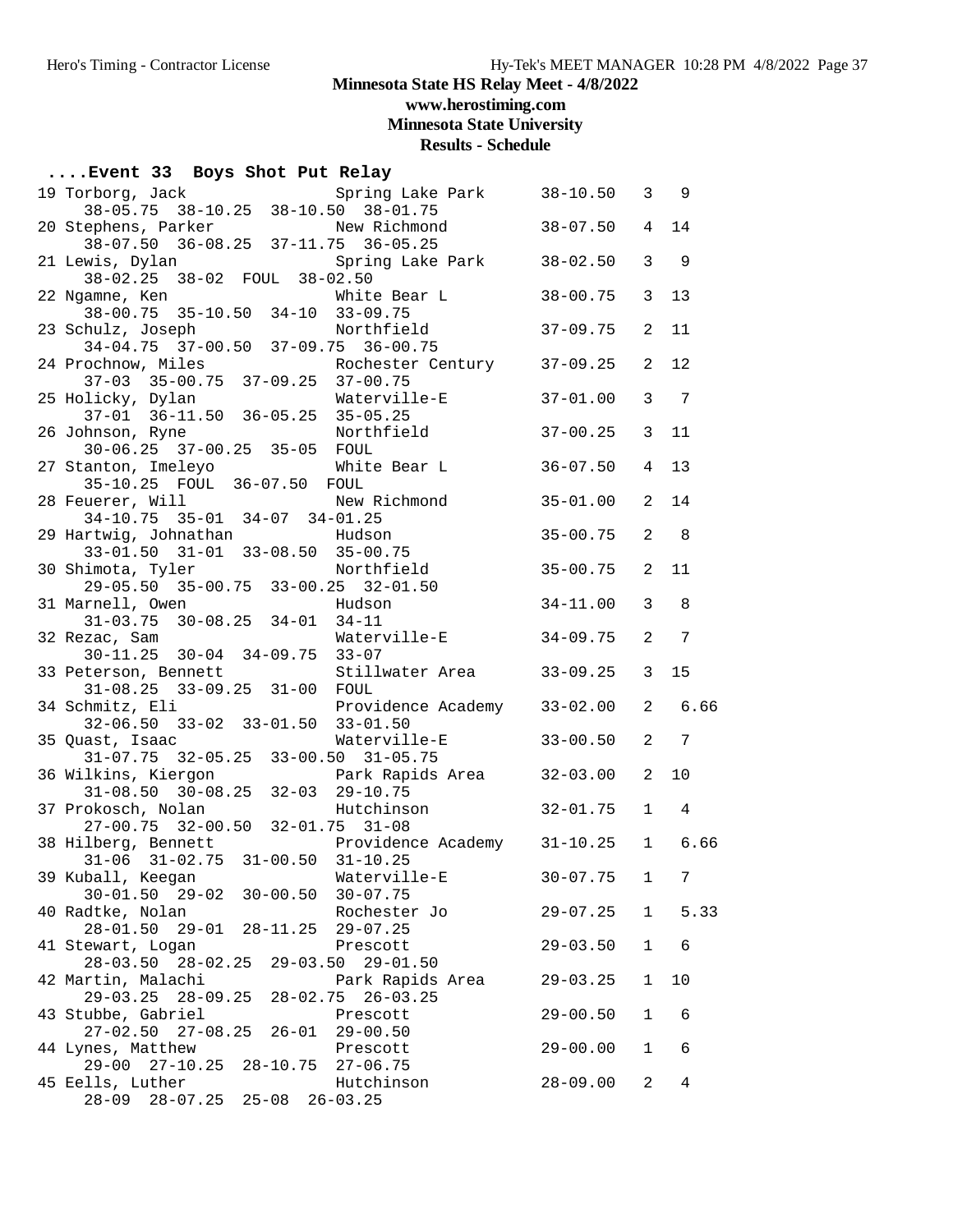# Minnesota State HS Relay Meet - 4/8/2022

**www.herostiming.com**

**Minnesota State University**

**Results - Schedule**

## ....Event 33 Boys Shot Put Relay

```
 19 Torborg, Jack              Spring Lake Park      38-10.50   3   9
     38-05.75  38-10.25  38-10.50  38-01.75
 20 Stephens, Parker           New Richmond          38-07.50   4  14
     38-07.50  36-08.25  37-11.75  36-05.25
 21 Lewis, Dylan               Spring Lake Park      38-02.50   3   9
     38-02.25  38-02  FOUL  38-02.50
 22 Ngamne, Ken                White Bear L          38-00.75   3  13
     38-00.75  35-10.50  34-10  33-09.75
 23 Schulz, Joseph             Northfield            37-09.75   2  11
     34-04.75  37-00.50  37-09.75  36-00.75
 24 Prochnow, Miles            Rochester Century     37-09.25   2  12
     37-03  35-00.75  37-09.25  37-00.75
 25 Holicky, Dylan             Waterville-E          37-01.00   3   7
     37-01  36-11.50  36-05.25  35-05.25
 26 Johnson, Ryne              Northfield            37-00.25   3  11
     30-06.25  37-00.25  35-05  FOUL
 27 Stanton, Imeleyo           White Bear L          36-07.50   4  13
     35-10.25  FOUL  36-07.50  FOUL
 28 Feuerer, Will              New Richmond          35-01.00   2  14
     34-10.75  35-01  34-07  34-01.25
 29 Hartwig, Johnathan         Hudson                35-00.75   2   8
     33-01.50  31-01  33-08.50  35-00.75
 30 Shimota, Tyler             Northfield            35-00.75   2  11
     29-05.50  35-00.75  33-00.25  32-01.50
 31 Marnell, Owen              Hudson                34-11.00   3   8
     31-03.75  30-08.25  34-01  34-11
 32 Rezac, Sam                 Waterville-E          34-09.75   2   7
     30-11.25  30-04  34-09.75  33-07
 33 Peterson, Bennett          Stillwater Area       33-09.25   3  15
     31-08.25  33-09.25  31-00  FOUL
 34 Schmitz, Eli               Providence Academy    33-02.00   2   6.66
     32-06.50  33-02  33-01.50  33-01.50
 35 Quast, Isaac               Waterville-E          33-00.50   2   7
     31-07.75  32-05.25  33-00.50  31-05.75
 36 Wilkins, Kiergon           Park Rapids Area      32-03.00   2  10
     31-08.50  30-08.25  32-03  29-10.75
 37 Prokosch, Nolan            Hutchinson            32-01.75   1   4
     27-00.75  32-00.50  32-01.75  31-08
 38 Hilberg, Bennett           Providence Academy    31-10.25   1   6.66
     31-06  31-02.75  31-00.50  31-10.25
 39 Kuball, Keegan             Waterville-E          30-07.75   1   7
     30-01.50  29-02  30-00.50  30-07.75
 40 Radtke, Nolan              Rochester Jo          29-07.25   1   5.33
     28-01.50  29-01  28-11.25  29-07.25
 41 Stewart, Logan             Prescott              29-03.50   1   6
     28-03.50  28-02.25  29-03.50  29-01.50
 42 Martin, Malachi            Park Rapids Area      29-03.25   1  10
     29-03.25  28-09.25  28-02.75  26-03.25
 43 Stubbe, Gabriel            Prescott              29-00.50   1   6
     27-02.50  27-08.25  26-01  29-00.50
 44 Lynes, Matthew             Prescott              29-00.00   1   6
     29-00  27-10.25  28-10.75  27-06.75
 45 Eells, Luther              Hutchinson            28-09.00   2   4
     28-09  28-07.25  25-08  26-03.25
```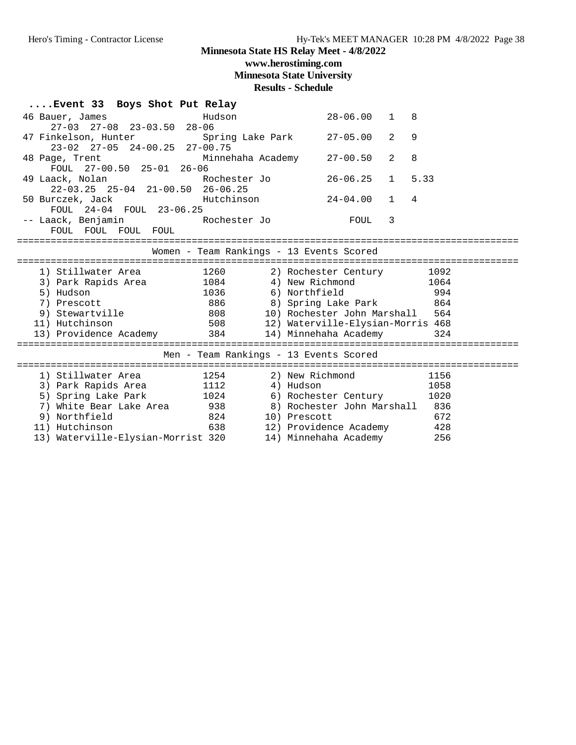# Minnesota State HS Relay Meet - 4/8/2022

**www.herostiming.com**

**Minnesota State University**

**Results - Schedule**

### ....Event 33 Boys Shot Put Relay

| Place | Name | School | Mark | Flight | Points |
|---|---|---|---|---|---|
| 46 | Bauer, James | Hudson | 28-06.00 | 1 | 8 |
| | 27-03 27-08 23-03.50 28-06 | | | | |
| 47 | Finkelson, Hunter | Spring Lake Park | 27-05.00 | 2 | 9 |
| | 23-02 27-05 24-00.25 27-00.75 | | | | |
| 48 | Page, Trent | Minnehaha Academy | 27-00.50 | 2 | 8 |
| | FOUL 27-00.50 25-01 26-06 | | | | |
| 49 | Laack, Nolan | Rochester Jo | 26-06.25 | 1 | 5.33 |
| | 22-03.25 25-04 21-00.50 26-06.25 | | | | |
| 50 | Burczek, Jack | Hutchinson | 24-04.00 | 1 | 4 |
| | FOUL 24-04 FOUL 23-06.25 | | | | |
| -- | Laack, Benjamin | Rochester Jo | FOUL | 3 | |
| | FOUL FOUL FOUL FOUL | | | | |

### Women - Team Rankings - 13 Events Scored

| Rank | Team | Points | Rank | Team | Points |
|---|---|---|---|---|---|
| 1) | Stillwater Area | 1260 | 2) | Rochester Century | 1092 |
| 3) | Park Rapids Area | 1084 | 4) | New Richmond | 1064 |
| 5) | Hudson | 1036 | 6) | Northfield | 994 |
| 7) | Prescott | 886 | 8) | Spring Lake Park | 864 |
| 9) | Stewartville | 808 | 10) | Rochester John Marshall | 564 |
| 11) | Hutchinson | 508 | 12) | Waterville-Elysian-Morris | 468 |
| 13) | Providence Academy | 384 | 14) | Minnehaha Academy | 324 |

### Men - Team Rankings - 13 Events Scored

| Rank | Team | Points | Rank | Team | Points |
|---|---|---|---|---|---|
| 1) | Stillwater Area | 1254 | 2) | New Richmond | 1156 |
| 3) | Park Rapids Area | 1112 | 4) | Hudson | 1058 |
| 5) | Spring Lake Park | 1024 | 6) | Rochester Century | 1020 |
| 7) | White Bear Lake Area | 938 | 8) | Rochester John Marshall | 836 |
| 9) | Northfield | 824 | 10) | Prescott | 672 |
| 11) | Hutchinson | 638 | 12) | Providence Academy | 428 |
| 13) | Waterville-Elysian-Morrist | 320 | 14) | Minnehaha Academy | 256 |